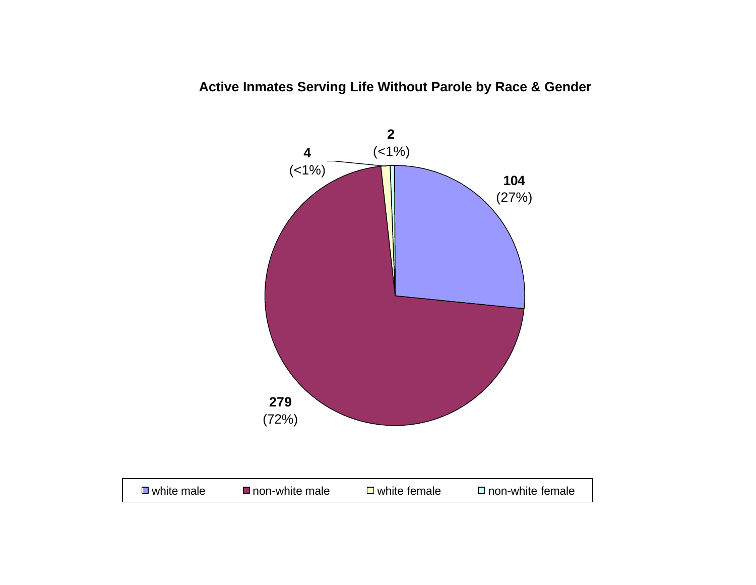**Active Inmates Serving Life Without Parole by Race & Gender**

| Category | Count | Percent |
|---|---|---|
| white male | 104 | (27%) |
| non-white male | 279 | (72%) |
| white female | 4 | (<1%) |
| non-white female | 2 | (<1%) |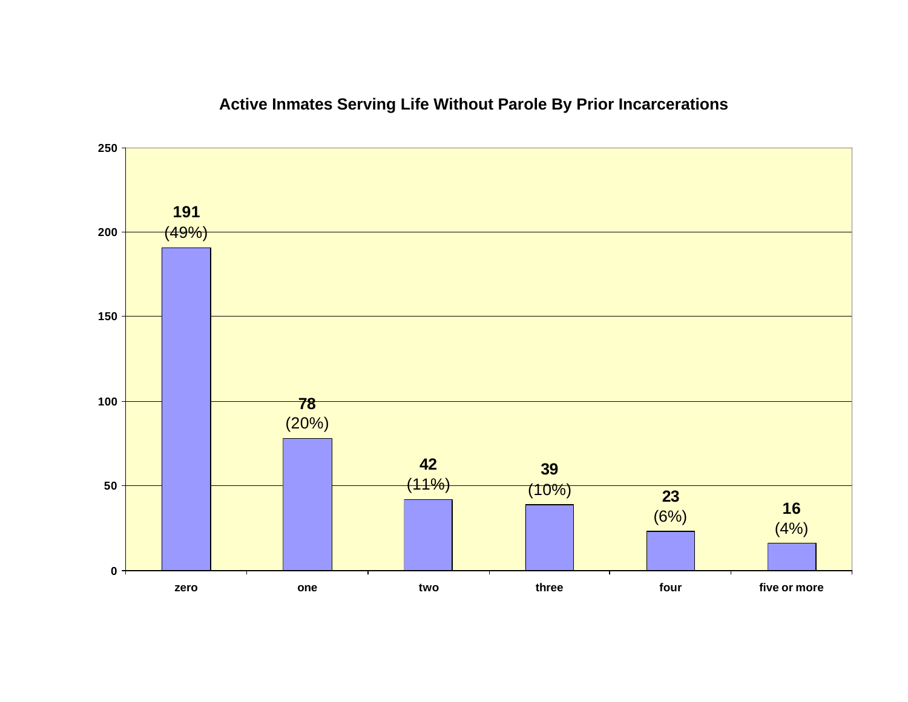## Active Inmates Serving Life Without Parole By Prior Incarcerations

| Prior Incarcerations | Inmates | Percent |
|---|---|---|
| zero | 191 | (49%) |
| one | 78 | (20%) |
| two | 42 | (11%) |
| three | 39 | (10%) |
| four | 23 | (6%) |
| five or more | 16 | (4%) |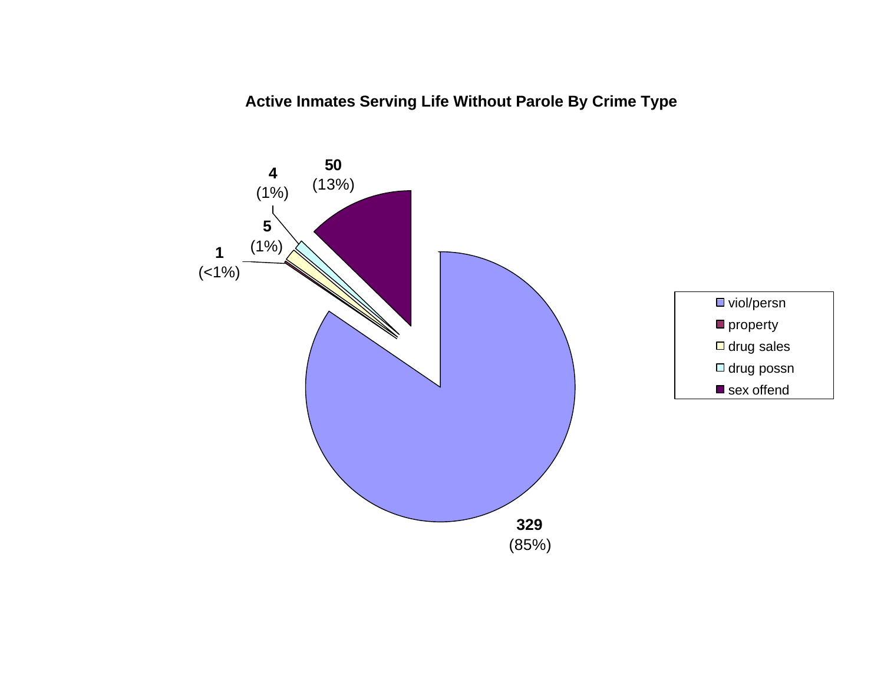**Active Inmates Serving Life Without Parole By Crime Type**

| Crime Type | Count | Percent |
| --- | --- | --- |
| viol/persn | 329 | (85%) |
| property | 1 | (<1%) |
| drug sales | 5 | (1%) |
| drug possn | 4 | (1%) |
| sex offend | 50 | (13%) |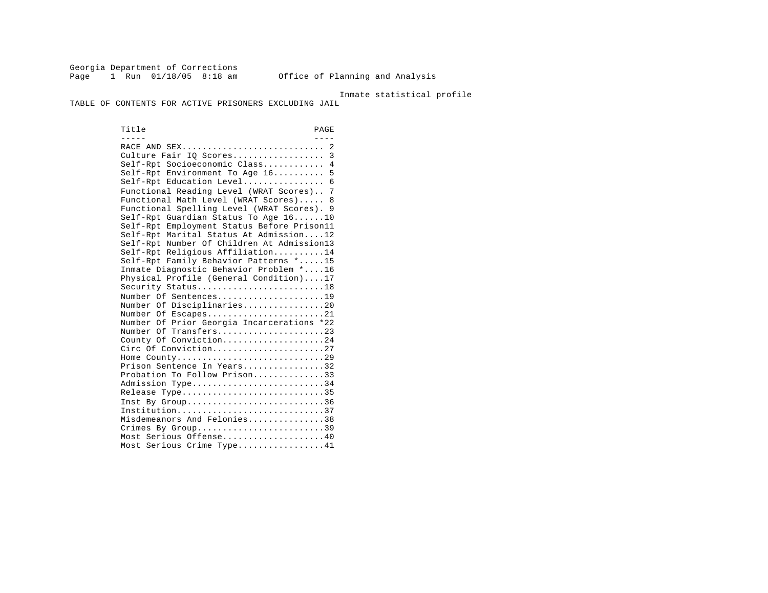Georgia Department of Corrections
Page 1 Run 01/18/05 8:18 am Office of Planning and Analysis

Inmate statistical profile

TABLE OF CONTENTS FOR ACTIVE PRISONERS EXCLUDING JAIL

| Title | PAGE |
|---|---|
| RACE AND SEX | 2 |
| Culture Fair IQ Scores | 3 |
| Self-Rpt Socioeconomic Class | 4 |
| Self-Rpt Environment To Age 16 | 5 |
| Self-Rpt Education Level | 6 |
| Functional Reading Level (WRAT Scores) | 7 |
| Functional Math Level (WRAT Scores) | 8 |
| Functional Spelling Level (WRAT Scores) | 9 |
| Self-Rpt Guardian Status To Age 16 | 10 |
| Self-Rpt Employment Status Before Prison | 11 |
| Self-Rpt Marital Status At Admission | 12 |
| Self-Rpt Number Of Children At Admission | 13 |
| Self-Rpt Religious Affiliation | 14 |
| Self-Rpt Family Behavior Patterns * | 15 |
| Inmate Diagnostic Behavior Problem * | 16 |
| Physical Profile (General Condition) | 17 |
| Security Status | 18 |
| Number Of Sentences | 19 |
| Number Of Disciplinaries | 20 |
| Number Of Escapes | 21 |
| Number Of Prior Georgia Incarcerations * | 22 |
| Number Of Transfers | 23 |
| County Of Conviction | 24 |
| Circ Of Conviction | 27 |
| Home County | 29 |
| Prison Sentence In Years | 32 |
| Probation To Follow Prison | 33 |
| Admission Type | 34 |
| Release Type | 35 |
| Inst By Group | 36 |
| Institution | 37 |
| Misdemeanors And Felonies | 38 |
| Crimes By Group | 39 |
| Most Serious Offense | 40 |
| Most Serious Crime Type | 41 |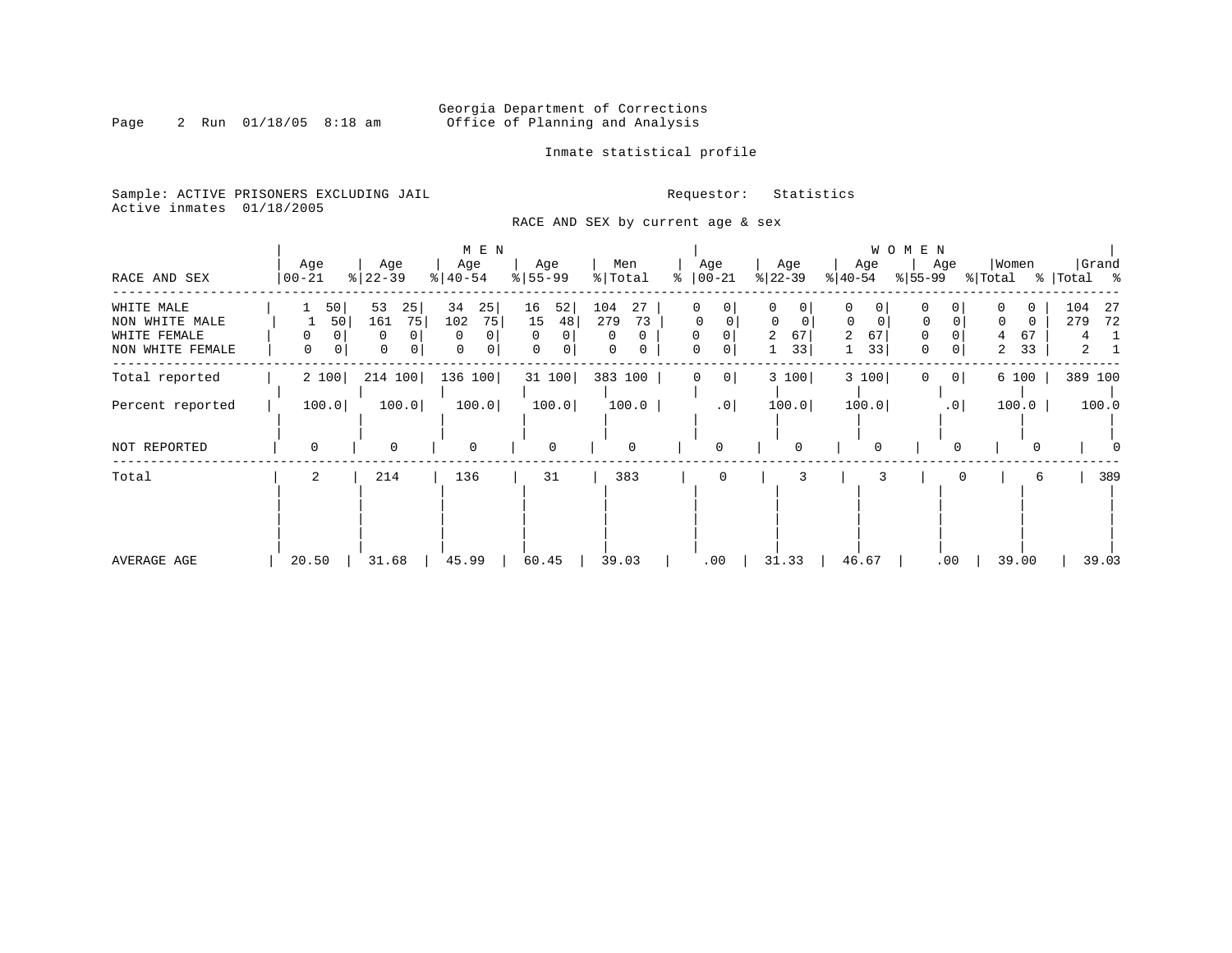Georgia Department of Corrections
Office of Planning and Analysis

Inmate statistical profile

Sample: ACTIVE PRISONERS EXCLUDING JAIL
Active inmates 01/18/2005

Requestor: Statistics

RACE AND SEX by current age & sex

| RACE AND SEX | MEN Age 00-21 | % | Age 22-39 | % | Age 40-54 | % | Age 55-99 | % | Men Total | % | WOMEN Age 00-21 | % | Age 22-39 | % | Age 40-54 | % | Age 55-99 | % | Women Total | % | Grand Total | % |
|---|---|---|---|---|---|---|---|---|---|---|---|---|---|---|---|---|---|---|---|---|---|---|
| WHITE MALE | 1 | 50 | 53 | 25 | 34 | 25 | 16 | 52 | 104 | 27 | 0 | 0 | 0 | 0 | 0 | 0 | 0 | 0 | 0 | 0 | 104 | 27 |
| NON WHITE MALE | 1 | 50 | 161 | 75 | 102 | 75 | 15 | 48 | 279 | 73 | 0 | 0 | 0 | 0 | 0 | 0 | 0 | 0 | 0 | 0 | 279 | 72 |
| WHITE FEMALE | 0 | 0 | 0 | 0 | 0 | 0 | 0 | 0 | 0 | 0 | 0 | 0 | 2 | 67 | 2 | 67 | 0 | 0 | 4 | 67 | 4 | 1 |
| NON WHITE FEMALE | 0 | 0 | 0 | 0 | 0 | 0 | 0 | 0 | 0 | 0 | 0 | 0 | 1 | 33 | 1 | 33 | 0 | 0 | 2 | 33 | 2 | 1 |
| Total reported | 2 | 100 | 214 | 100 | 136 | 100 | 31 | 100 | 383 | 100 | 0 | 0 | 3 | 100 | 3 | 100 | 0 | 0 | 6 | 100 | 389 | 100 |
| Percent reported | 100.0 | | 100.0 | | 100.0 | | 100.0 | | 100.0 | | .0 | | 100.0 | | 100.0 | | .0 | | 100.0 | | 100.0 | |
| NOT REPORTED | 0 | | 0 | | 0 | | 0 | | 0 | | 0 | | 0 | | 0 | | 0 | | 0 | | 0 | |
| Total | 2 | | 214 | | 136 | | 31 | | 383 | | 0 | | 3 | | 3 | | 0 | | 6 | | 389 | |
| AVERAGE AGE | 20.50 | | 31.68 | | 45.99 | | 60.45 | | 39.03 | | .00 | | 31.33 | | 46.67 | | .00 | | 39.00 | | 39.03 | |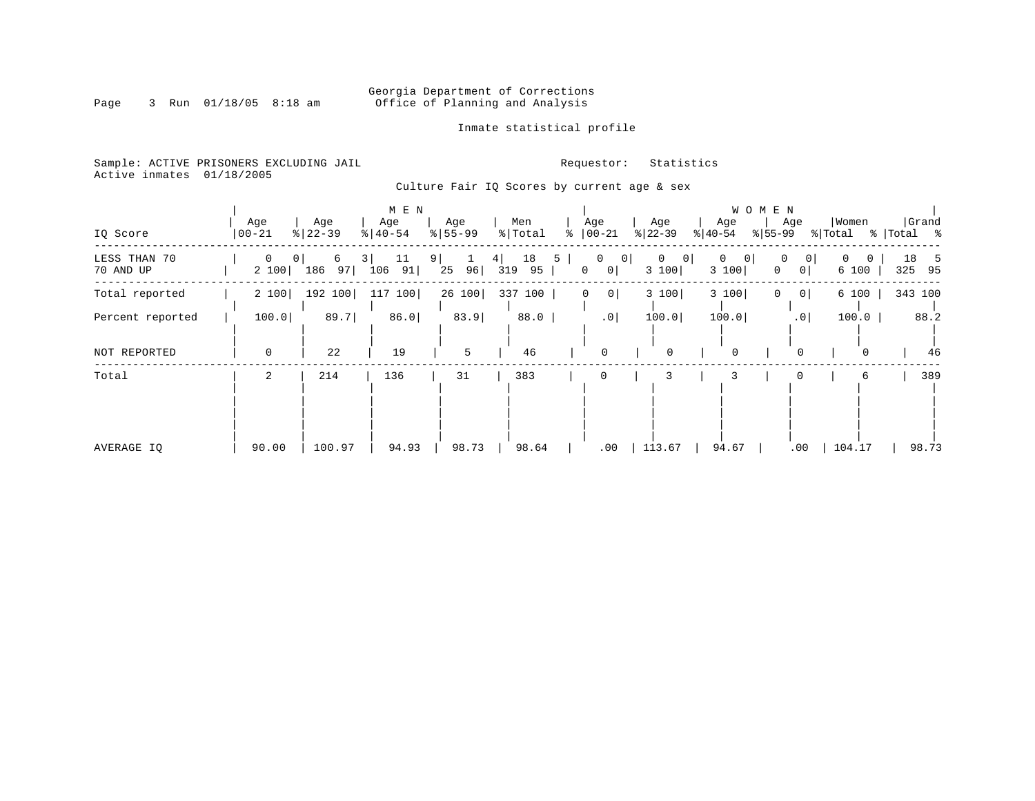Georgia Department of Corrections
Office of Planning and Analysis

Inmate statistical profile

Sample: ACTIVE PRISONERS EXCLUDING JAIL
Active inmates 01/18/2005

Requestor: Statistics

Culture Fair IQ Scores by current age & sex

| | MEN | | | | | | | | | | WOMEN | | | | | | | | | | | |
|---|---|---|---|---|---|---|---|---|---|---|---|---|---|---|---|---|---|---|---|---|---|---|
| IQ Score | Age 00-21 | % | Age 22-39 | % | Age 40-54 | % | Age 55-99 | % | Men Total | % | Age 00-21 | % | Age 22-39 | % | Age 40-54 | % | Age 55-99 | % | Women Total | % | Grand Total | % |
| LESS THAN 70 | 0 | 0 | 6 | 3 | 11 | 9 | 1 | 4 | 18 | 5 | 0 | 0 | 0 | 0 | 0 | 0 | 0 | 0 | 0 | 0 | 18 | 5 |
| 70 AND UP | 2 | 100 | 186 | 97 | 106 | 91 | 25 | 96 | 319 | 95 | 0 | 0 | 3 | 100 | 3 | 100 | 0 | 0 | 6 | 100 | 325 | 95 |
| Total reported | 2 | 100 | 192 | 100 | 117 | 100 | 26 | 100 | 337 | 100 | 0 | 0 | 3 | 100 | 3 | 100 | 0 | 0 | 6 | 100 | 343 | 100 |
| Percent reported | 100.0 | | 89.7 | | 86.0 | | 83.9 | | 88.0 | | .0 | | 100.0 | | 100.0 | | .0 | | 100.0 | | 88.2 | |
| NOT REPORTED | 0 | | 22 | | 19 | | 5 | | 46 | | 0 | | 0 | | 0 | | 0 | | 0 | | 46 | |
| Total | 2 | | 214 | | 136 | | 31 | | 383 | | 0 | | 3 | | 3 | | 0 | | 6 | | 389 | |
| AVERAGE IQ | 90.00 | | 100.97 | | 94.93 | | 98.73 | | 98.64 | | .00 | | 113.67 | | 94.67 | | .00 | | 104.17 | | 98.73 | |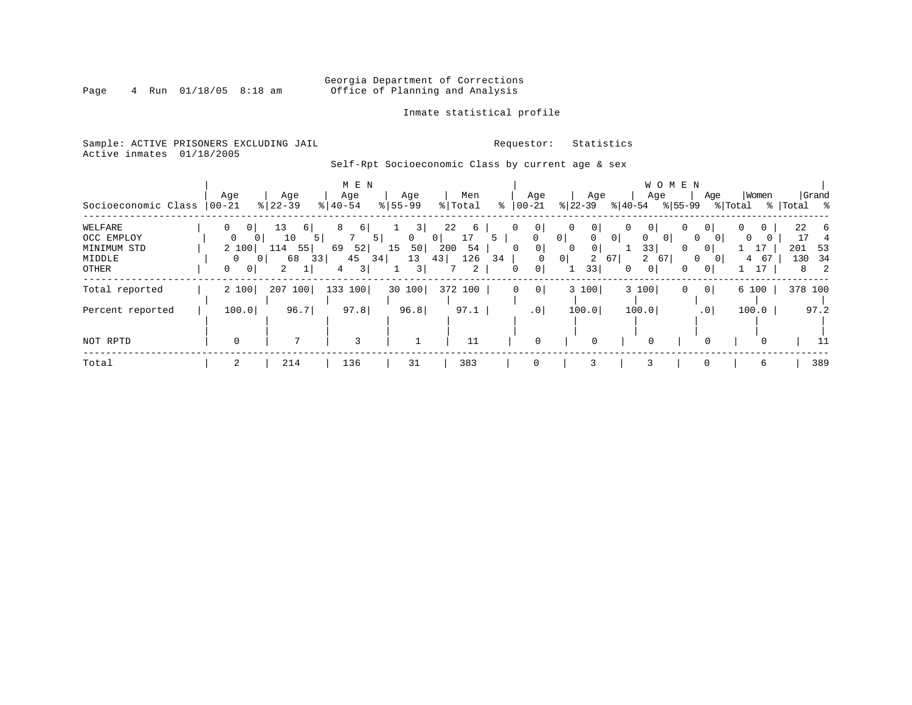Georgia Department of Corrections
Office of Planning and Analysis

Inmate statistical profile

Sample: ACTIVE PRISONERS EXCLUDING JAIL
Active inmates 01/18/2005

Requestor: Statistics

Self-Rpt Socioeconomic Class by current age & sex

| Socioeconomic Class | MEN Age 00-21 | % | Age 22-39 | % | Age 40-54 | % | Age 55-99 | % | Men Total | % | WOMEN Age 00-21 | % | Age 22-39 | % | Age 40-54 | % | Age 55-99 | % | Women Total | % | Grand Total | % |
|---|---|---|---|---|---|---|---|---|---|---|---|---|---|---|---|---|---|---|---|---|---|---|
| WELFARE | 0 | 0 | 13 | 6 | 8 | 6 | 1 | 3 | 22 | 6 | 0 | 0 | 0 | 0 | 0 | 0 | 0 | 0 | 0 | 0 | 22 | 6 |
| OCC EMPLOY | 0 | 0 | 10 | 5 | 7 | 5 | 0 | 0 | 17 | 5 | 0 | 0 | 0 | 0 | 0 | 0 | 0 | 0 | 0 | 0 | 17 | 4 |
| MINIMUM STD | 2 | 100 | 114 | 55 | 69 | 52 | 15 | 50 | 200 | 54 | 0 | 0 | 0 | 0 | 1 | 33 | 0 | 0 | 1 | 17 | 201 | 53 |
| MIDDLE | 0 | 0 | 68 | 33 | 45 | 34 | 13 | 43 | 126 | 34 | 0 | 0 | 2 | 67 | 2 | 67 | 0 | 0 | 4 | 67 | 130 | 34 |
| OTHER | 0 | 0 | 2 | 1 | 4 | 3 | 1 | 3 | 7 | 2 | 0 | 0 | 1 | 33 | 0 | 0 | 0 | 0 | 1 | 17 | 8 | 2 |
| Total reported | 2 | 100 | 207 | 100 | 133 | 100 | 30 | 100 | 372 | 100 | 0 | 0 | 3 | 100 | 3 | 100 | 0 | 0 | 6 | 100 | 378 | 100 |
| Percent reported | 100.0 | | 96.7 | | 97.8 | | 96.8 | | 97.1 | | .0 | | 100.0 | | 100.0 | | .0 | | 100.0 | | 97.2 | |
| NOT RPTD | 0 | | 7 | | 3 | | 1 | | 11 | | 0 | | 0 | | 0 | | 0 | | 0 | | 11 | |
| Total | 2 | | 214 | | 136 | | 31 | | 383 | | 0 | | 3 | | 3 | | 0 | | 6 | | 389 | |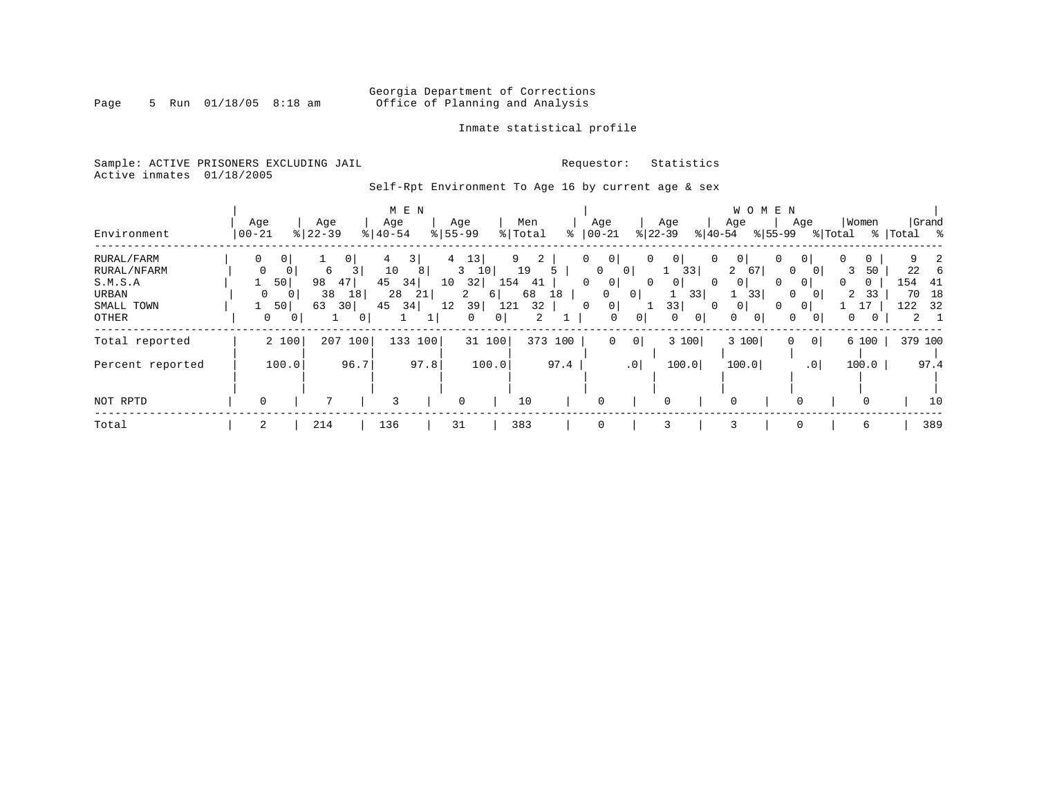Georgia Department of Corrections
Office of Planning and Analysis

Inmate statistical profile

Sample: ACTIVE PRISONERS EXCLUDING JAIL

Active inmates 01/18/2005

Requestor: Statistics

Self-Rpt Environment To Age 16 by current age & sex

| | MEN | | | | | | | | | | WOMEN | | | | | | | | | | | |
|---|---|---|---|---|---|---|---|---|---|---|---|---|---|---|---|---|---|---|---|---|---|---|
| Environment | Age 00-21 | % | Age 22-39 | % | Age 40-54 | % | Age 55-99 | % | Men Total | % | Age 00-21 | % | Age 22-39 | % | Age 40-54 | % | Age 55-99 | % | Women Total | % | Grand Total | % |
| RURAL/FARM | 0 | 0 | 1 | 0 | 4 | 3 | 4 | 13 | 9 | 2 | 0 | 0 | 0 | 0 | 0 | 0 | 0 | 0 | 0 | 0 | 9 | 2 |
| RURAL/NFARM | 0 | 0 | 6 | 3 | 10 | 8 | 3 | 10 | 19 | 5 | 0 | 0 | 1 | 33 | 2 | 67 | 0 | 0 | 3 | 50 | 22 | 6 |
| S.M.S.A | 1 | 50 | 98 | 47 | 45 | 34 | 10 | 32 | 154 | 41 | 0 | 0 | 0 | 0 | 0 | 0 | 0 | 0 | 0 | 0 | 154 | 41 |
| URBAN | 0 | 0 | 38 | 18 | 28 | 21 | 2 | 6 | 68 | 18 | 0 | 0 | 1 | 33 | 1 | 33 | 0 | 0 | 2 | 33 | 70 | 18 |
| SMALL TOWN | 1 | 50 | 63 | 30 | 45 | 34 | 12 | 39 | 121 | 32 | 0 | 0 | 1 | 33 | 0 | 0 | 0 | 0 | 1 | 17 | 122 | 32 |
| OTHER | 0 | 0 | 1 | 0 | 1 | 1 | 0 | 0 | 2 | 1 | 0 | 0 | 0 | 0 | 0 | 0 | 0 | 0 | 0 | 0 | 2 | 1 |
| Total reported | 2 | 100 | 207 | 100 | 133 | 100 | 31 | 100 | 373 | 100 | 0 | 0 | 3 | 100 | 3 | 100 | 0 | 0 | 6 | 100 | 379 | 100 |
| Percent reported | 100.0 | | 96.7 | | 97.8 | | 100.0 | | 97.4 | | .0 | | 100.0 | | 100.0 | | .0 | | 100.0 | | 97.4 | |
| NOT RPTD | 0 | | 7 | | 3 | | 0 | | 10 | | 0 | | 0 | | 0 | | 0 | | 0 | | 10 | |
| Total | 2 | | 214 | | 136 | | 31 | | 383 | | 0 | | 3 | | 3 | | 0 | | 6 | | 389 | |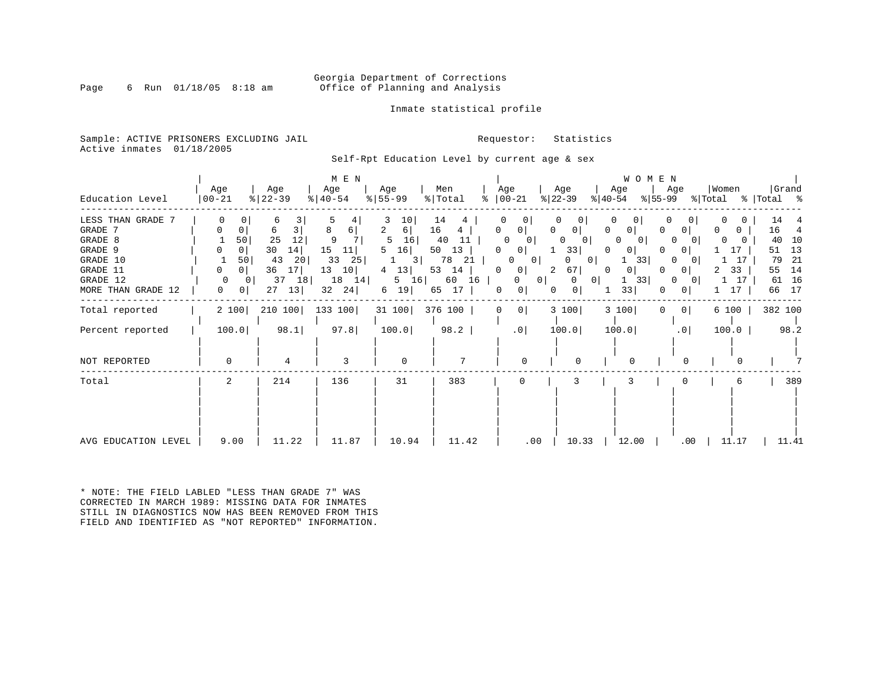Georgia Department of Corrections
Office of Planning and Analysis

Inmate statistical profile

Sample: ACTIVE PRISONERS EXCLUDING JAIL
Active inmates 01/18/2005

Requestor: Statistics

Self-Rpt Education Level by current age & sex

| Education Level | MEN Age 00-21 | % | Age 22-39 | % | Age 40-54 | % | Age 55-99 | % | Men Total | % | WOMEN Age 00-21 | % | Age 22-39 | % | Age 40-54 | % | Age 55-99 | % | Women Total | % | Grand Total | % |
|---|---|---|---|---|---|---|---|---|---|---|---|---|---|---|---|---|---|---|---|---|---|---|
| LESS THAN GRADE 7 | 0 | 0 | 6 | 3 | 5 | 4 | 3 | 10 | 14 | 4 | 0 | 0 | 0 | 0 | 0 | 0 | 0 | 0 | 0 | 0 | 14 | 4 |
| GRADE 7 | 0 | 0 | 6 | 3 | 8 | 6 | 2 | 6 | 16 | 4 | 0 | 0 | 0 | 0 | 0 | 0 | 0 | 0 | 0 | 0 | 16 | 4 |
| GRADE 8 | 1 | 50 | 25 | 12 | 9 | 7 | 5 | 16 | 40 | 11 | 0 | 0 | 0 | 0 | 0 | 0 | 0 | 0 | 0 | 0 | 40 | 10 |
| GRADE 9 | 0 | 0 | 30 | 14 | 15 | 11 | 5 | 16 | 50 | 13 | 0 | 0 | 1 | 33 | 0 | 0 | 0 | 0 | 1 | 17 | 51 | 13 |
| GRADE 10 | 1 | 50 | 43 | 20 | 33 | 25 | 1 | 3 | 78 | 21 | 0 | 0 | 0 | 0 | 1 | 33 | 0 | 0 | 1 | 17 | 79 | 21 |
| GRADE 11 | 0 | 0 | 36 | 17 | 13 | 10 | 4 | 13 | 53 | 14 | 0 | 0 | 2 | 67 | 0 | 0 | 0 | 0 | 2 | 33 | 55 | 14 |
| GRADE 12 | 0 | 0 | 37 | 18 | 18 | 14 | 5 | 16 | 60 | 16 | 0 | 0 | 0 | 0 | 1 | 33 | 0 | 0 | 1 | 17 | 61 | 16 |
| MORE THAN GRADE 12 | 0 | 0 | 27 | 13 | 32 | 24 | 6 | 19 | 65 | 17 | 0 | 0 | 0 | 0 | 1 | 33 | 0 | 0 | 1 | 17 | 66 | 17 |
| Total reported | 2 | 100 | 210 | 100 | 133 | 100 | 31 | 100 | 376 | 100 | 0 | 0 | 3 | 100 | 3 | 100 | 0 | 0 | 6 | 100 | 382 | 100 |
| Percent reported | 100.0 | | 98.1 | | 97.8 | | 100.0 | | 98.2 | | .0 | | 100.0 | | 100.0 | | .0 | | 100.0 | | 98.2 | |
| NOT REPORTED | 0 | | 4 | | 3 | | 0 | | 7 | | 0 | | 0 | | 0 | | 0 | | 0 | | 7 | |
| Total | 2 | | 214 | | 136 | | 31 | | 383 | | 0 | | 3 | | 3 | | 0 | | 6 | | 389 | |
| AVG EDUCATION LEVEL | 9.00 | | 11.22 | | 11.87 | | 10.94 | | 11.42 | | .00 | | 10.33 | | 12.00 | | .00 | | 11.17 | | 11.41 | |

* NOTE: THE FIELD LABLED "LESS THAN GRADE 7" WAS CORRECTED IN MARCH 1989: MISSING DATA FOR INMATES STILL IN DIAGNOSTICS NOW HAS BEEN REMOVED FROM THIS FIELD AND IDENTIFIED AS "NOT REPORTED" INFORMATION.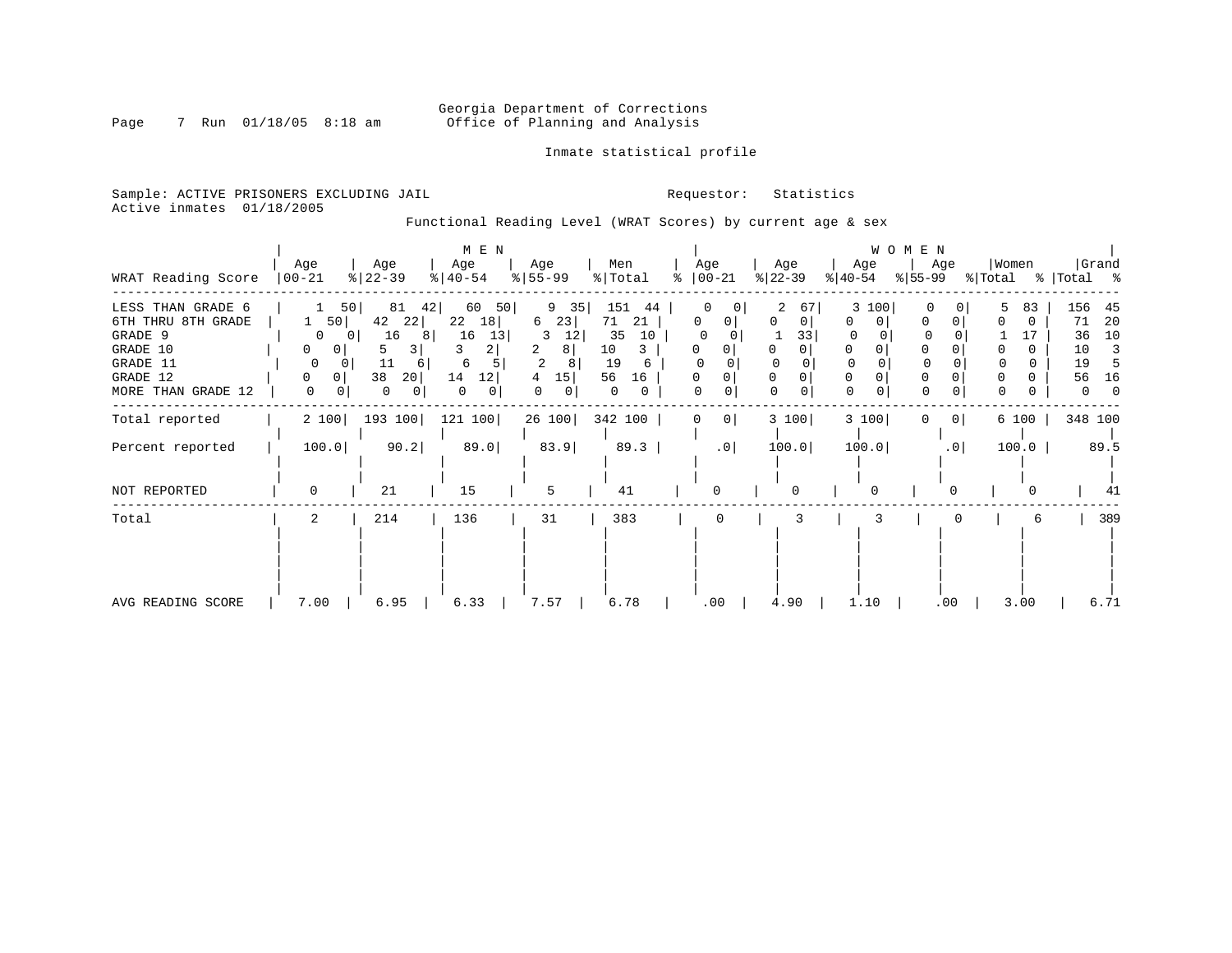Georgia Department of Corrections
Office of Planning and Analysis

Inmate statistical profile

Sample: ACTIVE PRISONERS EXCLUDING JAIL
Active inmates 01/18/2005

Requestor: Statistics

Functional Reading Level (WRAT Scores) by current age & sex

| | MEN | | | | | | | | | | WOMEN | | | | | | | | | | | |
|---|---|---|---|---|---|---|---|---|---|---|---|---|---|---|---|---|---|---|---|---|---|---|
| WRAT Reading Score | Age 00-21 | % | Age 22-39 | % | Age 40-54 | % | Age 55-99 | % | Men Total | % | Age 00-21 | % | Age 22-39 | % | Age 40-54 | % | Age 55-99 | % | Women Total | % | Grand Total | % |
| LESS THAN GRADE 6 | 1 | 50 | 81 | 42 | 60 | 50 | 9 | 35 | 151 | 44 | 0 | 0 | 2 | 67 | 3 | 100 | 0 | 0 | 5 | 83 | 156 | 45 |
| 6TH THRU 8TH GRADE | 1 | 50 | 42 | 22 | 22 | 18 | 6 | 23 | 71 | 21 | 0 | 0 | 0 | 0 | 0 | 0 | 0 | 0 | 0 | 0 | 71 | 20 |
| GRADE 9 | 0 | 0 | 16 | 8 | 16 | 13 | 3 | 12 | 35 | 10 | 0 | 0 | 1 | 33 | 0 | 0 | 0 | 0 | 1 | 17 | 36 | 10 |
| GRADE 10 | 0 | 0 | 5 | 3 | 3 | 2 | 2 | 8 | 10 | 3 | 0 | 0 | 0 | 0 | 0 | 0 | 0 | 0 | 0 | 0 | 10 | 3 |
| GRADE 11 | 0 | 0 | 11 | 6 | 6 | 5 | 2 | 8 | 19 | 6 | 0 | 0 | 0 | 0 | 0 | 0 | 0 | 0 | 0 | 0 | 19 | 5 |
| GRADE 12 | 0 | 0 | 38 | 20 | 14 | 12 | 4 | 15 | 56 | 16 | 0 | 0 | 0 | 0 | 0 | 0 | 0 | 0 | 0 | 0 | 56 | 16 |
| MORE THAN GRADE 12 | 0 | 0 | 0 | 0 | 0 | 0 | 0 | 0 | 0 | 0 | 0 | 0 | 0 | 0 | 0 | 0 | 0 | 0 | 0 | 0 | 0 | 0 |
| Total reported | 2 | 100 | 193 | 100 | 121 | 100 | 26 | 100 | 342 | 100 | 0 | 0 | 3 | 100 | 3 | 100 | 0 | 0 | 6 | 100 | 348 | 100 |
| Percent reported | 100.0 | | 90.2 | | 89.0 | | 83.9 | | 89.3 | | .0 | | 100.0 | | 100.0 | | .0 | | 100.0 | | 89.5 | |
| NOT REPORTED | 0 | | 21 | | 15 | | 5 | | 41 | | 0 | | 0 | | 0 | | 0 | | 0 | | 41 | |
| Total | 2 | | 214 | | 136 | | 31 | | 383 | | 0 | | 3 | | 3 | | 0 | | 6 | | 389 | |
| AVG READING SCORE | 7.00 | | 6.95 | | 6.33 | | 7.57 | | 6.78 | | .00 | | 4.90 | | 1.10 | | .00 | | 3.00 | | 6.71 | |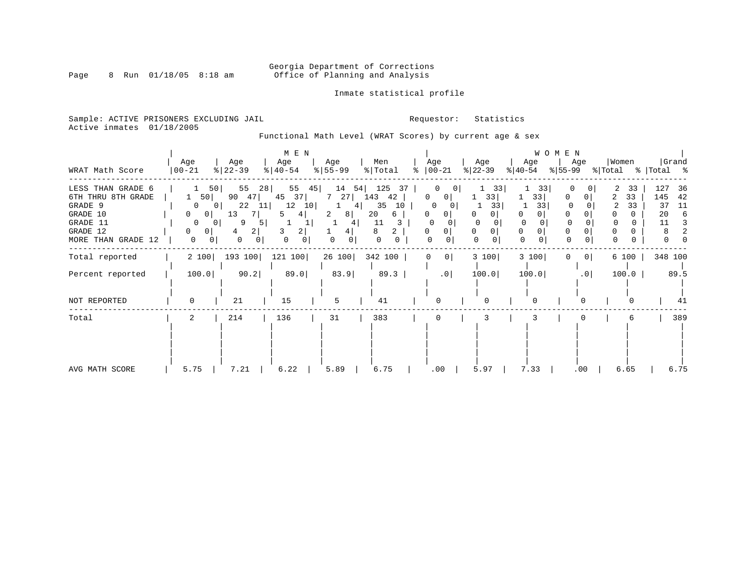Georgia Department of Corrections
Office of Planning and Analysis

Inmate statistical profile

Sample: ACTIVE PRISONERS EXCLUDING JAIL
Active inmates 01/18/2005

Requestor: Statistics

Functional Math Level (WRAT Scores) by current age & sex

| WRAT Math Score | MEN Age 00-21 | % | Age 22-39 | % | Age 40-54 | % | Age 55-99 | % | Men Total | % | WOMEN Age 00-21 | % | Age 22-39 | % | Age 40-54 | % | Age 55-99 | % | Women Total | % | Grand Total | % |
|---|---|---|---|---|---|---|---|---|---|---|---|---|---|---|---|---|---|---|---|---|---|---|
| LESS THAN GRADE 6 | 1 | 50 | 55 | 28 | 55 | 45 | 14 | 54 | 125 | 37 | 0 | 0 | 1 | 33 | 1 | 33 | 0 | 0 | 2 | 33 | 127 | 36 |
| 6TH THRU 8TH GRADE | 1 | 50 | 90 | 47 | 45 | 37 | 7 | 27 | 143 | 42 | 0 | 0 | 1 | 33 | 1 | 33 | 0 | 0 | 2 | 33 | 145 | 42 |
| GRADE 9 | 0 | 0 | 22 | 11 | 12 | 10 | 1 | 4 | 35 | 10 | 0 | 0 | 1 | 33 | 1 | 33 | 0 | 0 | 2 | 33 | 37 | 11 |
| GRADE 10 | 0 | 0 | 13 | 7 | 5 | 4 | 2 | 8 | 20 | 6 | 0 | 0 | 0 | 0 | 0 | 0 | 0 | 0 | 0 | 0 | 20 | 6 |
| GRADE 11 | 0 | 0 | 9 | 5 | 1 | 1 | 1 | 4 | 11 | 3 | 0 | 0 | 0 | 0 | 0 | 0 | 0 | 0 | 0 | 0 | 11 | 3 |
| GRADE 12 | 0 | 0 | 4 | 2 | 3 | 2 | 1 | 4 | 8 | 2 | 0 | 0 | 0 | 0 | 0 | 0 | 0 | 0 | 0 | 0 | 8 | 2 |
| MORE THAN GRADE 12 | 0 | 0 | 0 | 0 | 0 | 0 | 0 | 0 | 0 | 0 | 0 | 0 | 0 | 0 | 0 | 0 | 0 | 0 | 0 | 0 | 0 | 0 |
| Total reported | 2 | 100 | 193 | 100 | 121 | 100 | 26 | 100 | 342 | 100 | 0 | 0 | 3 | 100 | 3 | 100 | 0 | 0 | 6 | 100 | 348 | 100 |
| Percent reported | 100.0 | | 90.2 | | 89.0 | | 83.9 | | 89.3 | | .0 | | 100.0 | | 100.0 | | .0 | | 100.0 | | 89.5 | |
| NOT REPORTED | 0 | | 21 | | 15 | | 5 | | 41 | | 0 | | 0 | | 0 | | 0 | | 0 | | 41 | |
| Total | 2 | | 214 | | 136 | | 31 | | 383 | | 0 | | 3 | | 3 | | 0 | | 6 | | 389 | |
| AVG MATH SCORE | 5.75 | | 7.21 | | 6.22 | | 5.89 | | 6.75 | | .00 | | 5.97 | | 7.33 | | .00 | | 6.65 | | 6.75 | |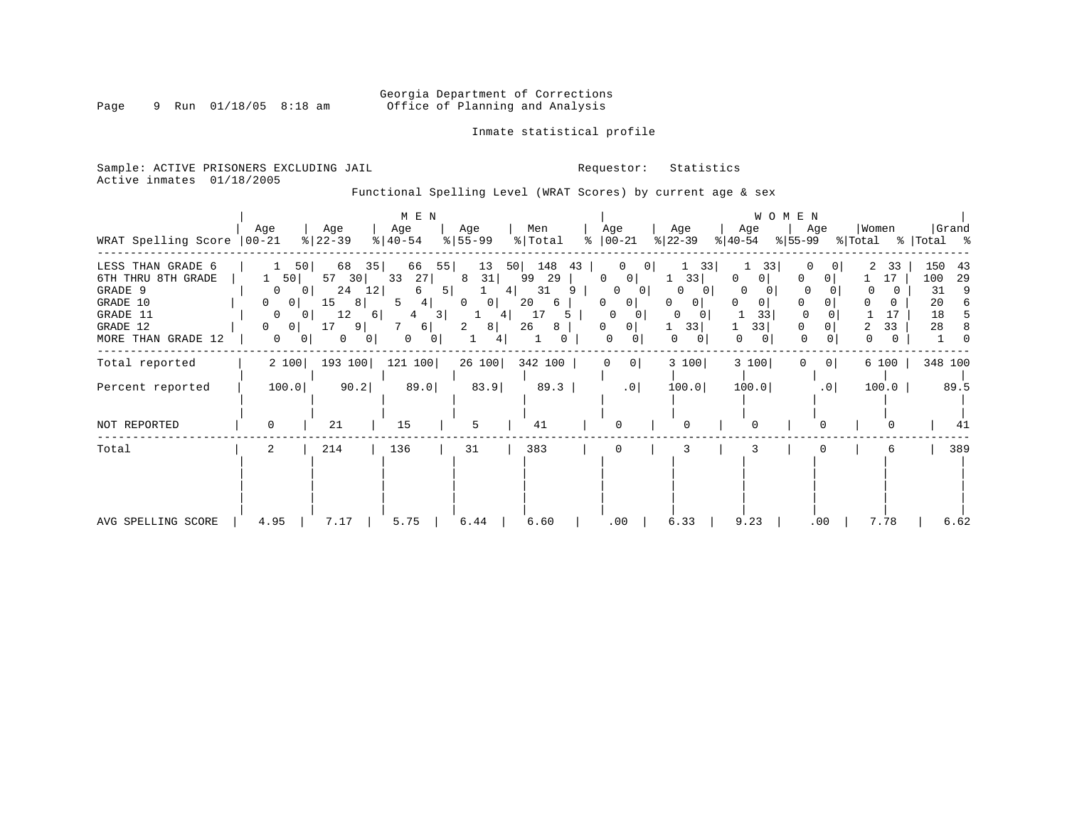Georgia Department of Corrections
Office of Planning and Analysis

Inmate statistical profile

Sample: ACTIVE PRISONERS EXCLUDING JAIL
Active inmates 01/18/2005

Requestor: Statistics

Functional Spelling Level (WRAT Scores) by current age & sex

| WRAT Spelling Score | MEN Age 00-21 | % | MEN Age 22-39 | % | MEN Age 40-54 | % | MEN Age 55-99 | % | Men Total | % | WOMEN Age 00-21 | % | WOMEN Age 22-39 | % | WOMEN Age 40-54 | % | WOMEN Age 55-99 | % | Women Total | % | Grand Total | % |
|---|---|---|---|---|---|---|---|---|---|---|---|---|---|---|---|---|---|---|---|---|---|---|
| LESS THAN GRADE 6 | 1 | 50 | 68 | 35 | 66 | 55 | 13 | 50 | 148 | 43 | 0 | 0 | 1 | 33 | 1 | 33 | 0 | 0 | 2 | 33 | 150 | 43 |
| 6TH THRU 8TH GRADE | 1 | 50 | 57 | 30 | 33 | 27 | 8 | 31 | 99 | 29 | 0 | 0 | 1 | 33 | 0 | 0 | 0 | 0 | 1 | 17 | 100 | 29 |
| GRADE 9 | 0 | 0 | 24 | 12 | 6 | 5 | 1 | 4 | 31 | 9 | 0 | 0 | 0 | 0 | 0 | 0 | 0 | 0 | 0 | 0 | 31 | 9 |
| GRADE 10 | 0 | 0 | 15 | 8 | 5 | 4 | 0 | 0 | 20 | 6 | 0 | 0 | 0 | 0 | 0 | 0 | 0 | 0 | 0 | 0 | 20 | 6 |
| GRADE 11 | 0 | 0 | 12 | 6 | 4 | 3 | 1 | 4 | 17 | 5 | 0 | 0 | 0 | 0 | 1 | 33 | 0 | 0 | 1 | 17 | 18 | 5 |
| GRADE 12 | 0 | 0 | 17 | 9 | 7 | 6 | 2 | 8 | 26 | 8 | 0 | 0 | 1 | 33 | 1 | 33 | 0 | 0 | 2 | 33 | 28 | 8 |
| MORE THAN GRADE 12 | 0 | 0 | 0 | 0 | 0 | 0 | 1 | 4 | 1 | 0 | 0 | 0 | 0 | 0 | 0 | 0 | 0 | 0 | 0 | 0 | 1 | 0 |
| Total reported | 2 | 100 | 193 | 100 | 121 | 100 | 26 | 100 | 342 | 100 | 0 | 0 | 3 | 100 | 3 | 100 | 0 | 0 | 6 | 100 | 348 | 100 |
| Percent reported | 100.0 | | 90.2 | | 89.0 | | 83.9 | | 89.3 | | .0 | | 100.0 | | 100.0 | | .0 | | 100.0 | | 89.5 | |
| NOT REPORTED | 0 | | 21 | | 15 | | 5 | | 41 | | 0 | | 0 | | 0 | | 0 | | 0 | | 41 | |
| Total | 2 | | 214 | | 136 | | 31 | | 383 | | 0 | | 3 | | 3 | | 0 | | 6 | | 389 | |
| AVG SPELLING SCORE | 4.95 | | 7.17 | | 5.75 | | 6.44 | | 6.60 | | .00 | | 6.33 | | 9.23 | | .00 | | 7.78 | | 6.62 | |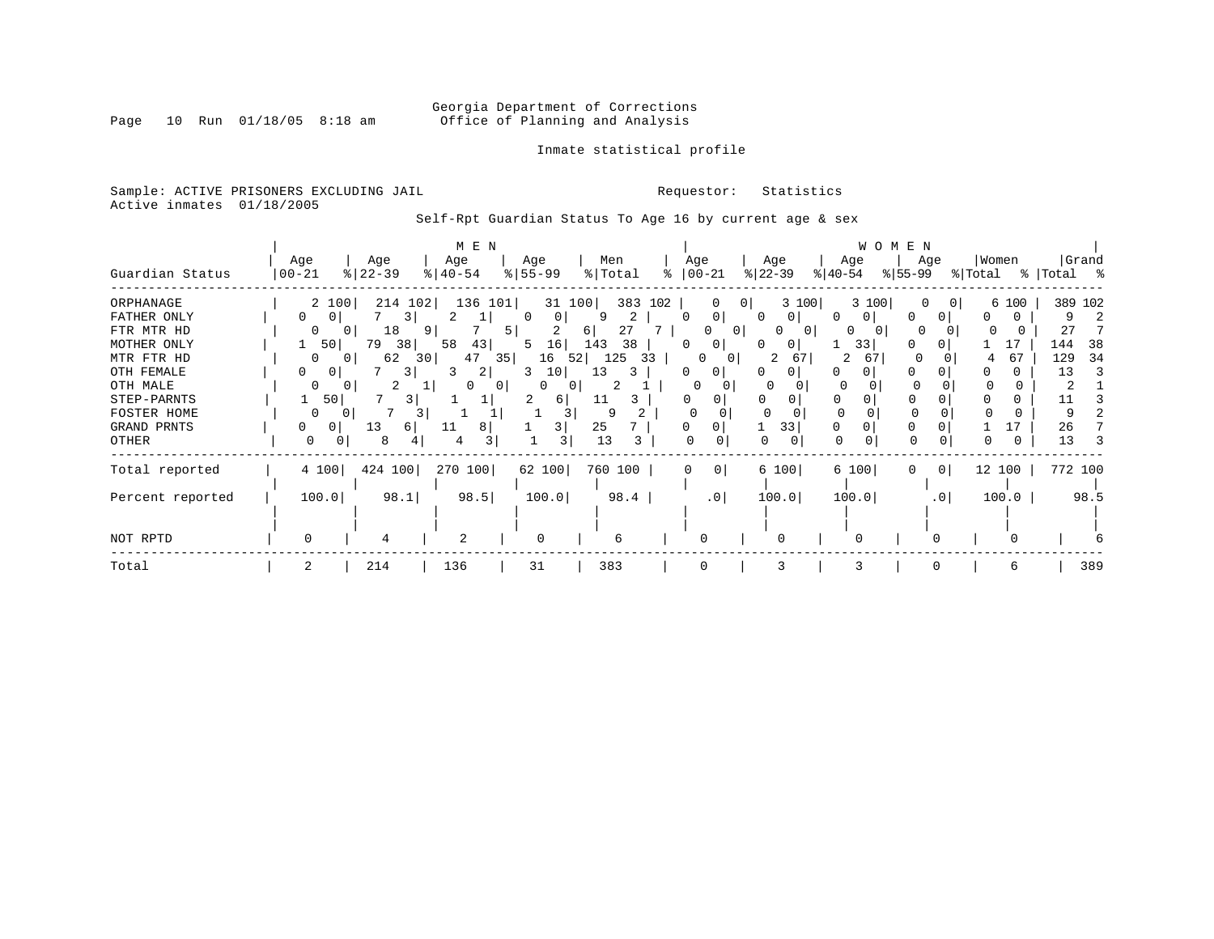Georgia Department of Corrections
Office of Planning and Analysis

Inmate statistical profile

Sample: ACTIVE PRISONERS EXCLUDING JAIL  
Requestor: Statistics  
Active inmates 01/18/2005

Self-Rpt Guardian Status To Age 16 by current age & sex

| Guardian Status | MEN Age 00-21 | % | Age 22-39 | % | Age 40-54 | % | Age 55-99 | % | Men Total | % | WOMEN Age 00-21 | % | Age 22-39 | % | Age 40-54 | % | Age 55-99 | % | Women Total | % | Grand Total | % |
|---|---|---|---|---|---|---|---|---|---|---|---|---|---|---|---|---|---|---|---|---|---|---|
| ORPHANAGE | 2 | 100 | 214 | 102 | 136 | 101 | 31 | 100 | 383 | 102 | 0 | 0 | 3 | 100 | 3 | 100 | 0 | 0 | 6 | 100 | 389 | 102 |
| FATHER ONLY | 0 | 0 | 7 | 3 | 2 | 1 | 0 | 0 | 9 | 2 | 0 | 0 | 0 | 0 | 0 | 0 | 0 | 0 | 0 | 0 | 9 | 2 |
| FTR MTR HD | 0 | 0 | 18 | 9 | 7 | 5 | 2 | 6 | 27 | 7 | 0 | 0 | 0 | 0 | 0 | 0 | 0 | 0 | 0 | 0 | 27 | 7 |
| MOTHER ONLY | 1 | 50 | 79 | 38 | 58 | 43 | 5 | 16 | 143 | 38 | 0 | 0 | 0 | 0 | 1 | 33 | 0 | 0 | 1 | 17 | 144 | 38 |
| MTR FTR HD | 0 | 0 | 62 | 30 | 47 | 35 | 16 | 52 | 125 | 33 | 0 | 0 | 2 | 67 | 2 | 67 | 0 | 0 | 4 | 67 | 129 | 34 |
| OTH FEMALE | 0 | 0 | 7 | 3 | 3 | 2 | 3 | 10 | 13 | 3 | 0 | 0 | 0 | 0 | 0 | 0 | 0 | 0 | 0 | 0 | 13 | 3 |
| OTH MALE | 0 | 0 | 2 | 1 | 0 | 0 | 0 | 0 | 2 | 1 | 0 | 0 | 0 | 0 | 0 | 0 | 0 | 0 | 0 | 0 | 2 | 1 |
| STEP-PARNTS | 1 | 50 | 7 | 3 | 1 | 1 | 2 | 6 | 11 | 3 | 0 | 0 | 0 | 0 | 0 | 0 | 0 | 0 | 0 | 0 | 11 | 3 |
| FOSTER HOME | 0 | 0 | 7 | 3 | 1 | 1 | 1 | 3 | 9 | 2 | 0 | 0 | 0 | 0 | 0 | 0 | 0 | 0 | 0 | 0 | 9 | 2 |
| GRAND PRNTS | 0 | 0 | 13 | 6 | 11 | 8 | 1 | 3 | 25 | 7 | 0 | 0 | 1 | 33 | 0 | 0 | 0 | 0 | 1 | 17 | 26 | 7 |
| OTHER | 0 | 0 | 8 | 4 | 4 | 3 | 1 | 3 | 13 | 3 | 0 | 0 | 0 | 0 | 0 | 0 | 0 | 0 | 0 | 0 | 13 | 3 |
| Total reported | 4 | 100 | 424 | 100 | 270 | 100 | 62 | 100 | 760 | 100 | 0 | 0 | 6 | 100 | 6 | 100 | 0 | 0 | 12 | 100 | 772 | 100 |
| Percent reported | 100.0 | | 98.1 | | 98.5 | | 100.0 | | 98.4 | | .0 | | 100.0 | | 100.0 | | .0 | | 100.0 | | 98.5 | |
| NOT RPTD | 0 | | 4 | | 2 | | 0 | | 6 | | 0 | | 0 | | 0 | | 0 | | 0 | | 6 | |
| Total | 2 | | 214 | | 136 | | 31 | | 383 | | 0 | | 3 | | 3 | | 0 | | 6 | | 389 | |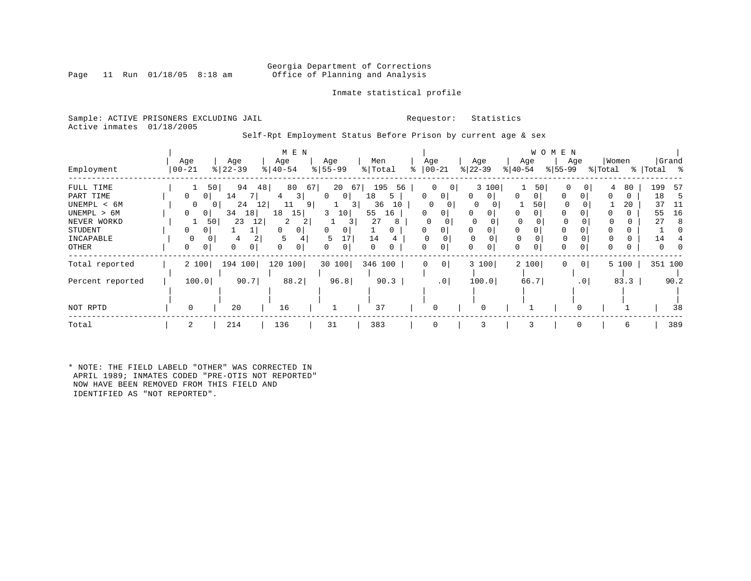Georgia Department of Corrections
Office of Planning and Analysis

Inmate statistical profile

Sample: ACTIVE PRISONERS EXCLUDING JAIL
Requestor: Statistics
Active inmates 01/18/2005

Self-Rpt Employment Status Before Prison by current age & sex

| Employment | MEN Age 00-21 | % | Age 22-39 | % | Age 40-54 | % | Age 55-99 | % | Men Total | % | WOMEN Age 00-21 | % | Age 22-39 | % | Age 40-54 | % | Age 55-99 | % | Women Total | % | Grand Total | % |
|---|---|---|---|---|---|---|---|---|---|---|---|---|---|---|---|---|---|---|---|---|---|---|
| FULL TIME | 1 | 50 | 94 | 48 | 80 | 67 | 20 | 67 | 195 | 56 | 0 | 0 | 3 | 100 | 1 | 50 | 0 | 0 | 4 | 80 | 199 | 57 |
| PART TIME | 0 | 0 | 14 | 7 | 4 | 3 | 0 | 0 | 18 | 5 | 0 | 0 | 0 | 0 | 0 | 0 | 0 | 0 | 0 | 0 | 18 | 5 |
| UNEMPL < 6M | 0 | 0 | 24 | 12 | 11 | 9 | 1 | 3 | 36 | 10 | 0 | 0 | 0 | 0 | 1 | 50 | 0 | 0 | 1 | 20 | 37 | 11 |
| UNEMPL > 6M | 0 | 0 | 34 | 18 | 18 | 15 | 3 | 10 | 55 | 16 | 0 | 0 | 0 | 0 | 0 | 0 | 0 | 0 | 0 | 0 | 55 | 16 |
| NEVER WORKD | 1 | 50 | 23 | 12 | 2 | 2 | 1 | 3 | 27 | 8 | 0 | 0 | 0 | 0 | 0 | 0 | 0 | 0 | 0 | 0 | 27 | 8 |
| STUDENT | 0 | 0 | 1 | 1 | 0 | 0 | 0 | 0 | 1 | 0 | 0 | 0 | 0 | 0 | 0 | 0 | 0 | 0 | 0 | 0 | 1 | 0 |
| INCAPABLE | 0 | 0 | 4 | 2 | 5 | 4 | 5 | 17 | 14 | 4 | 0 | 0 | 0 | 0 | 0 | 0 | 0 | 0 | 0 | 0 | 14 | 4 |
| OTHER | 0 | 0 | 0 | 0 | 0 | 0 | 0 | 0 | 0 | 0 | 0 | 0 | 0 | 0 | 0 | 0 | 0 | 0 | 0 | 0 | 0 | 0 |
| Total reported | 2 | 100 | 194 | 100 | 120 | 100 | 30 | 100 | 346 | 100 | 0 | 0 | 3 | 100 | 2 | 100 | 0 | 0 | 5 | 100 | 351 | 100 |
| Percent reported | 100.0 | | 90.7 | | 88.2 | | 96.8 | | 90.3 | | .0 | | 100.0 | | 66.7 | | .0 | | 83.3 | | 90.2 | |
| NOT RPTD | 0 | | 20 | | 16 | | 1 | | 37 | | 0 | | 0 | | 1 | | 0 | | 1 | | 38 | |
| Total | 2 | | 214 | | 136 | | 31 | | 383 | | 0 | | 3 | | 3 | | 0 | | 6 | | 389 | |

* NOTE: THE FIELD LABELD "OTHER" WAS CORRECTED IN APRIL 1989; INMATES CODED "PRE-OTIS NOT REPORTED" NOW HAVE BEEN REMOVED FROM THIS FIELD AND IDENTIFIED AS "NOT REPORTED".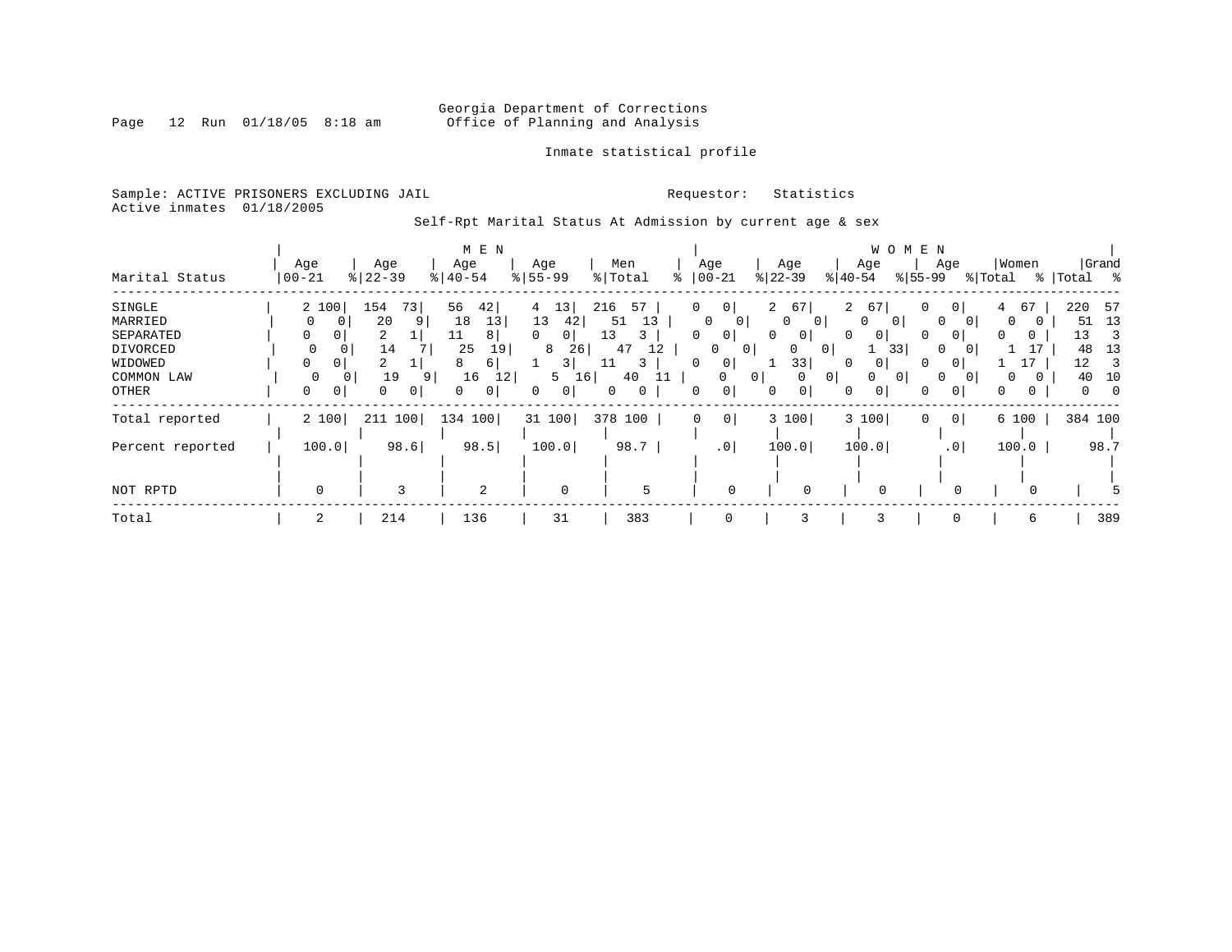Georgia Department of Corrections
Office of Planning and Analysis

Inmate statistical profile

Sample: ACTIVE PRISONERS EXCLUDING JAIL

Requestor: Statistics

Active inmates 01/18/2005

Self-Rpt Marital Status At Admission by current age & sex

| Marital Status | MEN Age 00-21 | % | Age 22-39 | % | Age 40-54 | % | Age 55-99 | % | Men Total | % | WOMEN Age 00-21 | % | Age 22-39 | % | Age 40-54 | % | Age 55-99 | % | Women Total | % | Grand Total | % |
|---|---|---|---|---|---|---|---|---|---|---|---|---|---|---|---|---|---|---|---|---|---|---|
| SINGLE | 2 | 100 | 154 | 73 | 56 | 42 | 4 | 13 | 216 | 57 | 0 | 0 | 2 | 67 | 2 | 67 | 0 | 0 | 4 | 67 | 220 | 57 |
| MARRIED | 0 | 0 | 20 | 9 | 18 | 13 | 13 | 42 | 51 | 13 | 0 | 0 | 0 | 0 | 0 | 0 | 0 | 0 | 0 | 0 | 51 | 13 |
| SEPARATED | 0 | 0 | 2 | 1 | 11 | 8 | 0 | 0 | 13 | 3 | 0 | 0 | 0 | 0 | 0 | 0 | 0 | 0 | 0 | 0 | 13 | 3 |
| DIVORCED | 0 | 0 | 14 | 7 | 25 | 19 | 8 | 26 | 47 | 12 | 0 | 0 | 0 | 0 | 1 | 33 | 0 | 0 | 1 | 17 | 48 | 13 |
| WIDOWED | 0 | 0 | 2 | 1 | 8 | 6 | 1 | 3 | 11 | 3 | 0 | 0 | 1 | 33 | 0 | 0 | 0 | 0 | 1 | 17 | 12 | 3 |
| COMMON LAW | 0 | 0 | 19 | 9 | 16 | 12 | 5 | 16 | 40 | 11 | 0 | 0 | 0 | 0 | 0 | 0 | 0 | 0 | 0 | 0 | 40 | 10 |
| OTHER | 0 | 0 | 0 | 0 | 0 | 0 | 0 | 0 | 0 | 0 | 0 | 0 | 0 | 0 | 0 | 0 | 0 | 0 | 0 | 0 | 0 | 0 |
| Total reported | 2 | 100 | 211 | 100 | 134 | 100 | 31 | 100 | 378 | 100 | 0 | 0 | 3 | 100 | 3 | 100 | 0 | 0 | 6 | 100 | 384 | 100 |
| Percent reported | 100.0 | | 98.6 | | 98.5 | | 100.0 | | 98.7 | | .0 | | 100.0 | | 100.0 | | .0 | | 100.0 | | 98.7 | |
| NOT RPTD | 0 | | 3 | | 2 | | 0 | | 5 | | 0 | | 0 | | 0 | | 0 | | 0 | | 5 | |
| Total | 2 | | 214 | | 136 | | 31 | | 383 | | 0 | | 3 | | 3 | | 0 | | 6 | | 389 | |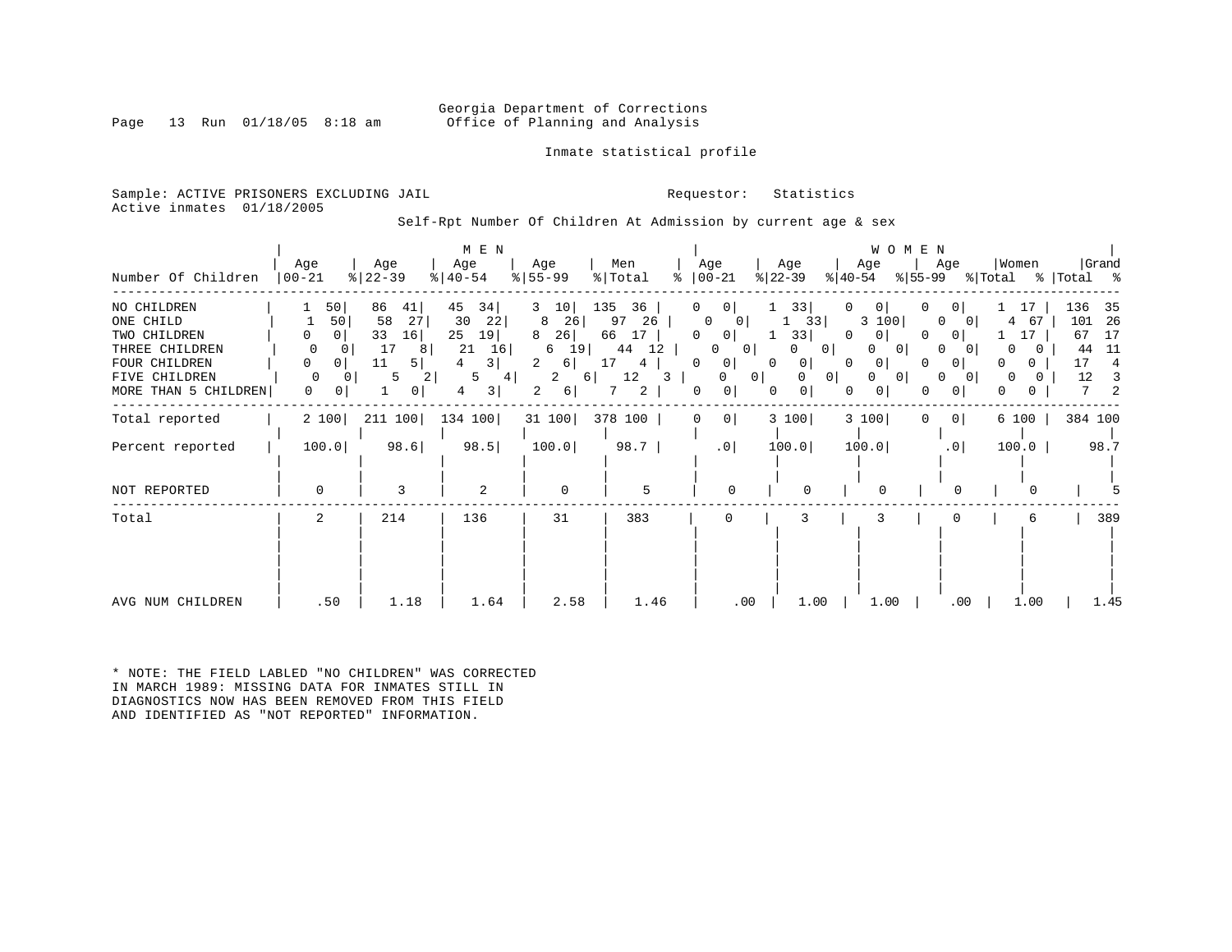Georgia Department of Corrections
Office of Planning and Analysis

Inmate statistical profile

Sample: ACTIVE PRISONERS EXCLUDING JAIL
Active inmates 01/18/2005

Requestor: Statistics

Self-Rpt Number Of Children At Admission by current age & sex

| Number Of Children | MEN Age 00-21 | % | Age 22-39 | % | Age 40-54 | % | Age 55-99 | % | Men Total | % | WOMEN Age 00-21 | % | Age 22-39 | % | Age 40-54 | % | Age 55-99 | % | Women Total | % | Grand Total | % |
|---|---|---|---|---|---|---|---|---|---|---|---|---|---|---|---|---|---|---|---|---|---|---|
| NO CHILDREN | 1 | 50 | 86 | 41 | 45 | 34 | 3 | 10 | 135 | 36 | 0 | 0 | 1 | 33 | 0 | 0 | 0 | 0 | 1 | 17 | 136 | 35 |
| ONE CHILD | 1 | 50 | 58 | 27 | 30 | 22 | 8 | 26 | 97 | 26 | 0 | 0 | 1 | 33 | 3 | 100 | 0 | 0 | 4 | 67 | 101 | 26 |
| TWO CHILDREN | 0 | 0 | 33 | 16 | 25 | 19 | 8 | 26 | 66 | 17 | 0 | 0 | 1 | 33 | 0 | 0 | 0 | 0 | 1 | 17 | 67 | 17 |
| THREE CHILDREN | 0 | 0 | 17 | 8 | 21 | 16 | 6 | 19 | 44 | 12 | 0 | 0 | 0 | 0 | 0 | 0 | 0 | 0 | 0 | 0 | 44 | 11 |
| FOUR CHILDREN | 0 | 0 | 11 | 5 | 4 | 3 | 2 | 6 | 17 | 4 | 0 | 0 | 0 | 0 | 0 | 0 | 0 | 0 | 0 | 0 | 17 | 4 |
| FIVE CHILDREN | 0 | 0 | 5 | 2 | 5 | 4 | 2 | 6 | 12 | 3 | 0 | 0 | 0 | 0 | 0 | 0 | 0 | 0 | 0 | 0 | 12 | 3 |
| MORE THAN 5 CHILDREN | 0 | 0 | 1 | 0 | 4 | 3 | 2 | 6 | 7 | 2 | 0 | 0 | 0 | 0 | 0 | 0 | 0 | 0 | 0 | 0 | 7 | 2 |
| Total reported | 2 | 100 | 211 | 100 | 134 | 100 | 31 | 100 | 378 | 100 | 0 | 0 | 3 | 100 | 3 | 100 | 0 | 0 | 6 | 100 | 384 | 100 |
| Percent reported | 100.0 | | 98.6 | | 98.5 | | 100.0 | | 98.7 | | .0 | | 100.0 | | 100.0 | | .0 | | 100.0 | | 98.7 | |
| NOT REPORTED | 0 | | 3 | | 2 | | 0 | | 5 | | 0 | | 0 | | 0 | | 0 | | 0 | | 5 | |
| Total | 2 | | 214 | | 136 | | 31 | | 383 | | 0 | | 3 | | 3 | | 0 | | 6 | | 389 | |
| AVG NUM CHILDREN | .50 | | 1.18 | | 1.64 | | 2.58 | | 1.46 | | .00 | | 1.00 | | 1.00 | | .00 | | 1.00 | | 1.45 | |

* NOTE: THE FIELD LABLED "NO CHILDREN" WAS CORRECTED
IN MARCH 1989: MISSING DATA FOR INMATES STILL IN
DIAGNOSTICS NOW HAS BEEN REMOVED FROM THIS FIELD
AND IDENTIFIED AS "NOT REPORTED" INFORMATION.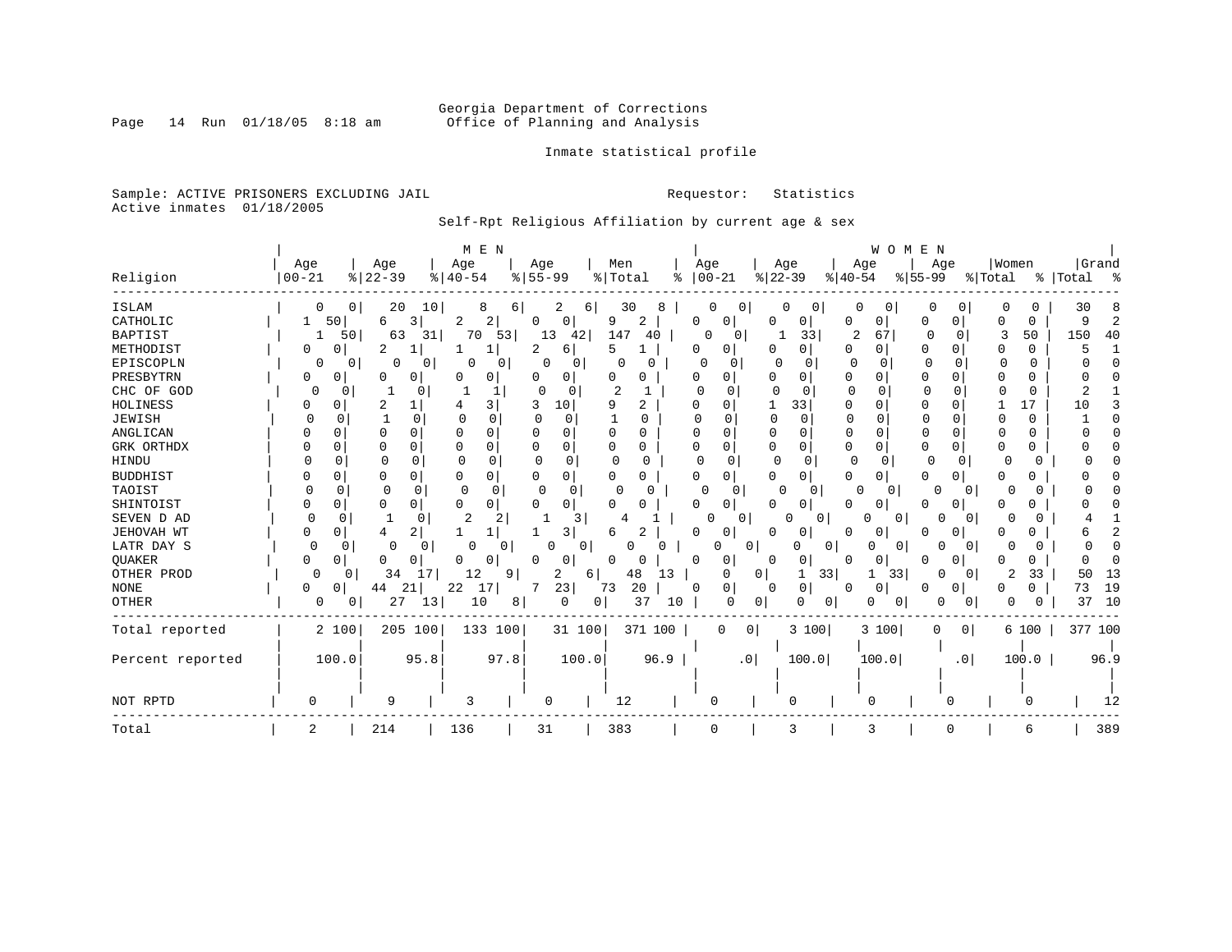Georgia Department of Corrections
Office of Planning and Analysis

Inmate statistical profile

Sample: ACTIVE PRISONERS EXCLUDING JAIL

Requestor: Statistics

Active inmates 01/18/2005

Self-Rpt Religious Affiliation by current age & sex

| Religion | MEN Age 00-21 | % | MEN Age 22-39 | % | MEN Age 40-54 | % | MEN Age 55-99 | % | Men Total | % | WOMEN Age 00-21 | % | WOMEN Age 22-39 | % | WOMEN Age 40-54 | % | WOMEN Age 55-99 | % | Women Total | % | Grand Total | % |
|---|---|---|---|---|---|---|---|---|---|---|---|---|---|---|---|---|---|---|---|---|---|---|
| ISLAM | 0 | 0 | 20 | 10 | 8 | 6 | 2 | 6 | 30 | 8 | 0 | 0 | 0 | 0 | 0 | 0 | 0 | 0 | 0 | 0 | 30 | 8 |
| CATHOLIC | 1 | 50 | 6 | 3 | 2 | 2 | 0 | 0 | 9 | 2 | 0 | 0 | 0 | 0 | 0 | 0 | 0 | 0 | 0 | 0 | 9 | 2 |
| BAPTIST | 1 | 50 | 63 | 31 | 70 | 53 | 13 | 42 | 147 | 40 | 0 | 0 | 1 | 33 | 2 | 67 | 0 | 0 | 3 | 50 | 150 | 40 |
| METHODIST | 0 | 0 | 2 | 1 | 1 | 1 | 2 | 6 | 5 | 1 | 0 | 0 | 0 | 0 | 0 | 0 | 0 | 0 | 0 | 0 | 5 | 1 |
| EPISCOPLN | 0 | 0 | 0 | 0 | 0 | 0 | 0 | 0 | 0 | 0 | 0 | 0 | 0 | 0 | 0 | 0 | 0 | 0 | 0 | 0 | 0 | 0 |
| PRESBYTRN | 0 | 0 | 0 | 0 | 0 | 0 | 0 | 0 | 0 | 0 | 0 | 0 | 0 | 0 | 0 | 0 | 0 | 0 | 0 | 0 | 0 | 0 |
| CHC OF GOD | 0 | 0 | 1 | 0 | 1 | 1 | 0 | 0 | 2 | 1 | 0 | 0 | 0 | 0 | 0 | 0 | 0 | 0 | 0 | 0 | 2 | 1 |
| HOLINESS | 0 | 0 | 2 | 1 | 4 | 3 | 3 | 10 | 9 | 2 | 0 | 0 | 1 | 33 | 0 | 0 | 0 | 0 | 1 | 17 | 10 | 3 |
| JEWISH | 0 | 0 | 1 | 0 | 0 | 0 | 0 | 0 | 1 | 0 | 0 | 0 | 0 | 0 | 0 | 0 | 0 | 0 | 0 | 0 | 1 | 0 |
| ANGLICAN | 0 | 0 | 0 | 0 | 0 | 0 | 0 | 0 | 0 | 0 | 0 | 0 | 0 | 0 | 0 | 0 | 0 | 0 | 0 | 0 | 0 | 0 |
| GRK ORTHDX | 0 | 0 | 0 | 0 | 0 | 0 | 0 | 0 | 0 | 0 | 0 | 0 | 0 | 0 | 0 | 0 | 0 | 0 | 0 | 0 | 0 | 0 |
| HINDU | 0 | 0 | 0 | 0 | 0 | 0 | 0 | 0 | 0 | 0 | 0 | 0 | 0 | 0 | 0 | 0 | 0 | 0 | 0 | 0 | 0 | 0 |
| BUDDHIST | 0 | 0 | 0 | 0 | 0 | 0 | 0 | 0 | 0 | 0 | 0 | 0 | 0 | 0 | 0 | 0 | 0 | 0 | 0 | 0 | 0 | 0 |
| TAOIST | 0 | 0 | 0 | 0 | 0 | 0 | 0 | 0 | 0 | 0 | 0 | 0 | 0 | 0 | 0 | 0 | 0 | 0 | 0 | 0 | 0 | 0 |
| SHINTOIST | 0 | 0 | 0 | 0 | 0 | 0 | 0 | 0 | 0 | 0 | 0 | 0 | 0 | 0 | 0 | 0 | 0 | 0 | 0 | 0 | 0 | 0 |
| SEVEN D AD | 0 | 0 | 1 | 0 | 2 | 2 | 1 | 3 | 4 | 1 | 0 | 0 | 0 | 0 | 0 | 0 | 0 | 0 | 0 | 0 | 4 | 1 |
| JEHOVAH WT | 0 | 0 | 4 | 2 | 1 | 1 | 1 | 3 | 6 | 2 | 0 | 0 | 0 | 0 | 0 | 0 | 0 | 0 | 0 | 0 | 6 | 2 |
| LATR DAY S | 0 | 0 | 0 | 0 | 0 | 0 | 0 | 0 | 0 | 0 | 0 | 0 | 0 | 0 | 0 | 0 | 0 | 0 | 0 | 0 | 0 | 0 |
| QUAKER | 0 | 0 | 0 | 0 | 0 | 0 | 0 | 0 | 0 | 0 | 0 | 0 | 0 | 0 | 0 | 0 | 0 | 0 | 0 | 0 | 0 | 0 |
| OTHER PROD | 0 | 0 | 34 | 17 | 12 | 9 | 2 | 6 | 48 | 13 | 0 | 0 | 1 | 33 | 1 | 33 | 0 | 0 | 2 | 33 | 50 | 13 |
| NONE | 0 | 0 | 44 | 21 | 22 | 17 | 7 | 23 | 73 | 20 | 0 | 0 | 0 | 0 | 0 | 0 | 0 | 0 | 0 | 0 | 73 | 19 |
| OTHER | 0 | 0 | 27 | 13 | 10 | 8 | 0 | 0 | 37 | 10 | 0 | 0 | 0 | 0 | 0 | 0 | 0 | 0 | 0 | 0 | 37 | 10 |
| Total reported | 2 | 100 | 205 | 100 | 133 | 100 | 31 | 100 | 371 | 100 | 0 | 0 | 3 | 100 | 3 | 100 | 0 | 0 | 6 | 100 | 377 | 100 |
| Percent reported | | 100.0 | | 95.8 | | 97.8 | | 100.0 | | 96.9 | | .0 | | 100.0 | | 100.0 | | .0 | | 100.0 | | 96.9 |
| NOT RPTD | 0 | | 9 | | 3 | | 0 | | 12 | | 0 | | 0 | | 0 | | 0 | | 0 | | 12 | |
| Total | 2 | | 214 | | 136 | | 31 | | 383 | | 0 | | 3 | | 3 | | 0 | | 6 | | 389 | |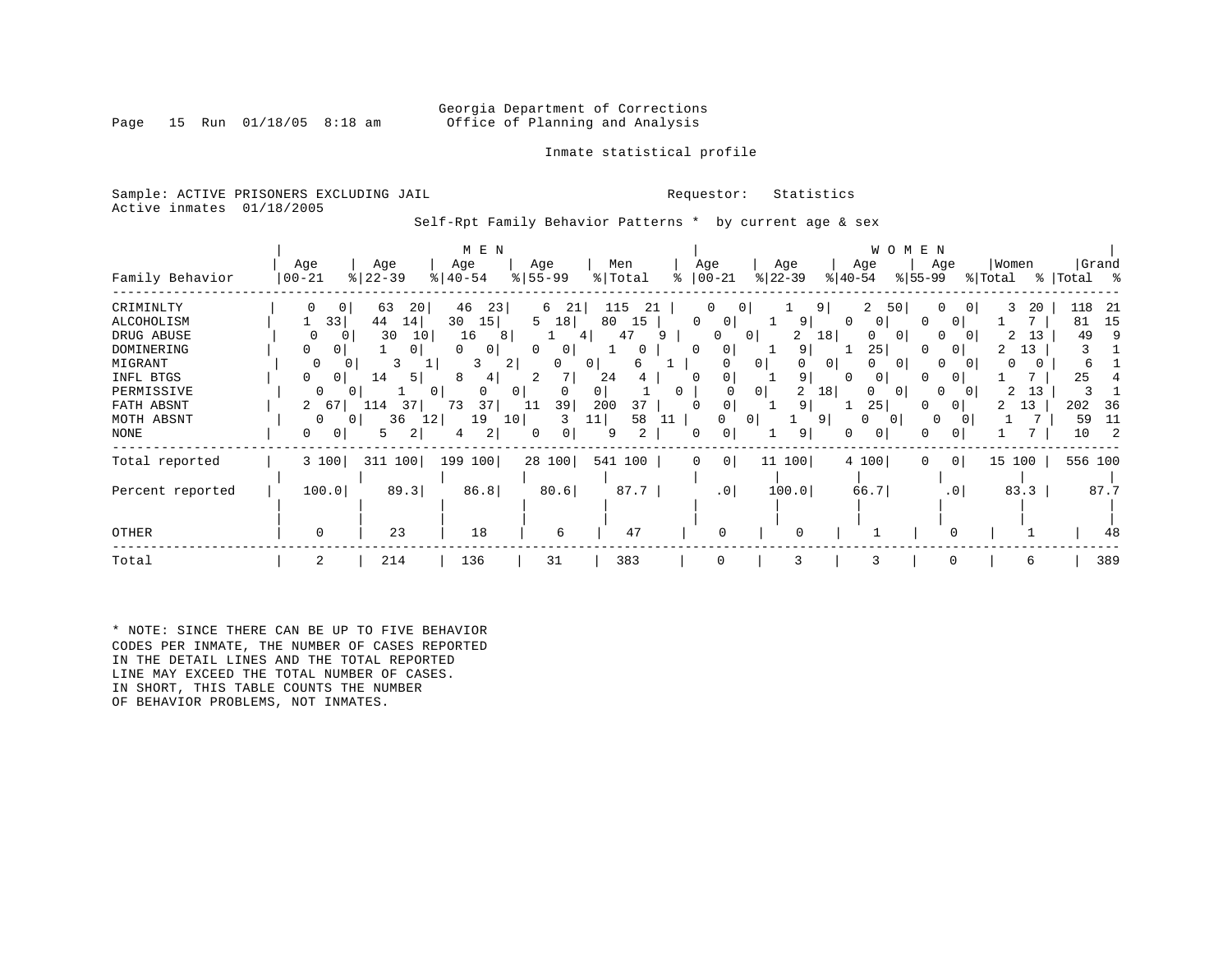Georgia Department of Corrections
Office of Planning and Analysis

Inmate statistical profile

Sample: ACTIVE PRISONERS EXCLUDING JAIL
Active inmates 01/18/2005

Requestor: Statistics

Self-Rpt Family Behavior Patterns * by current age & sex

| Family Behavior | MEN Age 00-21 | % | Age 22-39 | % | Age 40-54 | % | Age 55-99 | % | Men Total | % | WOMEN Age 00-21 | % | Age 22-39 | % | Age 40-54 | % | Age 55-99 | % | Women Total | % | Grand Total | % |
|---|---|---|---|---|---|---|---|---|---|---|---|---|---|---|---|---|---|---|---|---|---|---|
| CRIMINLTY | 0 | 0 | 63 | 20 | 46 | 23 | 6 | 21 | 115 | 21 | 0 | 0 | 1 | 9 | 2 | 50 | 0 | 0 | 3 | 20 | 118 | 21 |
| ALCOHOLISM | 1 | 33 | 44 | 14 | 30 | 15 | 5 | 18 | 80 | 15 | 0 | 0 | 1 | 9 | 0 | 0 | 0 | 0 | 1 | 7 | 81 | 15 |
| DRUG ABUSE | 0 | 0 | 30 | 10 | 16 | 8 | 1 | 4 | 47 | 9 | 0 | 0 | 2 | 18 | 0 | 0 | 0 | 0 | 2 | 13 | 49 | 9 |
| DOMINERING | 0 | 0 | 1 | 0 | 0 | 0 | 0 | 0 | 1 | 0 | 0 | 0 | 1 | 9 | 1 | 25 | 0 | 0 | 2 | 13 | 3 | 1 |
| MIGRANT | 0 | 0 | 3 | 1 | 3 | 2 | 0 | 0 | 6 | 1 | 0 | 0 | 0 | 0 | 0 | 0 | 0 | 0 | 0 | 0 | 6 | 1 |
| INFL BTGS | 0 | 0 | 14 | 5 | 8 | 4 | 2 | 7 | 24 | 4 | 0 | 0 | 1 | 9 | 0 | 0 | 0 | 0 | 1 | 7 | 25 | 4 |
| PERMISSIVE | 0 | 0 | 1 | 0 | 0 | 0 | 0 | 0 | 1 | 0 | 0 | 0 | 2 | 18 | 0 | 0 | 0 | 0 | 2 | 13 | 3 | 1 |
| FATH ABSNT | 2 | 67 | 114 | 37 | 73 | 37 | 11 | 39 | 200 | 37 | 0 | 0 | 1 | 9 | 1 | 25 | 0 | 0 | 2 | 13 | 202 | 36 |
| MOTH ABSNT | 0 | 0 | 36 | 12 | 19 | 10 | 3 | 11 | 58 | 11 | 0 | 0 | 1 | 9 | 0 | 0 | 0 | 0 | 1 | 7 | 59 | 11 |
| NONE | 0 | 0 | 5 | 2 | 4 | 2 | 0 | 0 | 9 | 2 | 0 | 0 | 1 | 9 | 0 | 0 | 0 | 0 | 1 | 7 | 10 | 2 |
| Total reported | 3 | 100 | 311 | 100 | 199 | 100 | 28 | 100 | 541 | 100 | 0 | 0 | 11 | 100 | 4 | 100 | 0 | 0 | 15 | 100 | 556 | 100 |
| Percent reported | 100.0 | | 89.3 | | 86.8 | | 80.6 | | 87.7 | | .0 | | 100.0 | | 66.7 | | .0 | | 83.3 | | 87.7 | |
| OTHER | 0 | | 23 | | 18 | | 6 | | 47 | | 0 | | 0 | | 1 | | 0 | | 1 | | 48 | |
| Total | 2 | | 214 | | 136 | | 31 | | 383 | | 0 | | 3 | | 3 | | 0 | | 6 | | 389 | |

* NOTE: SINCE THERE CAN BE UP TO FIVE BEHAVIOR CODES PER INMATE, THE NUMBER OF CASES REPORTED IN THE DETAIL LINES AND THE TOTAL REPORTED LINE MAY EXCEED THE TOTAL NUMBER OF CASES. IN SHORT, THIS TABLE COUNTS THE NUMBER OF BEHAVIOR PROBLEMS, NOT INMATES.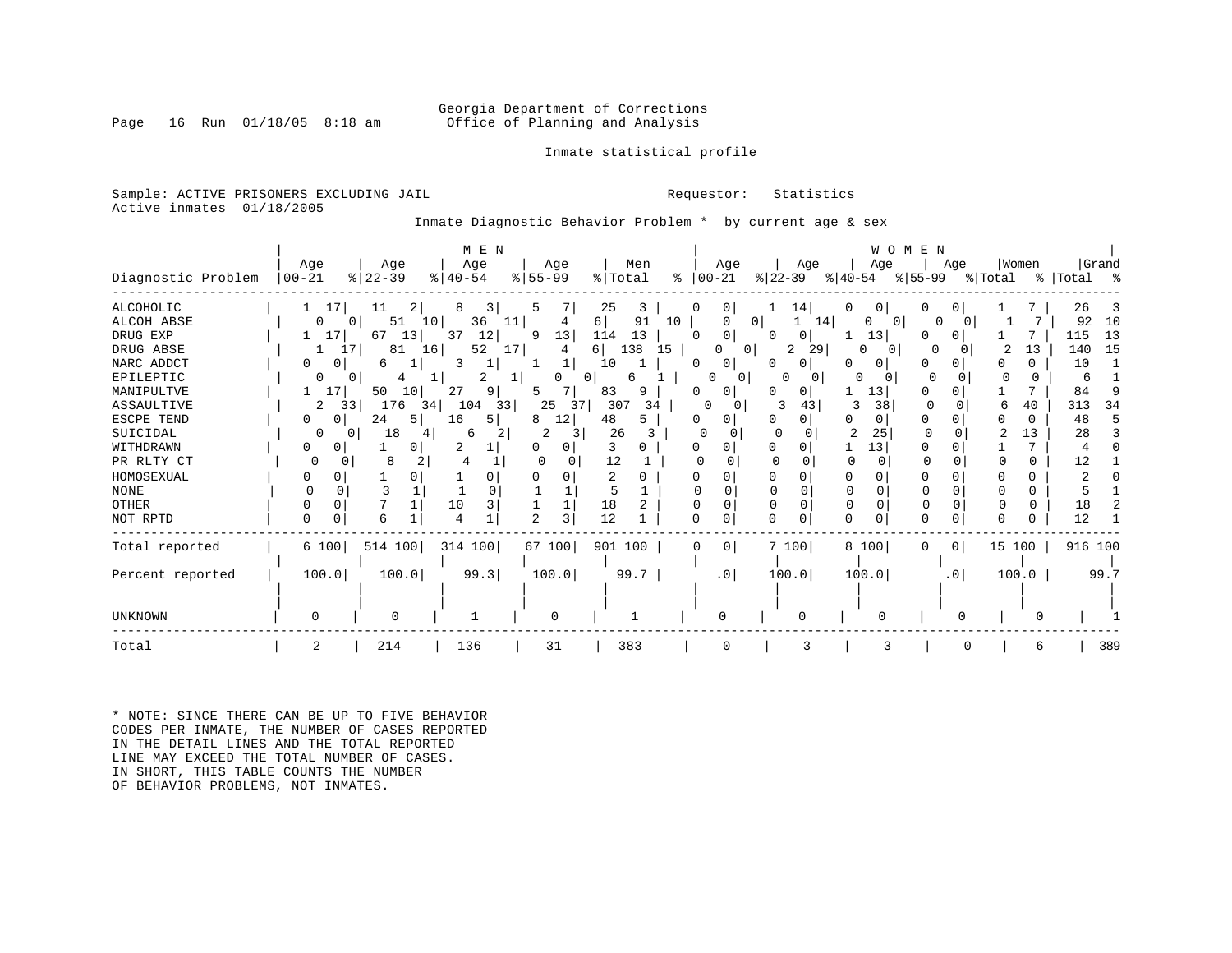Georgia Department of Corrections
Office of Planning and Analysis

Inmate statistical profile

Sample: ACTIVE PRISONERS EXCLUDING JAIL
Active inmates 01/18/2005

Requestor: Statistics

Inmate Diagnostic Behavior Problem * by current age & sex

| Diagnostic Problem | MEN Age 00-21 | % | Age 22-39 | % | Age 40-54 | % | Age 55-99 | % | Men Total | % | WOMEN Age 00-21 | % | Age 22-39 | % | Age 40-54 | % | Age 55-99 | % | Women Total | % | Grand Total | % |
|---|---|---|---|---|---|---|---|---|---|---|---|---|---|---|---|---|---|---|---|---|---|---|
| ALCOHOLIC | 1 | 17 | 11 | 2 | 8 | 3 | 5 | 7 | 25 | 3 | 0 | 0 | 1 | 14 | 0 | 0 | 0 | 0 | 1 | 7 | 26 | 3 |
| ALCOH ABSE | 0 | 0 | 51 | 10 | 36 | 11 | 4 | 6 | 91 | 10 | 0 | 0 | 1 | 14 | 0 | 0 | 0 | 0 | 1 | 7 | 92 | 10 |
| DRUG EXP | 1 | 17 | 67 | 13 | 37 | 12 | 9 | 13 | 114 | 13 | 0 | 0 | 0 | 0 | 1 | 13 | 0 | 0 | 1 | 7 | 115 | 13 |
| DRUG ABSE | 1 | 17 | 81 | 16 | 52 | 17 | 4 | 6 | 138 | 15 | 0 | 0 | 2 | 29 | 0 | 0 | 0 | 0 | 2 | 13 | 140 | 15 |
| NARC ADDCT | 0 | 0 | 6 | 1 | 3 | 1 | 1 | 1 | 10 | 1 | 0 | 0 | 0 | 0 | 0 | 0 | 0 | 0 | 0 | 0 | 10 | 1 |
| EPILEPTIC | 0 | 0 | 4 | 1 | 2 | 1 | 0 | 0 | 6 | 1 | 0 | 0 | 0 | 0 | 0 | 0 | 0 | 0 | 0 | 0 | 6 | 1 |
| MANIPULTVE | 1 | 17 | 50 | 10 | 27 | 9 | 5 | 7 | 83 | 9 | 0 | 0 | 0 | 0 | 1 | 13 | 0 | 0 | 1 | 7 | 84 | 9 |
| ASSAULTIVE | 2 | 33 | 176 | 34 | 104 | 33 | 25 | 37 | 307 | 34 | 0 | 0 | 3 | 43 | 3 | 38 | 0 | 0 | 6 | 40 | 313 | 34 |
| ESCPE TEND | 0 | 0 | 24 | 5 | 16 | 5 | 8 | 12 | 48 | 5 | 0 | 0 | 0 | 0 | 0 | 0 | 0 | 0 | 0 | 0 | 48 | 5 |
| SUICIDAL | 0 | 0 | 18 | 4 | 6 | 2 | 2 | 3 | 26 | 3 | 0 | 0 | 0 | 0 | 2 | 25 | 0 | 0 | 2 | 13 | 28 | 3 |
| WITHDRAWN | 0 | 0 | 1 | 0 | 2 | 1 | 0 | 0 | 3 | 0 | 0 | 0 | 0 | 0 | 1 | 13 | 0 | 0 | 1 | 7 | 4 | 0 |
| PR RLTY CT | 0 | 0 | 8 | 2 | 4 | 1 | 0 | 0 | 12 | 1 | 0 | 0 | 0 | 0 | 0 | 0 | 0 | 0 | 0 | 0 | 12 | 1 |
| HOMOSEXUAL | 0 | 0 | 1 | 0 | 1 | 0 | 0 | 0 | 2 | 0 | 0 | 0 | 0 | 0 | 0 | 0 | 0 | 0 | 0 | 0 | 2 | 0 |
| NONE | 0 | 0 | 3 | 1 | 1 | 0 | 1 | 1 | 5 | 1 | 0 | 0 | 0 | 0 | 0 | 0 | 0 | 0 | 0 | 0 | 5 | 1 |
| OTHER | 0 | 0 | 7 | 1 | 10 | 3 | 1 | 1 | 18 | 2 | 0 | 0 | 0 | 0 | 0 | 0 | 0 | 0 | 0 | 0 | 18 | 2 |
| NOT RPTD | 0 | 0 | 6 | 1 | 4 | 1 | 2 | 3 | 12 | 1 | 0 | 0 | 0 | 0 | 0 | 0 | 0 | 0 | 0 | 0 | 12 | 1 |
| Total reported | 6 | 100 | 514 | 100 | 314 | 100 | 67 | 100 | 901 | 100 | 0 | 0 | 7 | 100 | 8 | 100 | 0 | 0 | 15 | 100 | 916 | 100 |
| Percent reported | 100.0 | | 100.0 | | 99.3 | | 100.0 | | 99.7 | | .0 | | 100.0 | | 100.0 | | .0 | | 100.0 | | 99.7 | |
| UNKNOWN | 0 | | 0 | | 1 | | 0 | | 1 | | 0 | | 0 | | 0 | | 0 | | 0 | | 1 | |
| Total | 2 | | 214 | | 136 | | 31 | | 383 | | 0 | | 3 | | 3 | | 0 | | 6 | | 389 | |

* NOTE: SINCE THERE CAN BE UP TO FIVE BEHAVIOR CODES PER INMATE, THE NUMBER OF CASES REPORTED IN THE DETAIL LINES AND THE TOTAL REPORTED LINE MAY EXCEED THE TOTAL NUMBER OF CASES. IN SHORT, THIS TABLE COUNTS THE NUMBER OF BEHAVIOR PROBLEMS, NOT INMATES.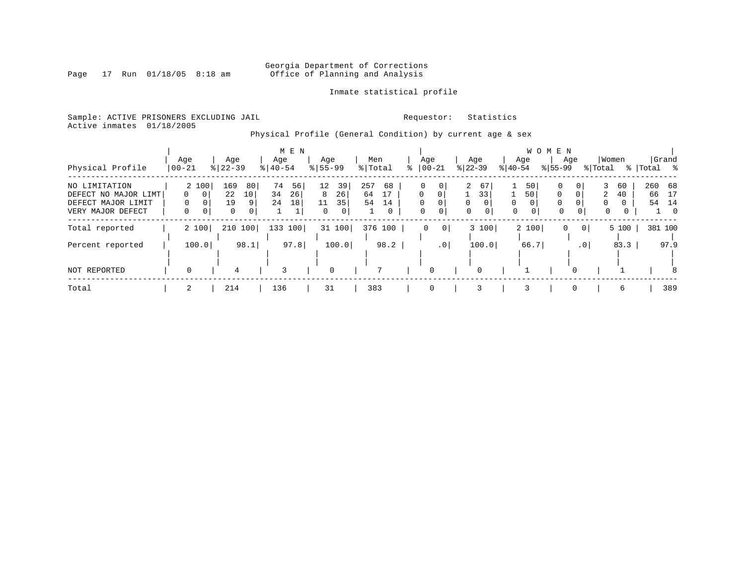Georgia Department of Corrections
Office of Planning and Analysis

Inmate statistical profile

Sample: ACTIVE PRISONERS EXCLUDING JAIL    Requestor: Statistics
Active inmates 01/18/2005

Physical Profile (General Condition) by current age & sex

| | MEN | | | | | | | | | | WOMEN | | | | | | | | | | | |
|---|---|---|---|---|---|---|---|---|---|---|---|---|---|---|---|---|---|---|---|---|---|---|
| Physical Profile | Age 00-21 | % | Age 22-39 | % | Age 40-54 | % | Age 55-99 | % | Men Total | % | Age 00-21 | % | Age 22-39 | % | Age 40-54 | % | Age 55-99 | % | Women Total | % | Grand Total | % |
| NO LIMITATION | 2 | 100 | 169 | 80 | 74 | 56 | 12 | 39 | 257 | 68 | 0 | 0 | 2 | 67 | 1 | 50 | 0 | 0 | 3 | 60 | 260 | 68 |
| DEFECT NO MAJOR LIMT | 0 | 0 | 22 | 10 | 34 | 26 | 8 | 26 | 64 | 17 | 0 | 0 | 1 | 33 | 1 | 50 | 0 | 0 | 2 | 40 | 66 | 17 |
| DEFECT MAJOR LIMIT | 0 | 0 | 19 | 9 | 24 | 18 | 11 | 35 | 54 | 14 | 0 | 0 | 0 | 0 | 0 | 0 | 0 | 0 | 0 | 0 | 54 | 14 |
| VERY MAJOR DEFECT | 0 | 0 | 0 | 0 | 1 | 1 | 0 | 0 | 1 | 0 | 0 | 0 | 0 | 0 | 0 | 0 | 0 | 0 | 0 | 0 | 1 | 0 |
| Total reported | 2 | 100 | 210 | 100 | 133 | 100 | 31 | 100 | 376 | 100 | 0 | 0 | 3 | 100 | 2 | 100 | 0 | 0 | 5 | 100 | 381 | 100 |
| Percent reported | 100.0 | | 98.1 | | 97.8 | | 100.0 | | 98.2 | | .0 | | 100.0 | | 66.7 | | .0 | | 83.3 | | 97.9 | |
| NOT REPORTED | 0 | | 4 | | 3 | | 0 | | 7 | | 0 | | 0 | | 1 | | 0 | | 1 | | 8 | |
| Total | 2 | | 214 | | 136 | | 31 | | 383 | | 0 | | 3 | | 3 | | 0 | | 6 | | 389 | |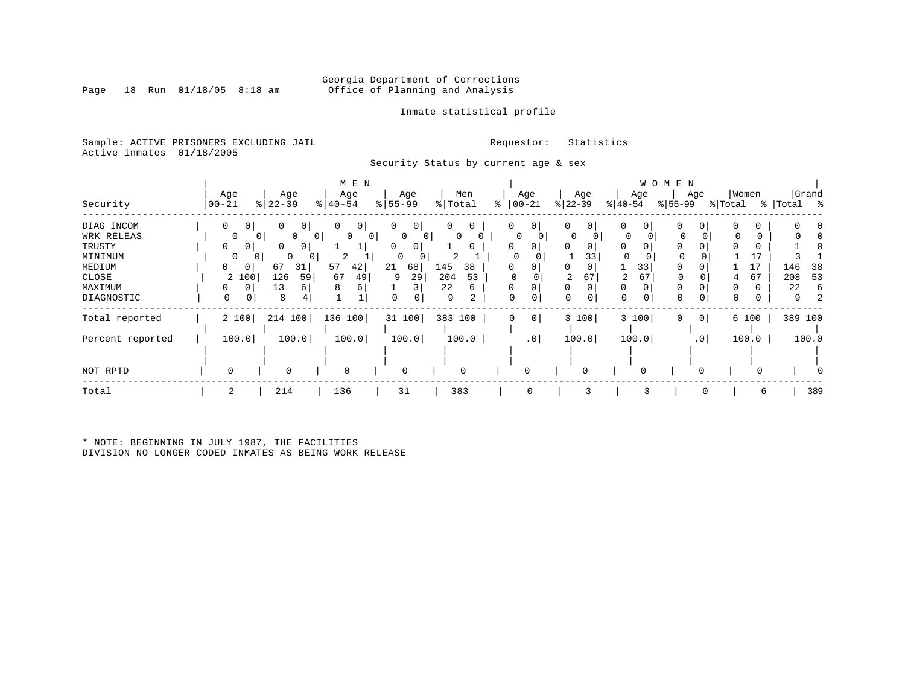Georgia Department of Corrections
Office of Planning and Analysis

Inmate statistical profile

Sample: ACTIVE PRISONERS EXCLUDING JAIL

Requestor: Statistics

Active inmates 01/18/2005

Security Status by current age & sex

| Security | MEN Age 00-21 | % | Age 22-39 | % | Age 40-54 | % | Age 55-99 | % | Men Total | % | WOMEN Age 00-21 | % | Age 22-39 | % | Age 40-54 | % | Age 55-99 | % | Women Total | % | Grand Total | % |
|---|---|---|---|---|---|---|---|---|---|---|---|---|---|---|---|---|---|---|---|---|---|---|
| DIAG INCOM | 0 | 0 | 0 | 0 | 0 | 0 | 0 | 0 | 0 | 0 | 0 | 0 | 0 | 0 | 0 | 0 | 0 | 0 | 0 | 0 | 0 | 0 |
| WRK RELEAS | 0 | 0 | 0 | 0 | 0 | 0 | 0 | 0 | 0 | 0 | 0 | 0 | 0 | 0 | 0 | 0 | 0 | 0 | 0 | 0 | 0 | 0 |
| TRUSTY | 0 | 0 | 0 | 0 | 1 | 1 | 0 | 0 | 1 | 0 | 0 | 0 | 0 | 0 | 0 | 0 | 0 | 0 | 0 | 0 | 1 | 0 |
| MINIMUM | 0 | 0 | 0 | 0 | 2 | 1 | 0 | 0 | 2 | 1 | 0 | 0 | 1 | 33 | 0 | 0 | 0 | 0 | 1 | 17 | 3 | 1 |
| MEDIUM | 0 | 0 | 67 | 31 | 57 | 42 | 21 | 68 | 145 | 38 | 0 | 0 | 0 | 0 | 1 | 33 | 0 | 0 | 1 | 17 | 146 | 38 |
| CLOSE | 2 | 100 | 126 | 59 | 67 | 49 | 9 | 29 | 204 | 53 | 0 | 0 | 2 | 67 | 2 | 67 | 0 | 0 | 4 | 67 | 208 | 53 |
| MAXIMUM | 0 | 0 | 13 | 6 | 8 | 6 | 1 | 3 | 22 | 6 | 0 | 0 | 0 | 0 | 0 | 0 | 0 | 0 | 0 | 0 | 22 | 6 |
| DIAGNOSTIC | 0 | 0 | 8 | 4 | 1 | 1 | 0 | 0 | 9 | 2 | 0 | 0 | 0 | 0 | 0 | 0 | 0 | 0 | 0 | 0 | 9 | 2 |
| Total reported | 2 | 100 | 214 | 100 | 136 | 100 | 31 | 100 | 383 | 100 | 0 | 0 | 3 | 100 | 3 | 100 | 0 | 0 | 6 | 100 | 389 | 100 |
| Percent reported | 100.0 | | 100.0 | | 100.0 | | 100.0 | | 100.0 | | .0 | | 100.0 | | 100.0 | | .0 | | 100.0 | | 100.0 | |
| NOT RPTD | 0 | | 0 | | 0 | | 0 | | 0 | | 0 | | 0 | | 0 | | 0 | | 0 | | 0 | |
| Total | 2 | | 214 | | 136 | | 31 | | 383 | | 0 | | 3 | | 3 | | 0 | | 6 | | 389 | |

* NOTE: BEGINNING IN JULY 1987, THE FACILITIES DIVISION NO LONGER CODED INMATES AS BEING WORK RELEASE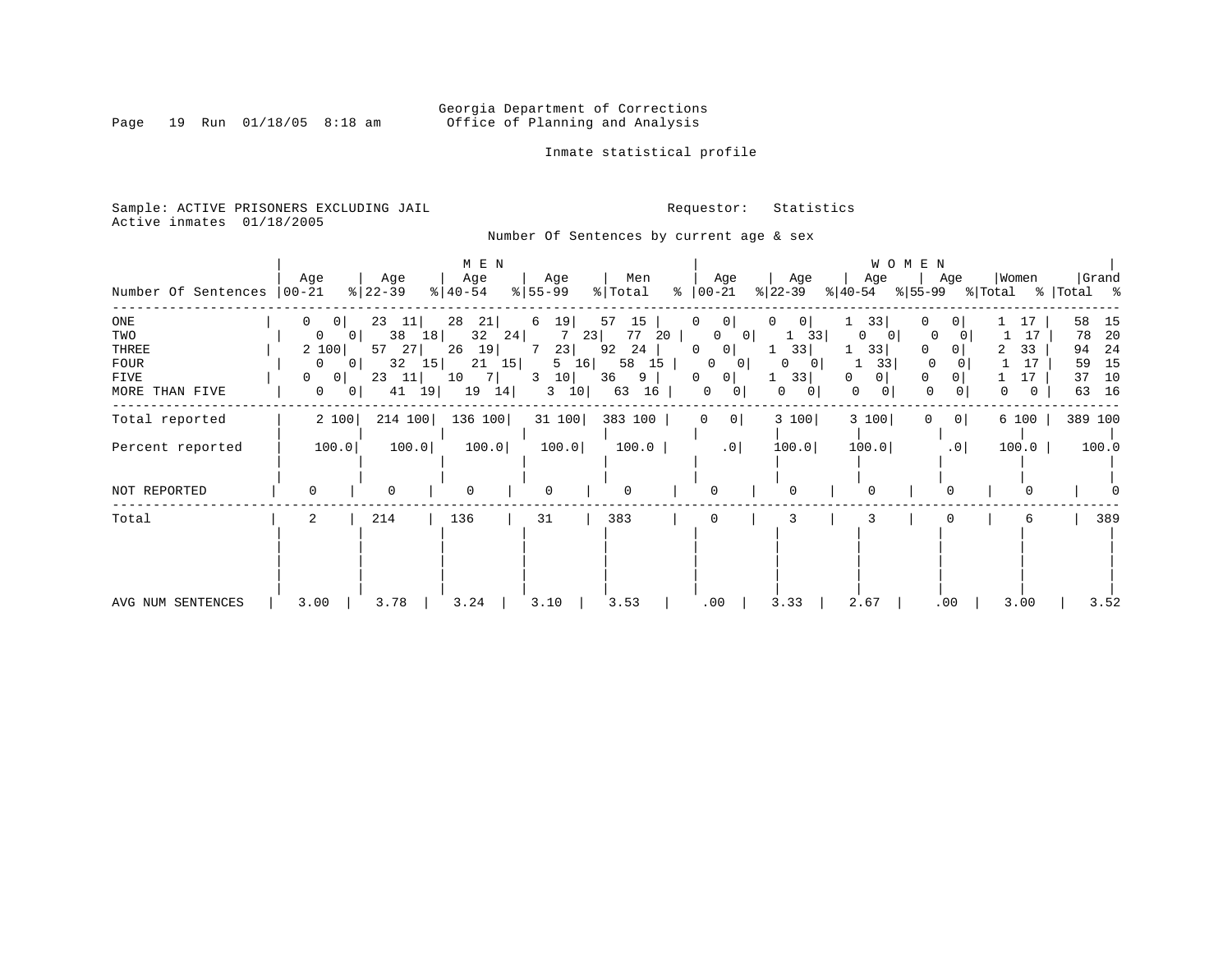Georgia Department of Corrections
Office of Planning and Analysis

Inmate statistical profile

Sample: ACTIVE PRISONERS EXCLUDING JAIL

Requestor: Statistics

Active inmates 01/18/2005

Number Of Sentences by current age & sex

| Number Of Sentences | MEN Age 00-21 | % | Age 22-39 | % | Age 40-54 | % | Age 55-99 | % | Men Total | % | WOMEN Age 00-21 | % | Age 22-39 | % | Age 40-54 | % | Age 55-99 | % | Women Total | % | Grand Total | % |
|---|---|---|---|---|---|---|---|---|---|---|---|---|---|---|---|---|---|---|---|---|---|---|
| ONE | 0 | 0 | 23 | 11 | 28 | 21 | 6 | 19 | 57 | 15 | 0 | 0 | 0 | 0 | 1 | 33 | 0 | 0 | 1 | 17 | 58 | 15 |
| TWO | 0 | 0 | 38 | 18 | 32 | 24 | 7 | 23 | 77 | 20 | 0 | 0 | 1 | 33 | 0 | 0 | 0 | 0 | 1 | 17 | 78 | 20 |
| THREE | 2 | 100 | 57 | 27 | 26 | 19 | 7 | 23 | 92 | 24 | 0 | 0 | 1 | 33 | 1 | 33 | 0 | 0 | 2 | 33 | 94 | 24 |
| FOUR | 0 | 0 | 32 | 15 | 21 | 15 | 5 | 16 | 58 | 15 | 0 | 0 | 0 | 0 | 1 | 33 | 0 | 0 | 1 | 17 | 59 | 15 |
| FIVE | 0 | 0 | 23 | 11 | 10 | 7 | 3 | 10 | 36 | 9 | 0 | 0 | 1 | 33 | 0 | 0 | 0 | 0 | 1 | 17 | 37 | 10 |
| MORE THAN FIVE | 0 | 0 | 41 | 19 | 19 | 14 | 3 | 10 | 63 | 16 | 0 | 0 | 0 | 0 | 0 | 0 | 0 | 0 | 0 | 0 | 63 | 16 |
| Total reported | 2 | 100 | 214 | 100 | 136 | 100 | 31 | 100 | 383 | 100 | 0 | 0 | 3 | 100 | 3 | 100 | 0 | 0 | 6 | 100 | 389 | 100 |
| Percent reported | 100.0 | | 100.0 | | 100.0 | | 100.0 | | 100.0 | | .0 | | 100.0 | | 100.0 | | .0 | | 100.0 | | 100.0 | |
| NOT REPORTED | 0 | | 0 | | 0 | | 0 | | 0 | | 0 | | 0 | | 0 | | 0 | | 0 | | 0 | |
| Total | 2 | | 214 | | 136 | | 31 | | 383 | | 0 | | 3 | | 3 | | 0 | | 6 | | 389 | |
| AVG NUM SENTENCES | 3.00 | | 3.78 | | 3.24 | | 3.10 | | 3.53 | | .00 | | 3.33 | | 2.67 | | .00 | | 3.00 | | 3.52 | |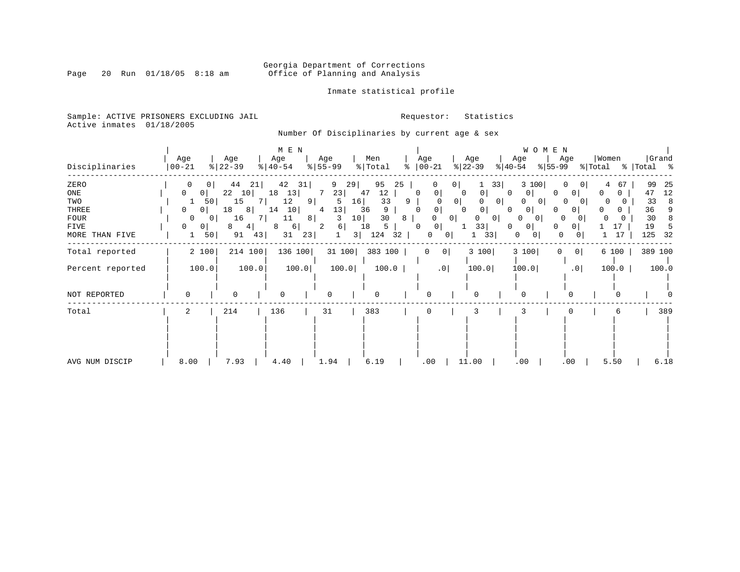Georgia Department of Corrections
Office of Planning and Analysis

Inmate statistical profile

Sample: ACTIVE PRISONERS EXCLUDING JAIL
Active inmates 01/18/2005

Requestor: Statistics

Number Of Disciplinaries by current age & sex

| Disciplinaries | MEN Age 00-21 | % | Age 22-39 | % | Age 40-54 | % | Age 55-99 | % | Men Total | % | WOMEN Age 00-21 | % | Age 22-39 | % | Age 40-54 | % | Age 55-99 | % | Women Total | % | Grand Total | % |
|---|---|---|---|---|---|---|---|---|---|---|---|---|---|---|---|---|---|---|---|---|---|---|
| ZERO | 0 | 0 | 44 | 21 | 42 | 31 | 9 | 29 | 95 | 25 | 0 | 0 | 1 | 33 | 3 | 100 | 0 | 0 | 4 | 67 | 99 | 25 |
| ONE | 0 | 0 | 22 | 10 | 18 | 13 | 7 | 23 | 47 | 12 | 0 | 0 | 0 | 0 | 0 | 0 | 0 | 0 | 0 | 0 | 47 | 12 |
| TWO | 1 | 50 | 15 | 7 | 12 | 9 | 5 | 16 | 33 | 9 | 0 | 0 | 0 | 0 | 0 | 0 | 0 | 0 | 0 | 0 | 33 | 8 |
| THREE | 0 | 0 | 18 | 8 | 14 | 10 | 4 | 13 | 36 | 9 | 0 | 0 | 0 | 0 | 0 | 0 | 0 | 0 | 0 | 0 | 36 | 9 |
| FOUR | 0 | 0 | 16 | 7 | 11 | 8 | 3 | 10 | 30 | 8 | 0 | 0 | 0 | 0 | 0 | 0 | 0 | 0 | 0 | 0 | 30 | 8 |
| FIVE | 0 | 0 | 8 | 4 | 8 | 6 | 2 | 6 | 18 | 5 | 0 | 0 | 1 | 33 | 0 | 0 | 0 | 0 | 1 | 17 | 19 | 5 |
| MORE THAN FIVE | 1 | 50 | 91 | 43 | 31 | 23 | 1 | 3 | 124 | 32 | 0 | 0 | 1 | 33 | 0 | 0 | 0 | 0 | 1 | 17 | 125 | 32 |
| Total reported | 2 | 100 | 214 | 100 | 136 | 100 | 31 | 100 | 383 | 100 | 0 | 0 | 3 | 100 | 3 | 100 | 0 | 0 | 6 | 100 | 389 | 100 |
| Percent reported | 100.0 | | 100.0 | | 100.0 | | 100.0 | | 100.0 | | .0 | | 100.0 | | 100.0 | | .0 | | 100.0 | | 100.0 | |
| NOT REPORTED | 0 | | 0 | | 0 | | 0 | | 0 | | 0 | | 0 | | 0 | | 0 | | 0 | | 0 | |
| Total | 2 | | 214 | | 136 | | 31 | | 383 | | 0 | | 3 | | 3 | | 0 | | 6 | | 389 | |
| AVG NUM DISCIP | 8.00 | | 7.93 | | 4.40 | | 1.94 | | 6.19 | | .00 | | 11.00 | | .00 | | .00 | | 5.50 | | 6.18 | |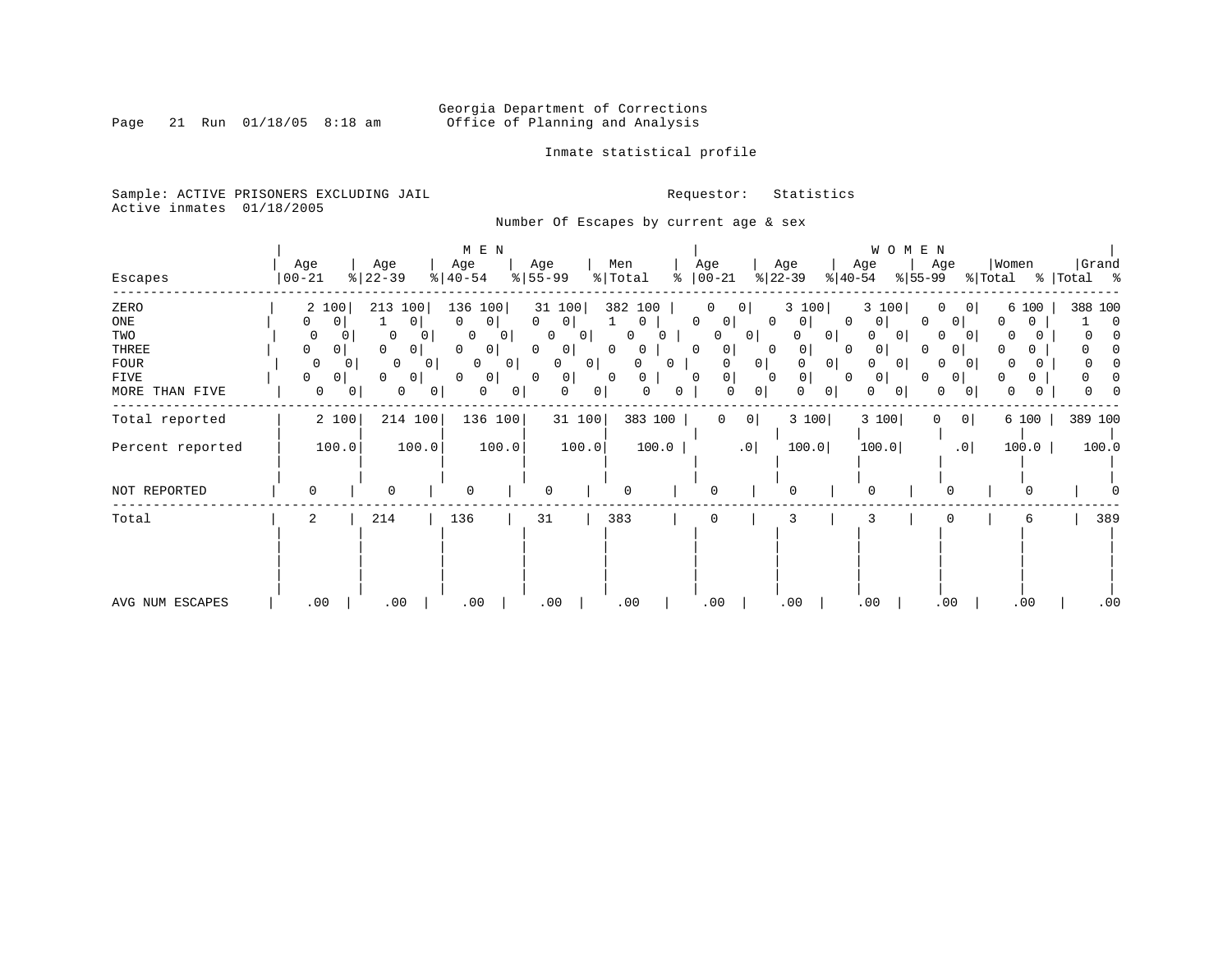Georgia Department of Corrections
Office of Planning and Analysis

Inmate statistical profile

Sample: ACTIVE PRISONERS EXCLUDING JAIL
Active inmates 01/18/2005

Requestor: Statistics

Number Of Escapes by current age & sex

| Escapes | MEN Age 00-21 | % | Age 22-39 | % | Age 40-54 | % | Age 55-99 | % | Men Total | % | WOMEN Age 00-21 | % | Age 22-39 | % | Age 40-54 | % | Age 55-99 | % | Women Total | % | Grand Total | % |
|---|---|---|---|---|---|---|---|---|---|---|---|---|---|---|---|---|---|---|---|---|---|---|
| ZERO | 2 | 100 | 213 | 100 | 136 | 100 | 31 | 100 | 382 | 100 | 0 | 0 | 3 | 100 | 3 | 100 | 0 | 0 | 6 | 100 | 388 | 100 |
| ONE | 0 | 0 | 1 | 0 | 0 | 0 | 0 | 0 | 1 | 0 | 0 | 0 | 0 | 0 | 0 | 0 | 0 | 0 | 0 | 0 | 1 | 0 |
| TWO | 0 | 0 | 0 | 0 | 0 | 0 | 0 | 0 | 0 | 0 | 0 | 0 | 0 | 0 | 0 | 0 | 0 | 0 | 0 | 0 | 0 | 0 |
| THREE | 0 | 0 | 0 | 0 | 0 | 0 | 0 | 0 | 0 | 0 | 0 | 0 | 0 | 0 | 0 | 0 | 0 | 0 | 0 | 0 | 0 | 0 |
| FOUR | 0 | 0 | 0 | 0 | 0 | 0 | 0 | 0 | 0 | 0 | 0 | 0 | 0 | 0 | 0 | 0 | 0 | 0 | 0 | 0 | 0 | 0 |
| FIVE | 0 | 0 | 0 | 0 | 0 | 0 | 0 | 0 | 0 | 0 | 0 | 0 | 0 | 0 | 0 | 0 | 0 | 0 | 0 | 0 | 0 | 0 |
| MORE THAN FIVE | 0 | 0 | 0 | 0 | 0 | 0 | 0 | 0 | 0 | 0 | 0 | 0 | 0 | 0 | 0 | 0 | 0 | 0 | 0 | 0 | 0 | 0 |
| Total reported | 2 | 100 | 214 | 100 | 136 | 100 | 31 | 100 | 383 | 100 | 0 | 0 | 3 | 100 | 3 | 100 | 0 | 0 | 6 | 100 | 389 | 100 |
| Percent reported | 100.0 | | 100.0 | | 100.0 | | 100.0 | | 100.0 | | .0 | | 100.0 | | 100.0 | | .0 | | 100.0 | | 100.0 | |
| NOT REPORTED | 0 | | 0 | | 0 | | 0 | | 0 | | 0 | | 0 | | 0 | | 0 | | 0 | | 0 | |
| Total | 2 | | 214 | | 136 | | 31 | | 383 | | 0 | | 3 | | 3 | | 0 | | 6 | | 389 | |
| AVG NUM ESCAPES | .00 | | .00 | | .00 | | .00 | | .00 | | .00 | | .00 | | .00 | | .00 | | .00 | | .00 | |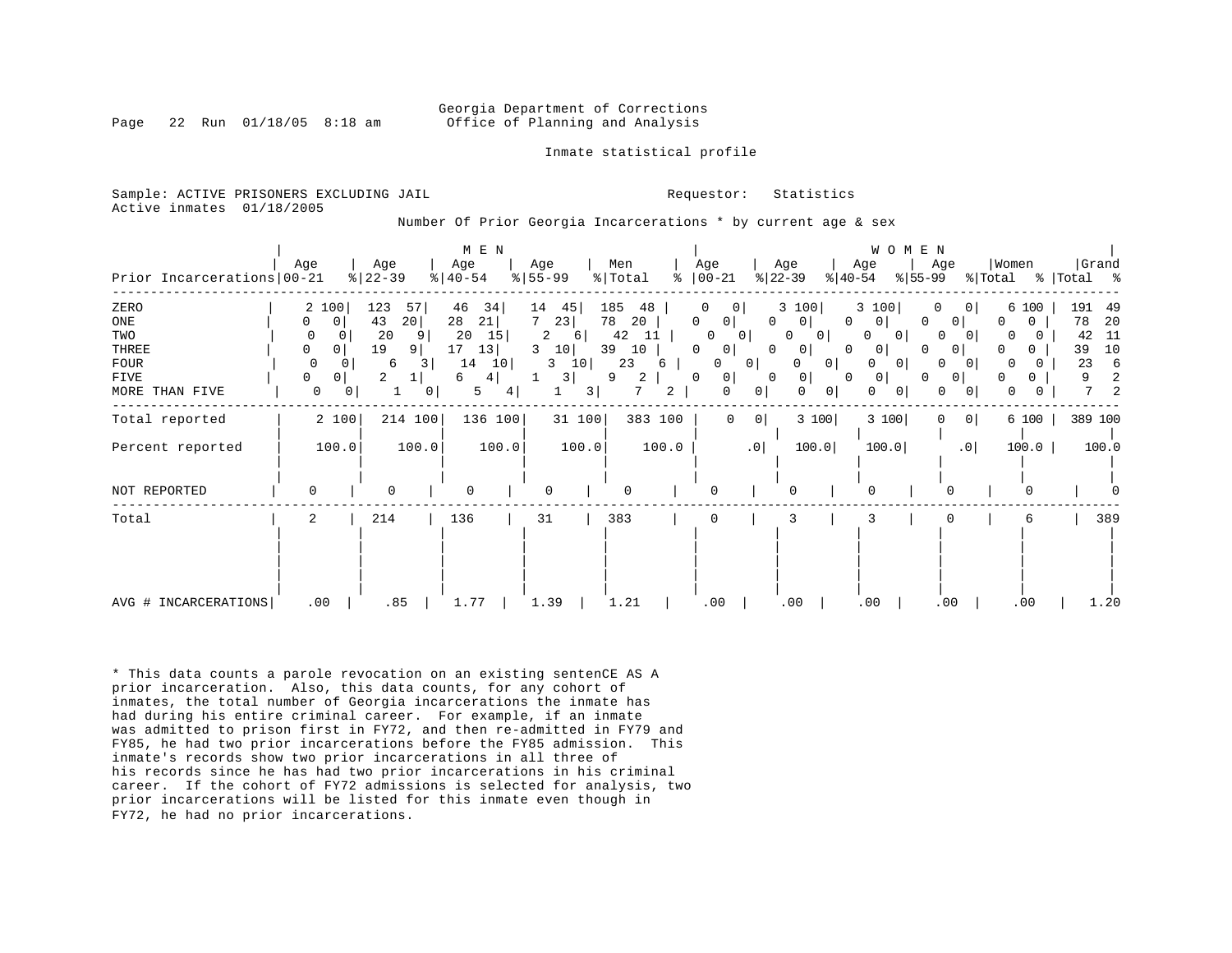Georgia Department of Corrections
Office of Planning and Analysis

Inmate statistical profile

Sample: ACTIVE PRISONERS EXCLUDING JAIL
Active inmates 01/18/2005

Requestor: Statistics

Number Of Prior Georgia Incarcerations * by current age & sex

| | MEN | | | | | | | | | | WOMEN | | | | | | | | | | | |
|---|---|---|---|---|---|---|---|---|---|---|---|---|---|---|---|---|---|---|---|---|---|---|
| Prior Incarcerations | Age 00-21 | % | Age 22-39 | % | Age 40-54 | % | Age 55-99 | % | Men Total | % | Age 00-21 | % | Age 22-39 | % | Age 40-54 | % | Age 55-99 | % | Women Total | % | Grand Total | % |
| ZERO | 2 | 100 | 123 | 57 | 46 | 34 | 14 | 45 | 185 | 48 | 0 | 0 | 3 | 100 | 3 | 100 | 0 | 0 | 6 | 100 | 191 | 49 |
| ONE | 0 | 0 | 43 | 20 | 28 | 21 | 7 | 23 | 78 | 20 | 0 | 0 | 0 | 0 | 0 | 0 | 0 | 0 | 0 | 0 | 78 | 20 |
| TWO | 0 | 0 | 20 | 9 | 20 | 15 | 2 | 6 | 42 | 11 | 0 | 0 | 0 | 0 | 0 | 0 | 0 | 0 | 0 | 0 | 42 | 11 |
| THREE | 0 | 0 | 19 | 9 | 17 | 13 | 3 | 10 | 39 | 10 | 0 | 0 | 0 | 0 | 0 | 0 | 0 | 0 | 0 | 0 | 39 | 10 |
| FOUR | 0 | 0 | 6 | 3 | 14 | 10 | 3 | 10 | 23 | 6 | 0 | 0 | 0 | 0 | 0 | 0 | 0 | 0 | 0 | 0 | 23 | 6 |
| FIVE | 0 | 0 | 2 | 1 | 6 | 4 | 1 | 3 | 9 | 2 | 0 | 0 | 0 | 0 | 0 | 0 | 0 | 0 | 0 | 0 | 9 | 2 |
| MORE THAN FIVE | 0 | 0 | 1 | 0 | 5 | 4 | 1 | 3 | 7 | 2 | 0 | 0 | 0 | 0 | 0 | 0 | 0 | 0 | 0 | 0 | 7 | 2 |
| Total reported | 2 | 100 | 214 | 100 | 136 | 100 | 31 | 100 | 383 | 100 | 0 | 0 | 3 | 100 | 3 | 100 | 0 | 0 | 6 | 100 | 389 | 100 |
| Percent reported | 100.0 | | 100.0 | | 100.0 | | 100.0 | | 100.0 | | .0 | | 100.0 | | 100.0 | | .0 | | 100.0 | | 100.0 | |
| NOT REPORTED | 0 | | 0 | | 0 | | 0 | | 0 | | 0 | | 0 | | 0 | | 0 | | 0 | | 0 | |
| Total | 2 | | 214 | | 136 | | 31 | | 383 | | 0 | | 3 | | 3 | | 0 | | 6 | | 389 | |
| AVG # INCARCERATIONS | .00 | | .85 | | 1.77 | | 1.39 | | 1.21 | | .00 | | .00 | | .00 | | .00 | | .00 | | 1.20 | |

* This data counts a parole revocation on an existing sentenCE AS A prior incarceration. Also, this data counts, for any cohort of inmates, the total number of Georgia incarcerations the inmate has had during his entire criminal career. For example, if an inmate was admitted to prison first in FY72, and then re-admitted in FY79 and FY85, he had two prior incarcerations before the FY85 admission. This inmate's records show two prior incarcerations in all three of his records since he has had two prior incarcerations in his criminal career. If the cohort of FY72 admissions is selected for analysis, two prior incarcerations will be listed for this inmate even though in FY72, he had no prior incarcerations.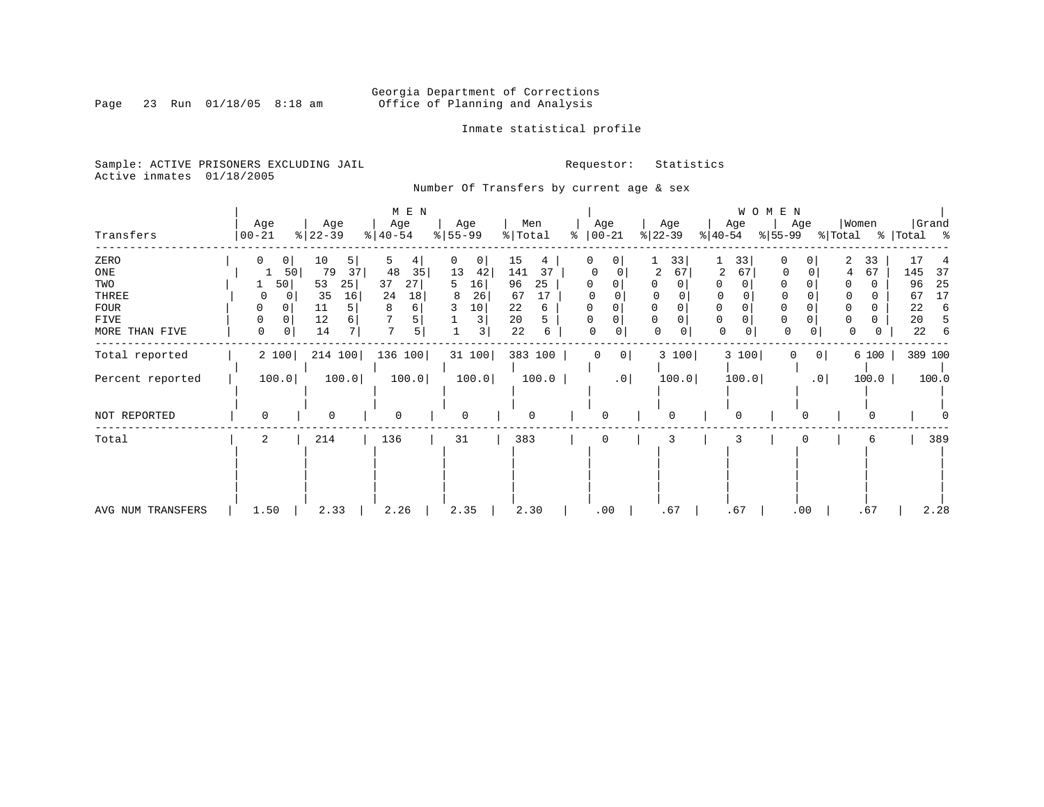Georgia Department of Corrections
Office of Planning and Analysis

Inmate statistical profile

Sample: ACTIVE PRISONERS EXCLUDING JAIL
Active inmates 01/18/2005

Requestor: Statistics

Number Of Transfers by current age & sex

| Transfers | MEN Age 00-21 | % | Age 22-39 | % | Age 40-54 | % | Age 55-99 | % | Men Total | % | WOMEN Age 00-21 | % | Age 22-39 | % | Age 40-54 | % | Age 55-99 | % | Women Total | % | Grand Total | % |
|---|---|---|---|---|---|---|---|---|---|---|---|---|---|---|---|---|---|---|---|---|---|---|
| ZERO | 0 | 0 | 10 | 5 | 5 | 4 | 0 | 0 | 15 | 4 | 0 | 0 | 1 | 33 | 1 | 33 | 0 | 0 | 2 | 33 | 17 | 4 |
| ONE | 1 | 50 | 79 | 37 | 48 | 35 | 13 | 42 | 141 | 37 | 0 | 0 | 2 | 67 | 2 | 67 | 0 | 0 | 4 | 67 | 145 | 37 |
| TWO | 1 | 50 | 53 | 25 | 37 | 27 | 5 | 16 | 96 | 25 | 0 | 0 | 0 | 0 | 0 | 0 | 0 | 0 | 0 | 0 | 96 | 25 |
| THREE | 0 | 0 | 35 | 16 | 24 | 18 | 8 | 26 | 67 | 17 | 0 | 0 | 0 | 0 | 0 | 0 | 0 | 0 | 0 | 0 | 67 | 17 |
| FOUR | 0 | 0 | 11 | 5 | 8 | 6 | 3 | 10 | 22 | 6 | 0 | 0 | 0 | 0 | 0 | 0 | 0 | 0 | 0 | 0 | 22 | 6 |
| FIVE | 0 | 0 | 12 | 6 | 7 | 5 | 1 | 3 | 20 | 5 | 0 | 0 | 0 | 0 | 0 | 0 | 0 | 0 | 0 | 0 | 20 | 5 |
| MORE THAN FIVE | 0 | 0 | 14 | 7 | 7 | 5 | 1 | 3 | 22 | 6 | 0 | 0 | 0 | 0 | 0 | 0 | 0 | 0 | 0 | 0 | 22 | 6 |
| Total reported | 2 | 100 | 214 | 100 | 136 | 100 | 31 | 100 | 383 | 100 | 0 | 0 | 3 | 100 | 3 | 100 | 0 | 0 | 6 | 100 | 389 | 100 |
| Percent reported | 100.0 | | 100.0 | | 100.0 | | 100.0 | | 100.0 | | .0 | | 100.0 | | 100.0 | | .0 | | 100.0 | | 100.0 | |
| NOT REPORTED | 0 | | 0 | | 0 | | 0 | | 0 | | 0 | | 0 | | 0 | | 0 | | 0 | | 0 | |
| Total | 2 | | 214 | | 136 | | 31 | | 383 | | 0 | | 3 | | 3 | | 0 | | 6 | | 389 | |
| AVG NUM TRANSFERS | 1.50 | | 2.33 | | 2.26 | | 2.35 | | 2.30 | | .00 | | .67 | | .67 | | .00 | | .67 | | 2.28 | |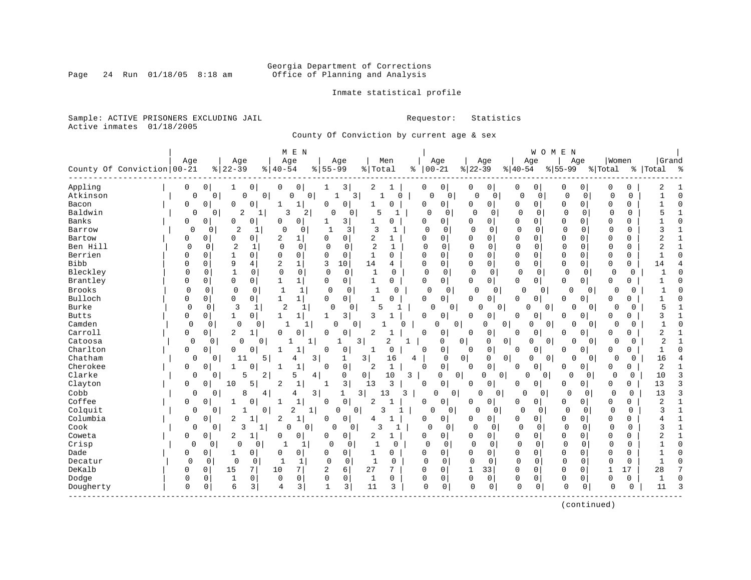Georgia Department of Corrections
Office of Planning and Analysis

Inmate statistical profile

Sample: ACTIVE PRISONERS EXCLUDING JAIL
Active inmates 01/18/2005

Requestor: Statistics

County Of Conviction by current age & sex

| County Of Conviction | MEN Age 00-21 | % | Age 22-39 | % | Age 40-54 | % | Age 55-99 | % | Men Total | % | WOMEN Age 00-21 | % | Age 22-39 | % | Age 40-54 | % | Age 55-99 | % | Women Total | % | Grand Total | % |
|---|---|---|---|---|---|---|---|---|---|---|---|---|---|---|---|---|---|---|---|---|---|---|
| Appling | 0 | 0 | 1 | 0 | 0 | 0 | 1 | 3 | 2 | 1 | 0 | 0 | 0 | 0 | 0 | 0 | 0 | 0 | 0 | 0 | 2 | 1 |
| Atkinson | 0 | 0 | 0 | 0 | 0 | 0 | 1 | 3 | 1 | 0 | 0 | 0 | 0 | 0 | 0 | 0 | 0 | 0 | 0 | 0 | 1 | 0 |
| Bacon | 0 | 0 | 0 | 0 | 1 | 1 | 0 | 0 | 1 | 0 | 0 | 0 | 0 | 0 | 0 | 0 | 0 | 0 | 0 | 0 | 1 | 0 |
| Baldwin | 0 | 0 | 2 | 1 | 3 | 2 | 0 | 0 | 5 | 1 | 0 | 0 | 0 | 0 | 0 | 0 | 0 | 0 | 0 | 0 | 5 | 1 |
| Banks | 0 | 0 | 0 | 0 | 0 | 0 | 1 | 3 | 1 | 0 | 0 | 0 | 0 | 0 | 0 | 0 | 0 | 0 | 0 | 0 | 1 | 0 |
| Barrow | 0 | 0 | 2 | 1 | 0 | 0 | 1 | 3 | 3 | 1 | 0 | 0 | 0 | 0 | 0 | 0 | 0 | 0 | 0 | 0 | 3 | 1 |
| Bartow | 0 | 0 | 0 | 0 | 2 | 1 | 0 | 0 | 2 | 1 | 0 | 0 | 0 | 0 | 0 | 0 | 0 | 0 | 0 | 0 | 2 | 1 |
| Ben Hill | 0 | 0 | 2 | 1 | 0 | 0 | 0 | 0 | 2 | 1 | 0 | 0 | 0 | 0 | 0 | 0 | 0 | 0 | 0 | 0 | 2 | 1 |
| Berrien | 0 | 0 | 1 | 0 | 0 | 0 | 0 | 0 | 1 | 0 | 0 | 0 | 0 | 0 | 0 | 0 | 0 | 0 | 0 | 0 | 1 | 0 |
| Bibb | 0 | 0 | 9 | 4 | 2 | 1 | 3 | 10 | 14 | 4 | 0 | 0 | 0 | 0 | 0 | 0 | 0 | 0 | 0 | 0 | 14 | 4 |
| Bleckley | 0 | 0 | 1 | 0 | 0 | 0 | 0 | 0 | 1 | 0 | 0 | 0 | 0 | 0 | 0 | 0 | 0 | 0 | 0 | 0 | 1 | 0 |
| Brantley | 0 | 0 | 0 | 0 | 1 | 1 | 0 | 0 | 1 | 0 | 0 | 0 | 0 | 0 | 0 | 0 | 0 | 0 | 0 | 0 | 1 | 0 |
| Brooks | 0 | 0 | 0 | 0 | 1 | 1 | 0 | 0 | 1 | 0 | 0 | 0 | 0 | 0 | 0 | 0 | 0 | 0 | 0 | 0 | 1 | 0 |
| Bulloch | 0 | 0 | 0 | 0 | 1 | 1 | 0 | 0 | 1 | 0 | 0 | 0 | 0 | 0 | 0 | 0 | 0 | 0 | 0 | 0 | 1 | 0 |
| Burke | 0 | 0 | 3 | 1 | 2 | 1 | 0 | 0 | 5 | 1 | 0 | 0 | 0 | 0 | 0 | 0 | 0 | 0 | 0 | 0 | 5 | 1 |
| Butts | 0 | 0 | 1 | 0 | 1 | 1 | 1 | 3 | 3 | 1 | 0 | 0 | 0 | 0 | 0 | 0 | 0 | 0 | 0 | 0 | 3 | 1 |
| Camden | 0 | 0 | 0 | 0 | 1 | 1 | 0 | 0 | 1 | 0 | 0 | 0 | 0 | 0 | 0 | 0 | 0 | 0 | 0 | 0 | 1 | 0 |
| Carroll | 0 | 0 | 2 | 1 | 0 | 0 | 0 | 0 | 2 | 1 | 0 | 0 | 0 | 0 | 0 | 0 | 0 | 0 | 0 | 0 | 2 | 1 |
| Catoosa | 0 | 0 | 0 | 0 | 1 | 1 | 1 | 3 | 2 | 1 | 0 | 0 | 0 | 0 | 0 | 0 | 0 | 0 | 0 | 0 | 2 | 1 |
| Charlton | 0 | 0 | 0 | 0 | 1 | 1 | 0 | 0 | 1 | 0 | 0 | 0 | 0 | 0 | 0 | 0 | 0 | 0 | 0 | 0 | 1 | 0 |
| Chatham | 0 | 0 | 11 | 5 | 4 | 3 | 1 | 3 | 16 | 4 | 0 | 0 | 0 | 0 | 0 | 0 | 0 | 0 | 0 | 0 | 16 | 4 |
| Cherokee | 0 | 0 | 1 | 0 | 1 | 1 | 0 | 0 | 2 | 1 | 0 | 0 | 0 | 0 | 0 | 0 | 0 | 0 | 0 | 0 | 2 | 1 |
| Clarke | 0 | 0 | 5 | 2 | 5 | 4 | 0 | 0 | 10 | 3 | 0 | 0 | 0 | 0 | 0 | 0 | 0 | 0 | 0 | 0 | 10 | 3 |
| Clayton | 0 | 0 | 10 | 5 | 2 | 1 | 1 | 3 | 13 | 3 | 0 | 0 | 0 | 0 | 0 | 0 | 0 | 0 | 0 | 0 | 13 | 3 |
| Cobb | 0 | 0 | 8 | 4 | 4 | 3 | 1 | 3 | 13 | 3 | 0 | 0 | 0 | 0 | 0 | 0 | 0 | 0 | 0 | 0 | 13 | 3 |
| Coffee | 0 | 0 | 1 | 0 | 1 | 1 | 0 | 0 | 2 | 1 | 0 | 0 | 0 | 0 | 0 | 0 | 0 | 0 | 0 | 0 | 2 | 1 |
| Colquit | 0 | 0 | 1 | 0 | 2 | 1 | 0 | 0 | 3 | 1 | 0 | 0 | 0 | 0 | 0 | 0 | 0 | 0 | 0 | 0 | 3 | 1 |
| Columbia | 0 | 0 | 2 | 1 | 2 | 1 | 0 | 0 | 4 | 1 | 0 | 0 | 0 | 0 | 0 | 0 | 0 | 0 | 0 | 0 | 4 | 1 |
| Cook | 0 | 0 | 3 | 1 | 0 | 0 | 0 | 0 | 3 | 1 | 0 | 0 | 0 | 0 | 0 | 0 | 0 | 0 | 0 | 0 | 3 | 1 |
| Coweta | 0 | 0 | 2 | 1 | 0 | 0 | 0 | 0 | 2 | 1 | 0 | 0 | 0 | 0 | 0 | 0 | 0 | 0 | 0 | 0 | 2 | 1 |
| Crisp | 0 | 0 | 0 | 0 | 1 | 1 | 0 | 0 | 1 | 0 | 0 | 0 | 0 | 0 | 0 | 0 | 0 | 0 | 0 | 0 | 1 | 0 |
| Dade | 0 | 0 | 1 | 0 | 0 | 0 | 0 | 0 | 1 | 0 | 0 | 0 | 0 | 0 | 0 | 0 | 0 | 0 | 0 | 0 | 1 | 0 |
| Decatur | 0 | 0 | 0 | 0 | 1 | 1 | 0 | 0 | 1 | 0 | 0 | 0 | 0 | 0 | 0 | 0 | 0 | 0 | 0 | 0 | 1 | 0 |
| DeKalb | 0 | 0 | 15 | 7 | 10 | 7 | 2 | 6 | 27 | 7 | 0 | 0 | 1 | 33 | 0 | 0 | 0 | 0 | 1 | 17 | 28 | 7 |
| Dodge | 0 | 0 | 1 | 0 | 0 | 0 | 0 | 0 | 1 | 0 | 0 | 0 | 0 | 0 | 0 | 0 | 0 | 0 | 0 | 0 | 1 | 0 |
| Dougherty | 0 | 0 | 6 | 3 | 4 | 3 | 1 | 3 | 11 | 3 | 0 | 0 | 0 | 0 | 0 | 0 | 0 | 0 | 0 | 0 | 11 | 3 |

(continued)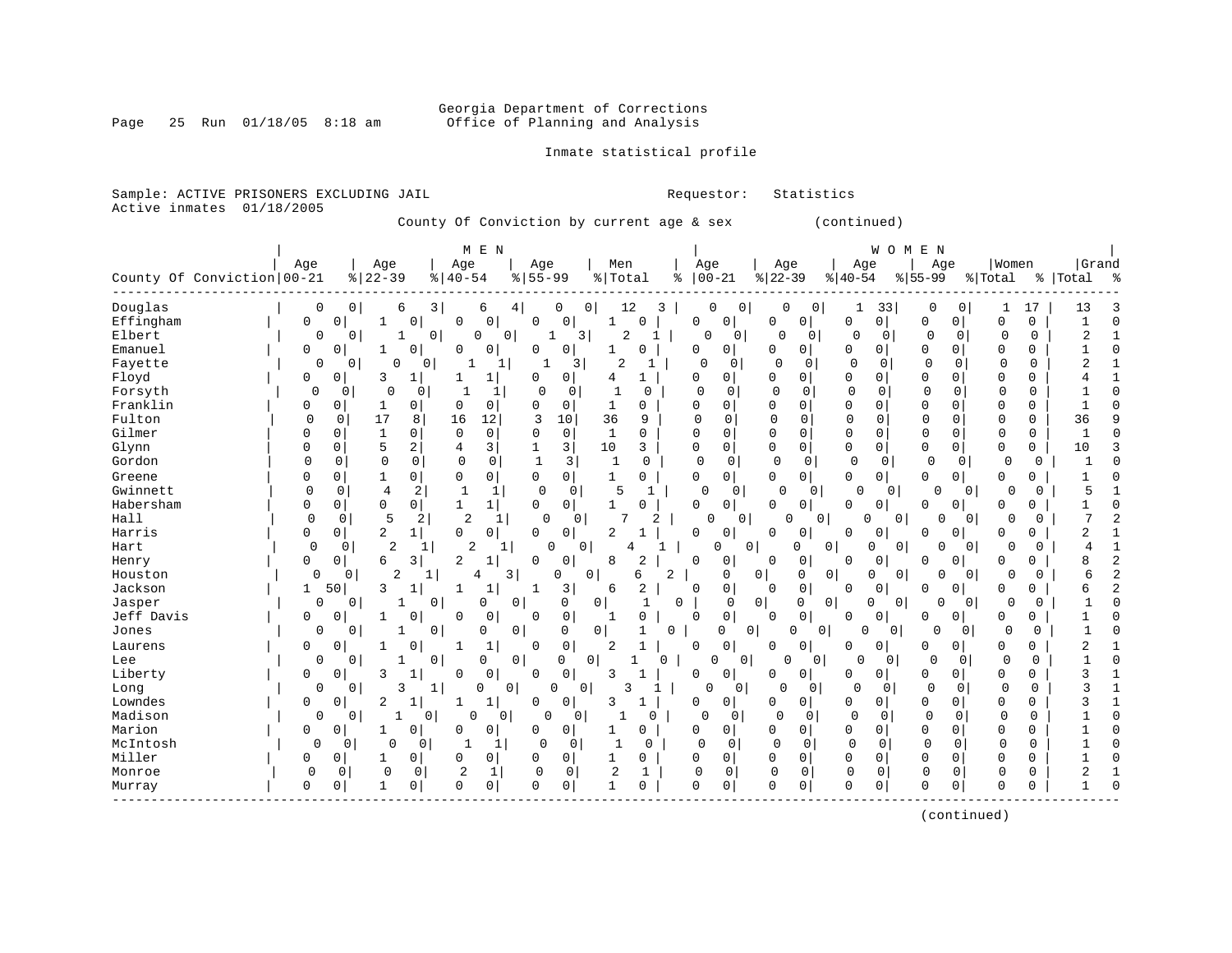Georgia Department of Corrections
Office of Planning and Analysis

Inmate statistical profile

Sample: ACTIVE PRISONERS EXCLUDING JAIL

Requestor: Statistics

Active inmates 01/18/2005

County Of Conviction by current age & sex (continued)

| County Of Conviction | MEN Age 00-21 | % | Age 22-39 | % | Age 40-54 | % | Age 55-99 | % | Men Total | % | WOMEN Age 00-21 | % | Age 22-39 | % | Age 40-54 | % | Age 55-99 | % | Women Total | % | Grand Total | % |
|---|---|---|---|---|---|---|---|---|---|---|---|---|---|---|---|---|---|---|---|---|---|---|
| Douglas | 0 | 0 | 6 | 3 | 6 | 4 | 0 | 0 | 12 | 3 | 0 | 0 | 0 | 0 | 1 | 33 | 0 | 0 | 1 | 17 | 13 | 3 |
| Effingham | 0 | 0 | 1 | 0 | 0 | 0 | 0 | 0 | 1 | 0 | 0 | 0 | 0 | 0 | 0 | 0 | 0 | 0 | 0 | 0 | 1 | 0 |
| Elbert | 0 | 0 | 1 | 0 | 0 | 0 | 1 | 3 | 2 | 1 | 0 | 0 | 0 | 0 | 0 | 0 | 0 | 0 | 0 | 0 | 2 | 1 |
| Emanuel | 0 | 0 | 1 | 0 | 0 | 0 | 0 | 0 | 1 | 0 | 0 | 0 | 0 | 0 | 0 | 0 | 0 | 0 | 0 | 0 | 1 | 0 |
| Fayette | 0 | 0 | 0 | 0 | 1 | 1 | 1 | 3 | 2 | 1 | 0 | 0 | 0 | 0 | 0 | 0 | 0 | 0 | 0 | 0 | 2 | 1 |
| Floyd | 0 | 0 | 3 | 1 | 1 | 1 | 0 | 0 | 4 | 1 | 0 | 0 | 0 | 0 | 0 | 0 | 0 | 0 | 0 | 0 | 4 | 1 |
| Forsyth | 0 | 0 | 0 | 0 | 1 | 1 | 0 | 0 | 1 | 0 | 0 | 0 | 0 | 0 | 0 | 0 | 0 | 0 | 0 | 0 | 1 | 0 |
| Franklin | 0 | 0 | 1 | 0 | 0 | 0 | 0 | 0 | 1 | 0 | 0 | 0 | 0 | 0 | 0 | 0 | 0 | 0 | 0 | 0 | 1 | 0 |
| Fulton | 0 | 0 | 17 | 8 | 16 | 12 | 3 | 10 | 36 | 9 | 0 | 0 | 0 | 0 | 0 | 0 | 0 | 0 | 0 | 0 | 36 | 9 |
| Gilmer | 0 | 0 | 1 | 0 | 0 | 0 | 0 | 0 | 1 | 0 | 0 | 0 | 0 | 0 | 0 | 0 | 0 | 0 | 0 | 0 | 1 | 0 |
| Glynn | 0 | 0 | 5 | 2 | 4 | 3 | 1 | 3 | 10 | 3 | 0 | 0 | 0 | 0 | 0 | 0 | 0 | 0 | 0 | 0 | 10 | 3 |
| Gordon | 0 | 0 | 0 | 0 | 0 | 0 | 1 | 3 | 1 | 0 | 0 | 0 | 0 | 0 | 0 | 0 | 0 | 0 | 0 | 0 | 1 | 0 |
| Greene | 0 | 0 | 1 | 0 | 0 | 0 | 0 | 0 | 1 | 0 | 0 | 0 | 0 | 0 | 0 | 0 | 0 | 0 | 0 | 0 | 1 | 0 |
| Gwinnett | 0 | 0 | 4 | 2 | 1 | 1 | 0 | 0 | 5 | 1 | 0 | 0 | 0 | 0 | 0 | 0 | 0 | 0 | 0 | 0 | 5 | 1 |
| Habersham | 0 | 0 | 0 | 0 | 1 | 1 | 0 | 0 | 1 | 0 | 0 | 0 | 0 | 0 | 0 | 0 | 0 | 0 | 0 | 0 | 1 | 0 |
| Hall | 0 | 0 | 5 | 2 | 2 | 1 | 0 | 0 | 7 | 2 | 0 | 0 | 0 | 0 | 0 | 0 | 0 | 0 | 0 | 0 | 7 | 2 |
| Harris | 0 | 0 | 2 | 1 | 0 | 0 | 0 | 0 | 2 | 1 | 0 | 0 | 0 | 0 | 0 | 0 | 0 | 0 | 0 | 0 | 2 | 1 |
| Hart | 0 | 0 | 2 | 1 | 2 | 1 | 0 | 0 | 4 | 1 | 0 | 0 | 0 | 0 | 0 | 0 | 0 | 0 | 0 | 0 | 4 | 1 |
| Henry | 0 | 0 | 6 | 3 | 2 | 1 | 0 | 0 | 8 | 2 | 0 | 0 | 0 | 0 | 0 | 0 | 0 | 0 | 0 | 0 | 8 | 2 |
| Houston | 0 | 0 | 2 | 1 | 4 | 3 | 0 | 0 | 6 | 2 | 0 | 0 | 0 | 0 | 0 | 0 | 0 | 0 | 0 | 0 | 6 | 2 |
| Jackson | 1 | 50 | 3 | 1 | 1 | 1 | 1 | 3 | 6 | 2 | 0 | 0 | 0 | 0 | 0 | 0 | 0 | 0 | 0 | 0 | 6 | 2 |
| Jasper | 0 | 0 | 1 | 0 | 0 | 0 | 0 | 0 | 1 | 0 | 0 | 0 | 0 | 0 | 0 | 0 | 0 | 0 | 0 | 0 | 1 | 0 |
| Jeff Davis | 0 | 0 | 1 | 0 | 0 | 0 | 0 | 0 | 1 | 0 | 0 | 0 | 0 | 0 | 0 | 0 | 0 | 0 | 0 | 0 | 1 | 0 |
| Jones | 0 | 0 | 1 | 0 | 0 | 0 | 0 | 0 | 1 | 0 | 0 | 0 | 0 | 0 | 0 | 0 | 0 | 0 | 0 | 0 | 1 | 0 |
| Laurens | 0 | 0 | 1 | 0 | 1 | 1 | 0 | 0 | 2 | 1 | 0 | 0 | 0 | 0 | 0 | 0 | 0 | 0 | 0 | 0 | 2 | 1 |
| Lee | 0 | 0 | 1 | 0 | 0 | 0 | 0 | 0 | 1 | 0 | 0 | 0 | 0 | 0 | 0 | 0 | 0 | 0 | 0 | 0 | 1 | 0 |
| Liberty | 0 | 0 | 3 | 1 | 0 | 0 | 0 | 0 | 3 | 1 | 0 | 0 | 0 | 0 | 0 | 0 | 0 | 0 | 0 | 0 | 3 | 1 |
| Long | 0 | 0 | 3 | 1 | 0 | 0 | 0 | 0 | 3 | 1 | 0 | 0 | 0 | 0 | 0 | 0 | 0 | 0 | 0 | 0 | 3 | 1 |
| Lowndes | 0 | 0 | 2 | 1 | 1 | 1 | 0 | 0 | 3 | 1 | 0 | 0 | 0 | 0 | 0 | 0 | 0 | 0 | 0 | 0 | 3 | 1 |
| Madison | 0 | 0 | 1 | 0 | 0 | 0 | 0 | 0 | 1 | 0 | 0 | 0 | 0 | 0 | 0 | 0 | 0 | 0 | 0 | 0 | 1 | 0 |
| Marion | 0 | 0 | 1 | 0 | 0 | 0 | 0 | 0 | 1 | 0 | 0 | 0 | 0 | 0 | 0 | 0 | 0 | 0 | 0 | 0 | 1 | 0 |
| McIntosh | 0 | 0 | 0 | 0 | 1 | 1 | 0 | 0 | 1 | 0 | 0 | 0 | 0 | 0 | 0 | 0 | 0 | 0 | 0 | 0 | 1 | 0 |
| Miller | 0 | 0 | 1 | 0 | 0 | 0 | 0 | 0 | 1 | 0 | 0 | 0 | 0 | 0 | 0 | 0 | 0 | 0 | 0 | 0 | 1 | 0 |
| Monroe | 0 | 0 | 0 | 0 | 2 | 1 | 0 | 0 | 2 | 1 | 0 | 0 | 0 | 0 | 0 | 0 | 0 | 0 | 0 | 0 | 2 | 1 |
| Murray | 0 | 0 | 1 | 0 | 0 | 0 | 0 | 0 | 1 | 0 | 0 | 0 | 0 | 0 | 0 | 0 | 0 | 0 | 0 | 0 | 1 | 0 |

(continued)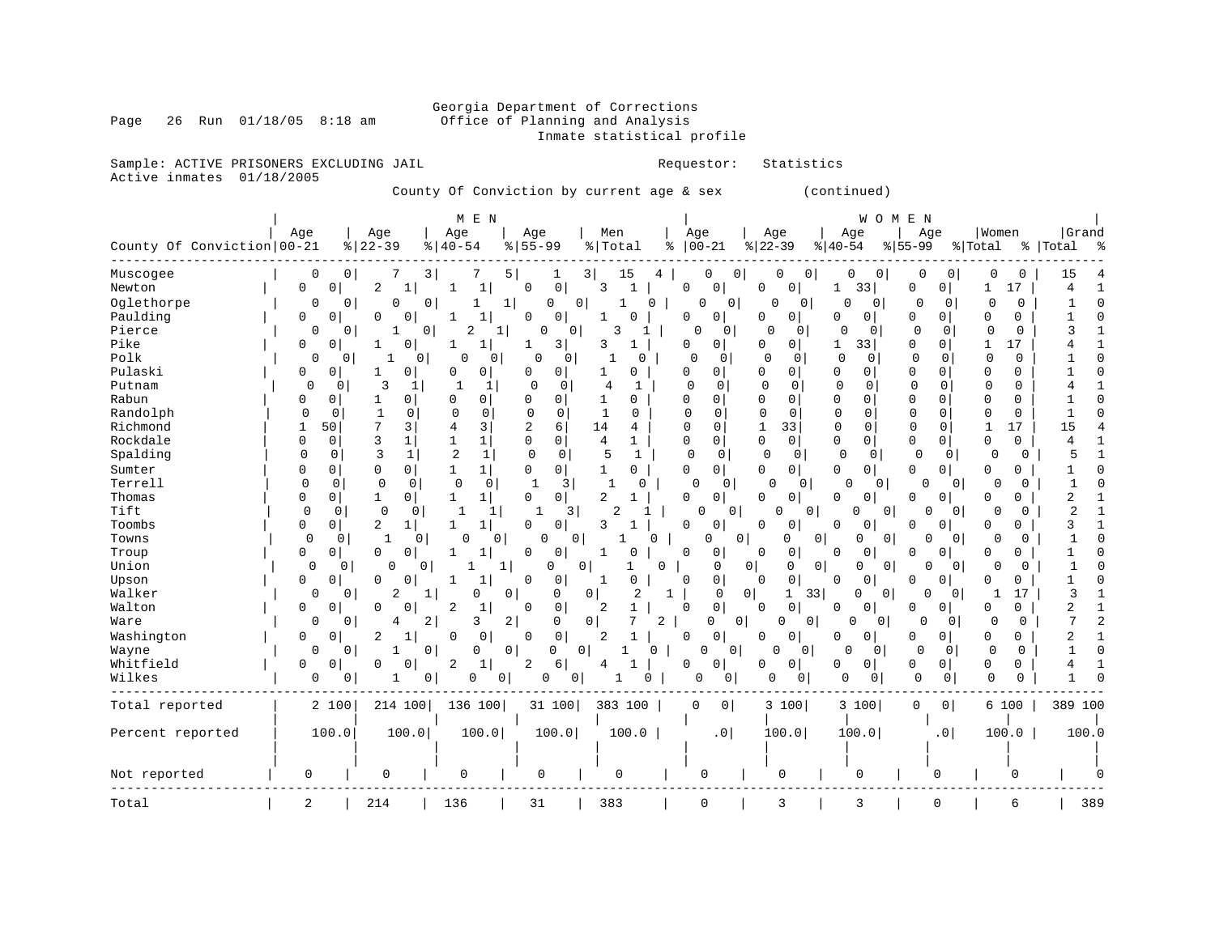Georgia Department of Corrections
Office of Planning and Analysis
Inmate statistical profile

Page 26 Run 01/18/05 8:18 am

Sample: ACTIVE PRISONERS EXCLUDING JAIL        Requestor: Statistics
Active inmates 01/18/2005

County Of Conviction by current age & sex (continued)

| County Of Conviction | MEN Age 00-21 | % | Age 22-39 | % | Age 40-54 | % | Age 55-99 | % | Men Total | % | WOMEN Age 00-21 | % | Age 22-39 | % | Age 40-54 | % | Age 55-99 | % | Women Total | % | Grand Total | % |
|---|---|---|---|---|---|---|---|---|---|---|---|---|---|---|---|---|---|---|---|---|---|---|
| Muscogee | 0 | 0 | 7 | 3 | 7 | 5 | 1 | 3 | 15 | 4 | 0 | 0 | 0 | 0 | 0 | 0 | 0 | 0 | 0 | 0 | 15 | 4 |
| Newton | 0 | 0 | 2 | 1 | 1 | 1 | 0 | 0 | 3 | 1 | 0 | 0 | 0 | 0 | 1 | 33 | 0 | 0 | 1 | 17 | 4 | 1 |
| Oglethorpe | 0 | 0 | 0 | 0 | 1 | 1 | 0 | 0 | 1 | 0 | 0 | 0 | 0 | 0 | 0 | 0 | 0 | 0 | 0 | 0 | 1 | 0 |
| Paulding | 0 | 0 | 0 | 0 | 1 | 1 | 0 | 0 | 1 | 0 | 0 | 0 | 0 | 0 | 0 | 0 | 0 | 0 | 0 | 0 | 1 | 0 |
| Pierce | 0 | 0 | 1 | 0 | 2 | 1 | 0 | 0 | 3 | 1 | 0 | 0 | 0 | 0 | 0 | 0 | 0 | 0 | 0 | 0 | 3 | 1 |
| Pike | 0 | 0 | 1 | 0 | 1 | 1 | 1 | 3 | 3 | 1 | 0 | 0 | 0 | 0 | 1 | 33 | 0 | 0 | 1 | 17 | 4 | 1 |
| Polk | 0 | 0 | 1 | 0 | 0 | 0 | 0 | 0 | 1 | 0 | 0 | 0 | 0 | 0 | 0 | 0 | 0 | 0 | 0 | 0 | 1 | 0 |
| Pulaski | 0 | 0 | 1 | 0 | 0 | 0 | 0 | 0 | 1 | 0 | 0 | 0 | 0 | 0 | 0 | 0 | 0 | 0 | 0 | 0 | 1 | 0 |
| Putnam | 0 | 0 | 3 | 1 | 1 | 1 | 0 | 0 | 4 | 1 | 0 | 0 | 0 | 0 | 0 | 0 | 0 | 0 | 0 | 0 | 4 | 1 |
| Rabun | 0 | 0 | 1 | 0 | 0 | 0 | 0 | 0 | 1 | 0 | 0 | 0 | 0 | 0 | 0 | 0 | 0 | 0 | 0 | 0 | 1 | 0 |
| Randolph | 0 | 0 | 1 | 0 | 0 | 0 | 0 | 0 | 1 | 0 | 0 | 0 | 0 | 0 | 0 | 0 | 0 | 0 | 0 | 0 | 1 | 0 |
| Richmond | 1 | 50 | 7 | 3 | 4 | 3 | 2 | 6 | 14 | 4 | 0 | 0 | 1 | 33 | 0 | 0 | 0 | 0 | 1 | 17 | 15 | 4 |
| Rockdale | 0 | 0 | 3 | 1 | 1 | 1 | 0 | 0 | 4 | 1 | 0 | 0 | 0 | 0 | 0 | 0 | 0 | 0 | 0 | 0 | 4 | 1 |
| Spalding | 0 | 0 | 3 | 1 | 2 | 1 | 0 | 0 | 5 | 1 | 0 | 0 | 0 | 0 | 0 | 0 | 0 | 0 | 0 | 0 | 5 | 1 |
| Sumter | 0 | 0 | 0 | 0 | 1 | 1 | 0 | 0 | 1 | 0 | 0 | 0 | 0 | 0 | 0 | 0 | 0 | 0 | 0 | 0 | 1 | 0 |
| Terrell | 0 | 0 | 0 | 0 | 0 | 0 | 1 | 3 | 1 | 0 | 0 | 0 | 0 | 0 | 0 | 0 | 0 | 0 | 0 | 0 | 1 | 0 |
| Thomas | 0 | 0 | 1 | 0 | 1 | 1 | 0 | 0 | 2 | 1 | 0 | 0 | 0 | 0 | 0 | 0 | 0 | 0 | 0 | 0 | 2 | 1 |
| Tift | 0 | 0 | 0 | 0 | 1 | 1 | 1 | 3 | 2 | 1 | 0 | 0 | 0 | 0 | 0 | 0 | 0 | 0 | 0 | 0 | 2 | 1 |
| Toombs | 0 | 0 | 2 | 1 | 1 | 1 | 0 | 0 | 3 | 1 | 0 | 0 | 0 | 0 | 0 | 0 | 0 | 0 | 0 | 0 | 3 | 1 |
| Towns | 0 | 0 | 1 | 0 | 0 | 0 | 0 | 0 | 1 | 0 | 0 | 0 | 0 | 0 | 0 | 0 | 0 | 0 | 0 | 0 | 1 | 0 |
| Troup | 0 | 0 | 0 | 0 | 1 | 1 | 0 | 0 | 1 | 0 | 0 | 0 | 0 | 0 | 0 | 0 | 0 | 0 | 0 | 0 | 1 | 0 |
| Union | 0 | 0 | 0 | 0 | 1 | 1 | 0 | 0 | 1 | 0 | 0 | 0 | 0 | 0 | 0 | 0 | 0 | 0 | 0 | 0 | 1 | 0 |
| Upson | 0 | 0 | 0 | 0 | 1 | 1 | 0 | 0 | 1 | 0 | 0 | 0 | 0 | 0 | 0 | 0 | 0 | 0 | 0 | 0 | 1 | 0 |
| Walker | 0 | 0 | 2 | 1 | 0 | 0 | 0 | 0 | 2 | 1 | 0 | 0 | 1 | 33 | 0 | 0 | 0 | 0 | 1 | 17 | 3 | 1 |
| Walton | 0 | 0 | 0 | 0 | 2 | 1 | 0 | 0 | 2 | 1 | 0 | 0 | 0 | 0 | 0 | 0 | 0 | 0 | 0 | 0 | 2 | 1 |
| Ware | 0 | 0 | 4 | 2 | 3 | 2 | 0 | 0 | 7 | 2 | 0 | 0 | 0 | 0 | 0 | 0 | 0 | 0 | 0 | 0 | 7 | 2 |
| Washington | 0 | 0 | 2 | 1 | 0 | 0 | 0 | 0 | 2 | 1 | 0 | 0 | 0 | 0 | 0 | 0 | 0 | 0 | 0 | 0 | 2 | 1 |
| Wayne | 0 | 0 | 1 | 0 | 0 | 0 | 0 | 0 | 1 | 0 | 0 | 0 | 0 | 0 | 0 | 0 | 0 | 0 | 0 | 0 | 1 | 0 |
| Whitfield | 0 | 0 | 0 | 0 | 2 | 1 | 2 | 6 | 4 | 1 | 0 | 0 | 0 | 0 | 0 | 0 | 0 | 0 | 0 | 0 | 4 | 1 |
| Wilkes | 0 | 0 | 1 | 0 | 0 | 0 | 0 | 0 | 1 | 0 | 0 | 0 | 0 | 0 | 0 | 0 | 0 | 0 | 0 | 0 | 1 | 0 |
| Total reported | 2 | 100 | 214 | 100 | 136 | 100 | 31 | 100 | 383 | 100 | 0 | 0 | 3 | 100 | 3 | 100 | 0 | 0 | 6 | 100 | 389 | 100 |
| Percent reported | 100.0 | | 100.0 | | 100.0 | | 100.0 | | 100.0 | | .0 | | 100.0 | | 100.0 | | .0 | | 100.0 | | 100.0 | |
| Not reported | 0 | | 0 | | 0 | | 0 | | 0 | | 0 | | 0 | | 0 | | 0 | | 0 | | 0 | |
| Total | 2 | | 214 | | 136 | | 31 | | 383 | | 0 | | 3 | | 3 | | 0 | | 6 | | 389 | |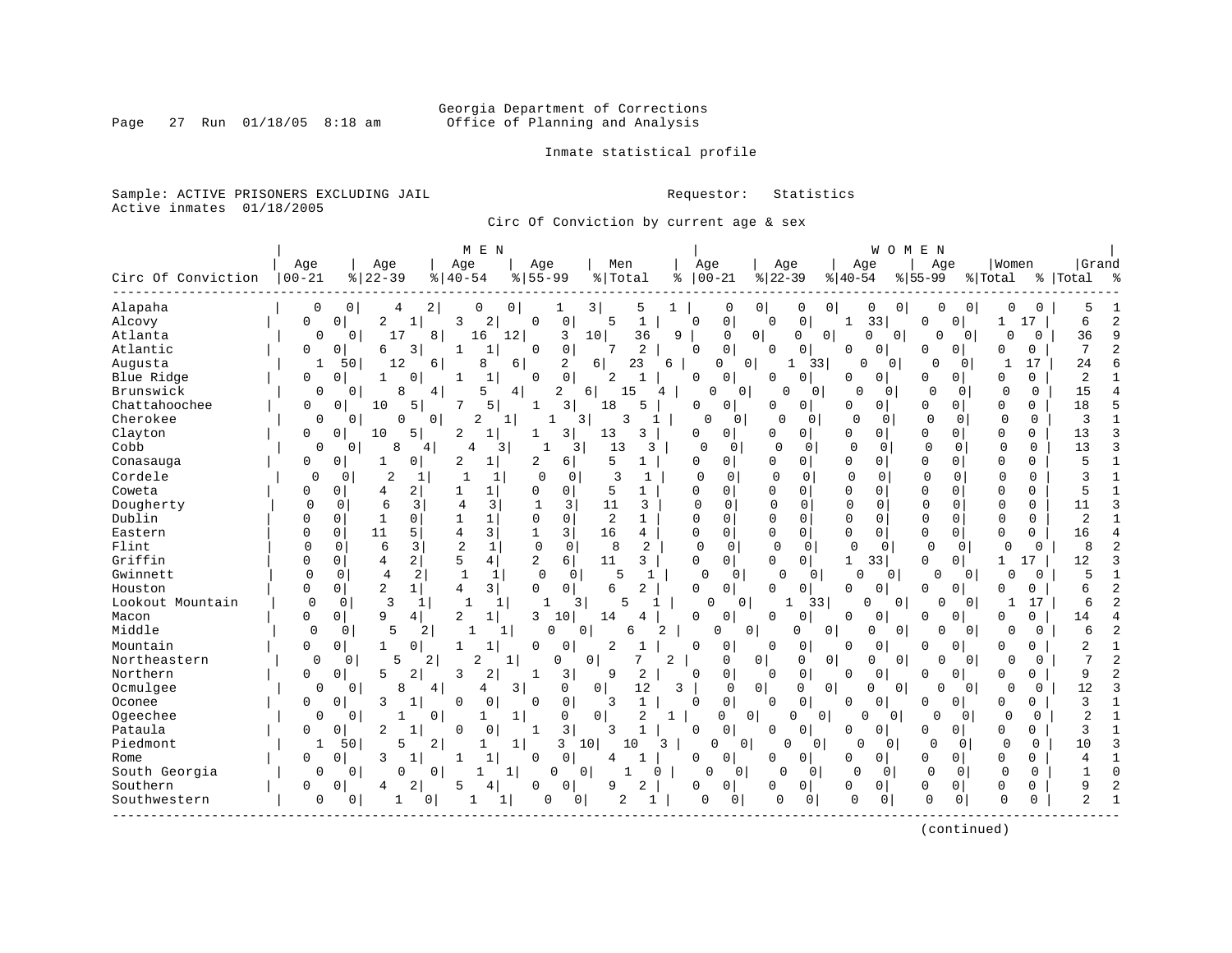Georgia Department of Corrections
Office of Planning and Analysis

Inmate statistical profile

Sample: ACTIVE PRISONERS EXCLUDING JAIL

Requestor: Statistics

Active inmates 01/18/2005

Circ Of Conviction by current age & sex

| Circ Of Conviction | MEN Age 00-21 | % | Age 22-39 | % | Age 40-54 | % | Age 55-99 | % | Men Total | % | WOMEN Age 00-21 | % | Age 22-39 | % | Age 40-54 | % | Age 55-99 | % | Women Total | % | Grand Total | % |
|---|---|---|---|---|---|---|---|---|---|---|---|---|---|---|---|---|---|---|---|---|---|---|
| Alapaha | 0 | 0 | 4 | 2 | 0 | 0 | 1 | 3 | 5 | 1 | 0 | 0 | 0 | 0 | 0 | 0 | 0 | 0 | 0 | 0 | 5 | 1 |
| Alcovy | 0 | 0 | 2 | 1 | 3 | 2 | 0 | 0 | 5 | 1 | 0 | 0 | 0 | 0 | 1 | 33 | 0 | 0 | 1 | 17 | 6 | 2 |
| Atlanta | 0 | 0 | 17 | 8 | 16 | 12 | 3 | 10 | 36 | 9 | 0 | 0 | 0 | 0 | 0 | 0 | 0 | 0 | 0 | 0 | 36 | 9 |
| Atlantic | 0 | 0 | 6 | 3 | 1 | 1 | 0 | 0 | 7 | 2 | 0 | 0 | 0 | 0 | 0 | 0 | 0 | 0 | 0 | 0 | 7 | 2 |
| Augusta | 1 | 50 | 12 | 6 | 8 | 6 | 2 | 6 | 23 | 6 | 0 | 0 | 1 | 33 | 0 | 0 | 0 | 0 | 1 | 17 | 24 | 6 |
| Blue Ridge | 0 | 0 | 1 | 0 | 1 | 1 | 0 | 0 | 2 | 1 | 0 | 0 | 0 | 0 | 0 | 0 | 0 | 0 | 0 | 0 | 2 | 1 |
| Brunswick | 0 | 0 | 8 | 4 | 5 | 4 | 2 | 6 | 15 | 4 | 0 | 0 | 0 | 0 | 0 | 0 | 0 | 0 | 0 | 0 | 15 | 4 |
| Chattahoochee | 0 | 0 | 10 | 5 | 7 | 5 | 1 | 3 | 18 | 5 | 0 | 0 | 0 | 0 | 0 | 0 | 0 | 0 | 0 | 0 | 18 | 5 |
| Cherokee | 0 | 0 | 0 | 0 | 2 | 1 | 1 | 3 | 3 | 1 | 0 | 0 | 0 | 0 | 0 | 0 | 0 | 0 | 0 | 0 | 3 | 1 |
| Clayton | 0 | 0 | 10 | 5 | 2 | 1 | 1 | 3 | 13 | 3 | 0 | 0 | 0 | 0 | 0 | 0 | 0 | 0 | 0 | 0 | 13 | 3 |
| Cobb | 0 | 0 | 8 | 4 | 4 | 3 | 1 | 3 | 13 | 3 | 0 | 0 | 0 | 0 | 0 | 0 | 0 | 0 | 0 | 0 | 13 | 3 |
| Conasauga | 0 | 0 | 1 | 0 | 2 | 1 | 2 | 6 | 5 | 1 | 0 | 0 | 0 | 0 | 0 | 0 | 0 | 0 | 0 | 0 | 5 | 1 |
| Cordele | 0 | 0 | 2 | 1 | 1 | 1 | 0 | 0 | 3 | 1 | 0 | 0 | 0 | 0 | 0 | 0 | 0 | 0 | 0 | 0 | 3 | 1 |
| Coweta | 0 | 0 | 4 | 2 | 1 | 1 | 0 | 0 | 5 | 1 | 0 | 0 | 0 | 0 | 0 | 0 | 0 | 0 | 0 | 0 | 5 | 1 |
| Dougherty | 0 | 0 | 6 | 3 | 4 | 3 | 1 | 3 | 11 | 3 | 0 | 0 | 0 | 0 | 0 | 0 | 0 | 0 | 0 | 0 | 11 | 3 |
| Dublin | 0 | 0 | 1 | 0 | 1 | 1 | 0 | 0 | 2 | 1 | 0 | 0 | 0 | 0 | 0 | 0 | 0 | 0 | 0 | 0 | 2 | 1 |
| Eastern | 0 | 0 | 11 | 5 | 4 | 3 | 1 | 3 | 16 | 4 | 0 | 0 | 0 | 0 | 0 | 0 | 0 | 0 | 0 | 0 | 16 | 4 |
| Flint | 0 | 0 | 6 | 3 | 2 | 1 | 0 | 0 | 8 | 2 | 0 | 0 | 0 | 0 | 0 | 0 | 0 | 0 | 0 | 0 | 8 | 2 |
| Griffin | 0 | 0 | 4 | 2 | 5 | 4 | 2 | 6 | 11 | 3 | 0 | 0 | 0 | 0 | 1 | 33 | 0 | 0 | 1 | 17 | 12 | 3 |
| Gwinnett | 0 | 0 | 4 | 2 | 1 | 1 | 0 | 0 | 5 | 1 | 0 | 0 | 0 | 0 | 0 | 0 | 0 | 0 | 0 | 0 | 5 | 1 |
| Houston | 0 | 0 | 2 | 1 | 4 | 3 | 0 | 0 | 6 | 2 | 0 | 0 | 0 | 0 | 0 | 0 | 0 | 0 | 0 | 0 | 6 | 2 |
| Lookout Mountain | 0 | 0 | 3 | 1 | 1 | 1 | 1 | 3 | 5 | 1 | 0 | 0 | 1 | 33 | 0 | 0 | 0 | 0 | 1 | 17 | 6 | 2 |
| Macon | 0 | 0 | 9 | 4 | 2 | 1 | 3 | 10 | 14 | 4 | 0 | 0 | 0 | 0 | 0 | 0 | 0 | 0 | 0 | 0 | 14 | 4 |
| Middle | 0 | 0 | 5 | 2 | 1 | 1 | 0 | 0 | 6 | 2 | 0 | 0 | 0 | 0 | 0 | 0 | 0 | 0 | 0 | 0 | 6 | 2 |
| Mountain | 0 | 0 | 1 | 0 | 1 | 1 | 0 | 0 | 2 | 1 | 0 | 0 | 0 | 0 | 0 | 0 | 0 | 0 | 0 | 0 | 2 | 1 |
| Northeastern | 0 | 0 | 5 | 2 | 2 | 1 | 0 | 0 | 7 | 2 | 0 | 0 | 0 | 0 | 0 | 0 | 0 | 0 | 0 | 0 | 7 | 2 |
| Northern | 0 | 0 | 5 | 2 | 3 | 2 | 1 | 3 | 9 | 2 | 0 | 0 | 0 | 0 | 0 | 0 | 0 | 0 | 0 | 0 | 9 | 2 |
| Ocmulgee | 0 | 0 | 8 | 4 | 4 | 3 | 0 | 0 | 12 | 3 | 0 | 0 | 0 | 0 | 0 | 0 | 0 | 0 | 0 | 0 | 12 | 3 |
| Oconee | 0 | 0 | 3 | 1 | 0 | 0 | 0 | 0 | 3 | 1 | 0 | 0 | 0 | 0 | 0 | 0 | 0 | 0 | 0 | 0 | 3 | 1 |
| Ogeechee | 0 | 0 | 1 | 0 | 1 | 1 | 0 | 0 | 2 | 1 | 0 | 0 | 0 | 0 | 0 | 0 | 0 | 0 | 0 | 0 | 2 | 1 |
| Pataula | 0 | 0 | 2 | 1 | 0 | 0 | 1 | 3 | 3 | 1 | 0 | 0 | 0 | 0 | 0 | 0 | 0 | 0 | 0 | 0 | 3 | 1 |
| Piedmont | 1 | 50 | 5 | 2 | 1 | 1 | 3 | 10 | 10 | 3 | 0 | 0 | 0 | 0 | 0 | 0 | 0 | 0 | 0 | 0 | 10 | 3 |
| Rome | 0 | 0 | 3 | 1 | 1 | 1 | 0 | 0 | 4 | 1 | 0 | 0 | 0 | 0 | 0 | 0 | 0 | 0 | 0 | 0 | 4 | 1 |
| South Georgia | 0 | 0 | 0 | 0 | 1 | 1 | 0 | 0 | 1 | 0 | 0 | 0 | 0 | 0 | 0 | 0 | 0 | 0 | 0 | 0 | 1 | 0 |
| Southern | 0 | 0 | 4 | 2 | 5 | 4 | 0 | 0 | 9 | 2 | 0 | 0 | 0 | 0 | 0 | 0 | 0 | 0 | 0 | 0 | 9 | 2 |
| Southwestern | 0 | 0 | 1 | 0 | 1 | 1 | 0 | 0 | 2 | 1 | 0 | 0 | 0 | 0 | 0 | 0 | 0 | 0 | 0 | 0 | 2 | 1 |

(continued)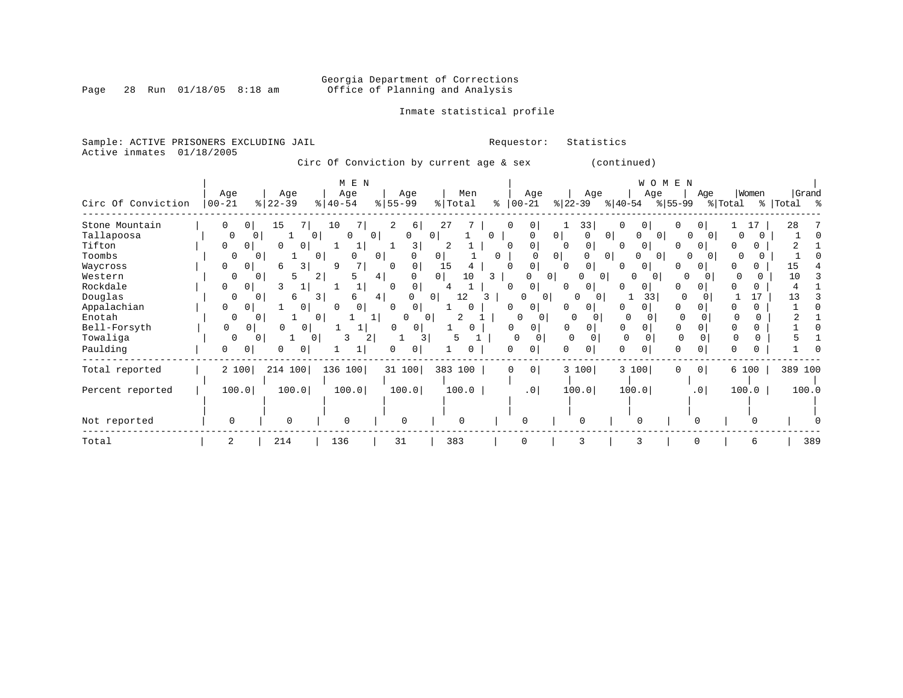Georgia Department of Corrections
Office of Planning and Analysis

Inmate statistical profile

Sample: ACTIVE PRISONERS EXCLUDING JAIL

Requestor: Statistics

Active inmates 01/18/2005

Circ Of Conviction by current age & sex (continued)

| Circ Of Conviction | MEN Age 00-21 | % | MEN Age 22-39 | % | MEN Age 40-54 | % | MEN Age 55-99 | % | Men Total | % | WOMEN Age 00-21 | % | WOMEN Age 22-39 | % | WOMEN Age 40-54 | % | WOMEN Age 55-99 | % | Women Total | % | Grand Total | % |
|---|---|---|---|---|---|---|---|---|---|---|---|---|---|---|---|---|---|---|---|---|---|---|
| Stone Mountain | 0 | 0 | 15 | 7 | 10 | 7 | 2 | 6 | 27 | 7 | 0 | 0 | 1 | 33 | 0 | 0 | 0 | 0 | 1 | 17 | 28 | 7 |
| Tallapoosa | 0 | 0 | 1 | 0 | 0 | 0 | 0 | 0 | 1 | 0 | 0 | 0 | 0 | 0 | 0 | 0 | 0 | 0 | 0 | 0 | 1 | 0 |
| Tifton | 0 | 0 | 0 | 0 | 1 | 1 | 1 | 3 | 2 | 1 | 0 | 0 | 0 | 0 | 0 | 0 | 0 | 0 | 0 | 0 | 2 | 1 |
| Toombs | 0 | 0 | 1 | 0 | 0 | 0 | 0 | 0 | 1 | 0 | 0 | 0 | 0 | 0 | 0 | 0 | 0 | 0 | 0 | 0 | 1 | 0 |
| Waycross | 0 | 0 | 6 | 3 | 9 | 7 | 0 | 0 | 15 | 4 | 0 | 0 | 0 | 0 | 0 | 0 | 0 | 0 | 0 | 0 | 15 | 4 |
| Western | 0 | 0 | 5 | 2 | 5 | 4 | 0 | 0 | 10 | 3 | 0 | 0 | 0 | 0 | 0 | 0 | 0 | 0 | 0 | 0 | 10 | 3 |
| Rockdale | 0 | 0 | 3 | 1 | 1 | 1 | 0 | 0 | 4 | 1 | 0 | 0 | 0 | 0 | 0 | 0 | 0 | 0 | 0 | 0 | 4 | 1 |
| Douglas | 0 | 0 | 6 | 3 | 6 | 4 | 0 | 0 | 12 | 3 | 0 | 0 | 0 | 0 | 1 | 33 | 0 | 0 | 1 | 17 | 13 | 3 |
| Appalachian | 0 | 0 | 1 | 0 | 0 | 0 | 0 | 0 | 1 | 0 | 0 | 0 | 0 | 0 | 0 | 0 | 0 | 0 | 0 | 0 | 1 | 0 |
| Enotah | 0 | 0 | 1 | 0 | 1 | 1 | 0 | 0 | 2 | 1 | 0 | 0 | 0 | 0 | 0 | 0 | 0 | 0 | 0 | 0 | 2 | 1 |
| Bell-Forsyth | 0 | 0 | 0 | 0 | 1 | 1 | 0 | 0 | 1 | 0 | 0 | 0 | 0 | 0 | 0 | 0 | 0 | 0 | 0 | 0 | 1 | 0 |
| Towaliga | 0 | 0 | 1 | 0 | 3 | 2 | 1 | 3 | 5 | 1 | 0 | 0 | 0 | 0 | 0 | 0 | 0 | 0 | 0 | 0 | 5 | 1 |
| Paulding | 0 | 0 | 0 | 0 | 1 | 1 | 0 | 0 | 1 | 0 | 0 | 0 | 0 | 0 | 0 | 0 | 0 | 0 | 0 | 0 | 1 | 0 |
| Total reported | 2 | 100 | 214 | 100 | 136 | 100 | 31 | 100 | 383 | 100 | 0 | 0 | 3 | 100 | 3 | 100 | 0 | 0 | 6 | 100 | 389 | 100 |
| Percent reported | 100.0 | | 100.0 | | 100.0 | | 100.0 | | 100.0 | | .0 | | 100.0 | | 100.0 | | .0 | | 100.0 | | 100.0 | |
| Not reported | 0 | | 0 | | 0 | | 0 | | 0 | | 0 | | 0 | | 0 | | 0 | | 0 | | 0 | |
| Total | 2 | | 214 | | 136 | | 31 | | 383 | | 0 | | 3 | | 3 | | 0 | | 6 | | 389 | |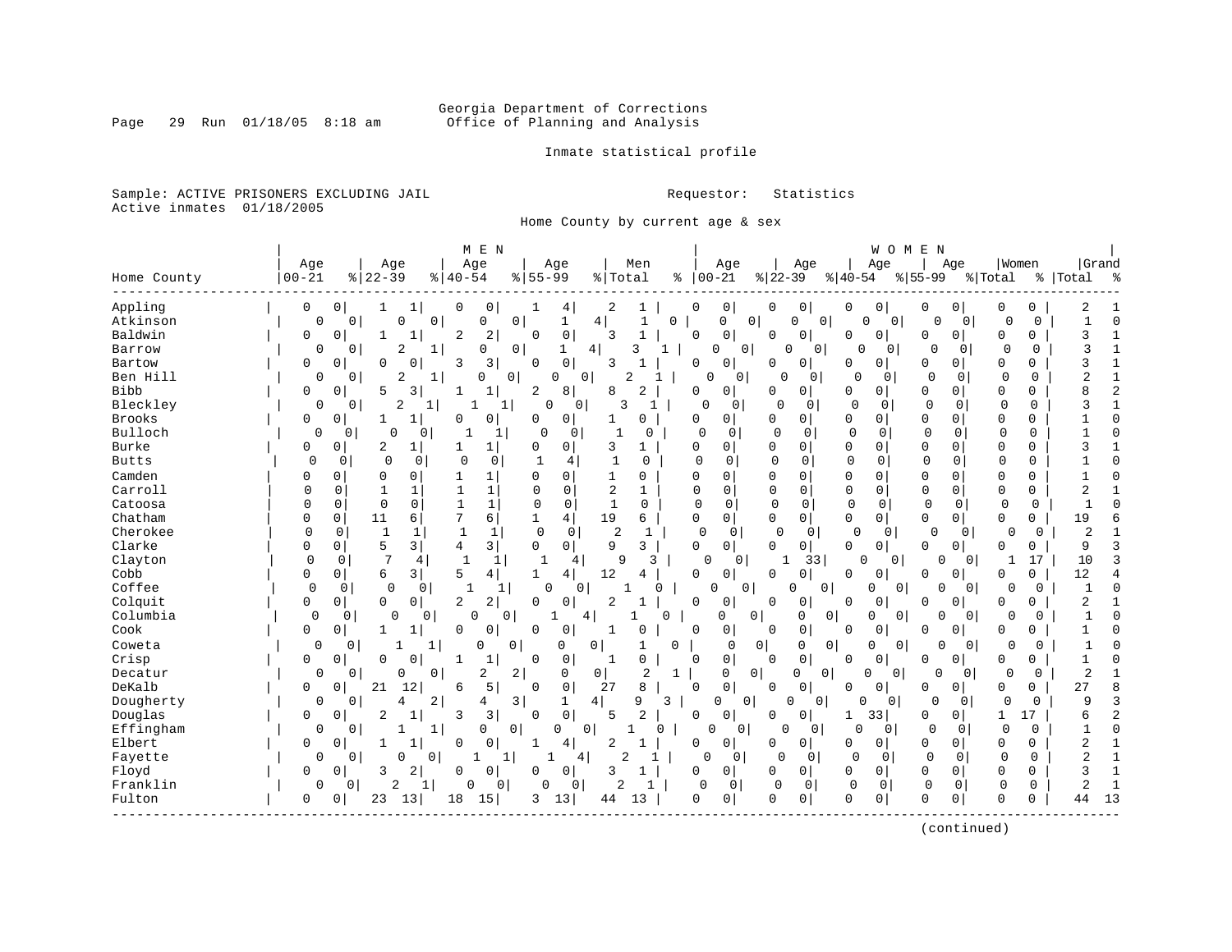Georgia Department of Corrections
Office of Planning and Analysis

Inmate statistical profile

Sample: ACTIVE PRISONERS EXCLUDING JAIL    Requestor: Statistics
Active inmates 01/18/2005

Home County by current age & sex

| Home County | MEN Age 00-21 | % | Age 22-39 | % | Age 40-54 | % | Age 55-99 | % | Men Total | % | WOMEN Age 00-21 | % | Age 22-39 | % | Age 40-54 | % | Age 55-99 | % | Women Total | % | Grand Total | % |
|---|---|---|---|---|---|---|---|---|---|---|---|---|---|---|---|---|---|---|---|---|---|---|
| Appling | 0 | 0 | 1 | 1 | 0 | 0 | 1 | 4 | 2 | 1 | 0 | 0 | 0 | 0 | 0 | 0 | 0 | 0 | 0 | 0 | 2 | 1 |
| Atkinson | 0 | 0 | 0 | 0 | 0 | 0 | 1 | 4 | 1 | 0 | 0 | 0 | 0 | 0 | 0 | 0 | 0 | 0 | 0 | 0 | 1 | 0 |
| Baldwin | 0 | 0 | 1 | 1 | 2 | 2 | 0 | 0 | 3 | 1 | 0 | 0 | 0 | 0 | 0 | 0 | 0 | 0 | 0 | 0 | 3 | 1 |
| Barrow | 0 | 0 | 2 | 1 | 0 | 0 | 1 | 4 | 3 | 1 | 0 | 0 | 0 | 0 | 0 | 0 | 0 | 0 | 0 | 0 | 3 | 1 |
| Bartow | 0 | 0 | 0 | 0 | 3 | 3 | 0 | 0 | 3 | 1 | 0 | 0 | 0 | 0 | 0 | 0 | 0 | 0 | 0 | 0 | 3 | 1 |
| Ben Hill | 0 | 0 | 2 | 1 | 0 | 0 | 0 | 0 | 2 | 1 | 0 | 0 | 0 | 0 | 0 | 0 | 0 | 0 | 0 | 0 | 2 | 1 |
| Bibb | 0 | 0 | 5 | 3 | 1 | 1 | 2 | 8 | 8 | 2 | 0 | 0 | 0 | 0 | 0 | 0 | 0 | 0 | 0 | 0 | 8 | 2 |
| Bleckley | 0 | 0 | 2 | 1 | 1 | 1 | 0 | 0 | 3 | 1 | 0 | 0 | 0 | 0 | 0 | 0 | 0 | 0 | 0 | 0 | 3 | 1 |
| Brooks | 0 | 0 | 1 | 1 | 0 | 0 | 0 | 0 | 1 | 0 | 0 | 0 | 0 | 0 | 0 | 0 | 0 | 0 | 0 | 0 | 1 | 0 |
| Bulloch | 0 | 0 | 0 | 0 | 1 | 1 | 0 | 0 | 1 | 0 | 0 | 0 | 0 | 0 | 0 | 0 | 0 | 0 | 0 | 0 | 1 | 0 |
| Burke | 0 | 0 | 2 | 1 | 1 | 1 | 0 | 0 | 3 | 1 | 0 | 0 | 0 | 0 | 0 | 0 | 0 | 0 | 0 | 0 | 3 | 1 |
| Butts | 0 | 0 | 0 | 0 | 0 | 0 | 1 | 4 | 1 | 0 | 0 | 0 | 0 | 0 | 0 | 0 | 0 | 0 | 0 | 0 | 1 | 0 |
| Camden | 0 | 0 | 0 | 0 | 1 | 1 | 0 | 0 | 1 | 0 | 0 | 0 | 0 | 0 | 0 | 0 | 0 | 0 | 0 | 0 | 1 | 0 |
| Carroll | 0 | 0 | 1 | 1 | 1 | 1 | 0 | 0 | 2 | 1 | 0 | 0 | 0 | 0 | 0 | 0 | 0 | 0 | 0 | 0 | 2 | 1 |
| Catoosa | 0 | 0 | 0 | 0 | 1 | 1 | 0 | 0 | 1 | 0 | 0 | 0 | 0 | 0 | 0 | 0 | 0 | 0 | 0 | 0 | 1 | 0 |
| Chatham | 0 | 0 | 11 | 6 | 7 | 6 | 1 | 4 | 19 | 6 | 0 | 0 | 0 | 0 | 0 | 0 | 0 | 0 | 0 | 0 | 19 | 6 |
| Cherokee | 0 | 0 | 1 | 1 | 1 | 1 | 0 | 0 | 2 | 1 | 0 | 0 | 0 | 0 | 0 | 0 | 0 | 0 | 0 | 0 | 2 | 1 |
| Clarke | 0 | 0 | 5 | 3 | 4 | 3 | 0 | 0 | 9 | 3 | 0 | 0 | 0 | 0 | 0 | 0 | 0 | 0 | 0 | 0 | 9 | 3 |
| Clayton | 0 | 0 | 7 | 4 | 1 | 1 | 1 | 4 | 9 | 3 | 0 | 0 | 1 | 33 | 0 | 0 | 0 | 0 | 1 | 17 | 10 | 3 |
| Cobb | 0 | 0 | 6 | 3 | 5 | 4 | 1 | 4 | 12 | 4 | 0 | 0 | 0 | 0 | 0 | 0 | 0 | 0 | 0 | 0 | 12 | 4 |
| Coffee | 0 | 0 | 0 | 0 | 1 | 1 | 0 | 0 | 1 | 0 | 0 | 0 | 0 | 0 | 0 | 0 | 0 | 0 | 0 | 0 | 1 | 0 |
| Colquit | 0 | 0 | 0 | 0 | 2 | 2 | 0 | 0 | 2 | 1 | 0 | 0 | 0 | 0 | 0 | 0 | 0 | 0 | 0 | 0 | 2 | 1 |
| Columbia | 0 | 0 | 0 | 0 | 0 | 0 | 1 | 4 | 1 | 0 | 0 | 0 | 0 | 0 | 0 | 0 | 0 | 0 | 0 | 0 | 1 | 0 |
| Cook | 0 | 0 | 1 | 1 | 0 | 0 | 0 | 0 | 1 | 0 | 0 | 0 | 0 | 0 | 0 | 0 | 0 | 0 | 0 | 0 | 1 | 0 |
| Coweta | 0 | 0 | 1 | 1 | 0 | 0 | 0 | 0 | 1 | 0 | 0 | 0 | 0 | 0 | 0 | 0 | 0 | 0 | 0 | 0 | 1 | 0 |
| Crisp | 0 | 0 | 0 | 0 | 1 | 1 | 0 | 0 | 1 | 0 | 0 | 0 | 0 | 0 | 0 | 0 | 0 | 0 | 0 | 0 | 1 | 0 |
| Decatur | 0 | 0 | 0 | 0 | 2 | 2 | 0 | 0 | 2 | 1 | 0 | 0 | 0 | 0 | 0 | 0 | 0 | 0 | 0 | 0 | 2 | 1 |
| DeKalb | 0 | 0 | 21 | 12 | 6 | 5 | 0 | 0 | 27 | 8 | 0 | 0 | 0 | 0 | 0 | 0 | 0 | 0 | 0 | 0 | 27 | 8 |
| Dougherty | 0 | 0 | 4 | 2 | 4 | 3 | 1 | 4 | 9 | 3 | 0 | 0 | 0 | 0 | 0 | 0 | 0 | 0 | 0 | 0 | 9 | 3 |
| Douglas | 0 | 0 | 2 | 1 | 3 | 3 | 0 | 0 | 5 | 2 | 0 | 0 | 0 | 0 | 1 | 33 | 0 | 0 | 1 | 17 | 6 | 2 |
| Effingham | 0 | 0 | 1 | 1 | 0 | 0 | 0 | 0 | 1 | 0 | 0 | 0 | 0 | 0 | 0 | 0 | 0 | 0 | 0 | 0 | 1 | 0 |
| Elbert | 0 | 0 | 1 | 1 | 0 | 0 | 1 | 4 | 2 | 1 | 0 | 0 | 0 | 0 | 0 | 0 | 0 | 0 | 0 | 0 | 2 | 1 |
| Fayette | 0 | 0 | 0 | 0 | 1 | 1 | 1 | 4 | 2 | 1 | 0 | 0 | 0 | 0 | 0 | 0 | 0 | 0 | 0 | 0 | 2 | 1 |
| Floyd | 0 | 0 | 3 | 2 | 0 | 0 | 0 | 0 | 3 | 1 | 0 | 0 | 0 | 0 | 0 | 0 | 0 | 0 | 0 | 0 | 3 | 1 |
| Franklin | 0 | 0 | 2 | 1 | 0 | 0 | 0 | 0 | 2 | 1 | 0 | 0 | 0 | 0 | 0 | 0 | 0 | 0 | 0 | 0 | 2 | 1 |
| Fulton | 0 | 0 | 23 | 13 | 18 | 15 | 3 | 13 | 44 | 13 | 0 | 0 | 0 | 0 | 0 | 0 | 0 | 0 | 0 | 0 | 44 | 13 |

(continued)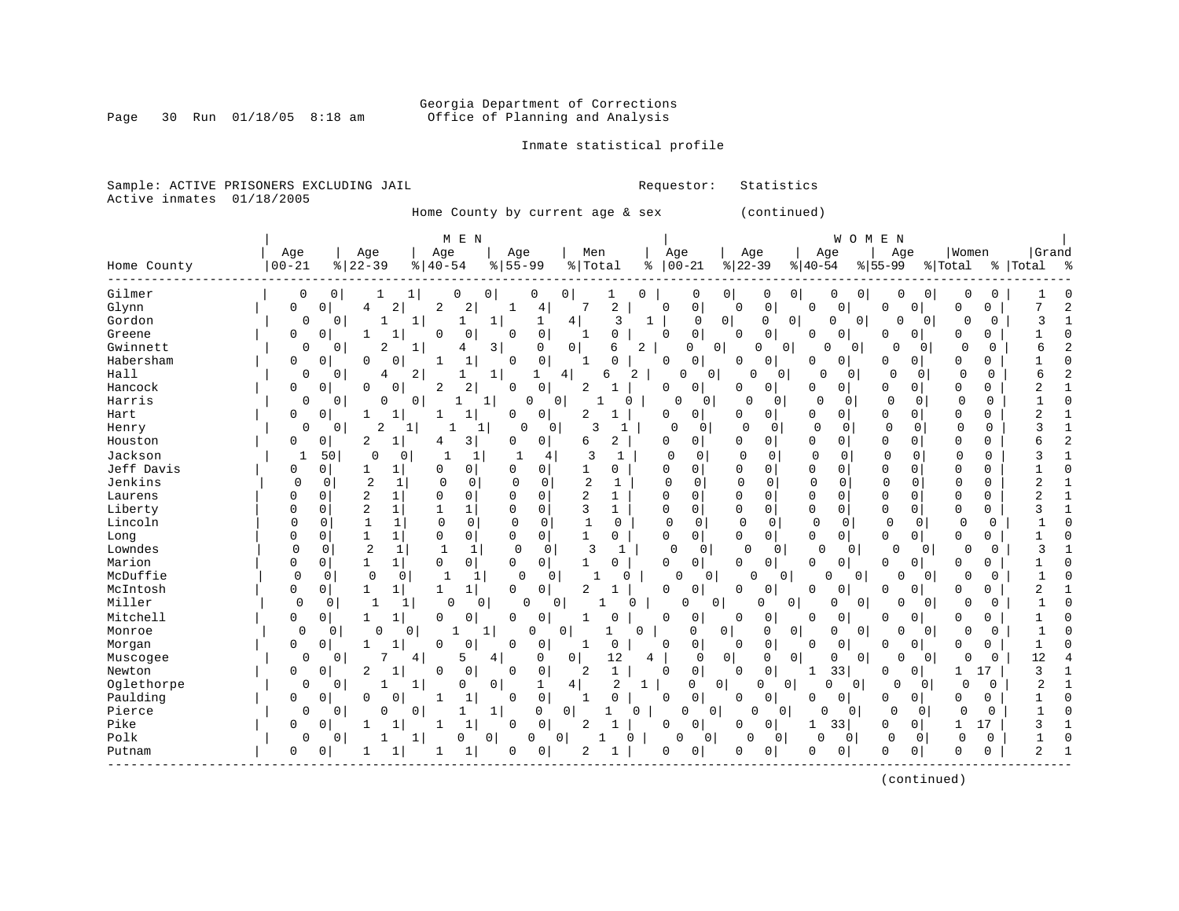Georgia Department of Corrections
Office of Planning and Analysis

Inmate statistical profile

Sample: ACTIVE PRISONERS EXCLUDING JAIL
Active inmates 01/18/2005

Requestor: Statistics

Home County by current age & sex (continued)

| Home County | MEN Age 00-21 | % | Age 22-39 | % | Age 40-54 | % | Age 55-99 | % | Men Total | % | WOMEN Age 00-21 | % | Age 22-39 | % | Age 40-54 | % | Age 55-99 | % | Women Total | % | Grand Total | % |
|---|---|---|---|---|---|---|---|---|---|---|---|---|---|---|---|---|---|---|---|---|---|---|
| Gilmer | 0 | 0 | 1 | 1 | 0 | 0 | 0 | 0 | 1 | 0 | 0 | 0 | 0 | 0 | 0 | 0 | 0 | 0 | 0 | 0 | 1 | 0 |
| Glynn | 0 | 0 | 4 | 2 | 2 | 2 | 1 | 4 | 7 | 2 | 0 | 0 | 0 | 0 | 0 | 0 | 0 | 0 | 0 | 0 | 7 | 2 |
| Gordon | 0 | 0 | 1 | 1 | 1 | 1 | 1 | 4 | 3 | 1 | 0 | 0 | 0 | 0 | 0 | 0 | 0 | 0 | 0 | 0 | 3 | 1 |
| Greene | 0 | 0 | 1 | 1 | 0 | 0 | 0 | 0 | 1 | 0 | 0 | 0 | 0 | 0 | 0 | 0 | 0 | 0 | 0 | 0 | 1 | 0 |
| Gwinnett | 0 | 0 | 2 | 1 | 4 | 3 | 0 | 0 | 6 | 2 | 0 | 0 | 0 | 0 | 0 | 0 | 0 | 0 | 0 | 0 | 6 | 2 |
| Habersham | 0 | 0 | 0 | 0 | 1 | 1 | 0 | 0 | 1 | 0 | 0 | 0 | 0 | 0 | 0 | 0 | 0 | 0 | 0 | 0 | 1 | 0 |
| Hall | 0 | 0 | 4 | 2 | 1 | 1 | 1 | 4 | 6 | 2 | 0 | 0 | 0 | 0 | 0 | 0 | 0 | 0 | 0 | 0 | 6 | 2 |
| Hancock | 0 | 0 | 0 | 0 | 2 | 2 | 0 | 0 | 2 | 1 | 0 | 0 | 0 | 0 | 0 | 0 | 0 | 0 | 0 | 0 | 2 | 1 |
| Harris | 0 | 0 | 0 | 0 | 1 | 1 | 0 | 0 | 1 | 0 | 0 | 0 | 0 | 0 | 0 | 0 | 0 | 0 | 0 | 0 | 1 | 0 |
| Hart | 0 | 0 | 1 | 1 | 1 | 1 | 0 | 0 | 2 | 1 | 0 | 0 | 0 | 0 | 0 | 0 | 0 | 0 | 0 | 0 | 2 | 1 |
| Henry | 0 | 0 | 2 | 1 | 1 | 1 | 0 | 0 | 3 | 1 | 0 | 0 | 0 | 0 | 0 | 0 | 0 | 0 | 0 | 0 | 3 | 1 |
| Houston | 0 | 0 | 2 | 1 | 4 | 3 | 0 | 0 | 6 | 2 | 0 | 0 | 0 | 0 | 0 | 0 | 0 | 0 | 0 | 0 | 6 | 2 |
| Jackson | 1 | 50 | 0 | 0 | 1 | 1 | 1 | 4 | 3 | 1 | 0 | 0 | 0 | 0 | 0 | 0 | 0 | 0 | 0 | 0 | 3 | 1 |
| Jeff Davis | 0 | 0 | 1 | 1 | 0 | 0 | 0 | 0 | 1 | 0 | 0 | 0 | 0 | 0 | 0 | 0 | 0 | 0 | 0 | 0 | 1 | 0 |
| Jenkins | 0 | 0 | 2 | 1 | 0 | 0 | 0 | 0 | 2 | 1 | 0 | 0 | 0 | 0 | 0 | 0 | 0 | 0 | 0 | 0 | 2 | 1 |
| Laurens | 0 | 0 | 2 | 1 | 0 | 0 | 0 | 0 | 2 | 1 | 0 | 0 | 0 | 0 | 0 | 0 | 0 | 0 | 0 | 0 | 2 | 1 |
| Liberty | 0 | 0 | 2 | 1 | 1 | 1 | 0 | 0 | 3 | 1 | 0 | 0 | 0 | 0 | 0 | 0 | 0 | 0 | 0 | 0 | 3 | 1 |
| Lincoln | 0 | 0 | 1 | 1 | 0 | 0 | 0 | 0 | 1 | 0 | 0 | 0 | 0 | 0 | 0 | 0 | 0 | 0 | 0 | 0 | 1 | 0 |
| Long | 0 | 0 | 1 | 1 | 0 | 0 | 0 | 0 | 1 | 0 | 0 | 0 | 0 | 0 | 0 | 0 | 0 | 0 | 0 | 0 | 1 | 0 |
| Lowndes | 0 | 0 | 2 | 1 | 1 | 1 | 0 | 0 | 3 | 1 | 0 | 0 | 0 | 0 | 0 | 0 | 0 | 0 | 0 | 0 | 3 | 1 |
| Marion | 0 | 0 | 1 | 1 | 0 | 0 | 0 | 0 | 1 | 0 | 0 | 0 | 0 | 0 | 0 | 0 | 0 | 0 | 0 | 0 | 1 | 0 |
| McDuffie | 0 | 0 | 0 | 0 | 1 | 1 | 0 | 0 | 1 | 0 | 0 | 0 | 0 | 0 | 0 | 0 | 0 | 0 | 0 | 0 | 1 | 0 |
| McIntosh | 0 | 0 | 1 | 1 | 1 | 1 | 0 | 0 | 2 | 1 | 0 | 0 | 0 | 0 | 0 | 0 | 0 | 0 | 0 | 0 | 2 | 1 |
| Miller | 0 | 0 | 1 | 1 | 0 | 0 | 0 | 0 | 1 | 0 | 0 | 0 | 0 | 0 | 0 | 0 | 0 | 0 | 0 | 0 | 1 | 0 |
| Mitchell | 0 | 0 | 1 | 1 | 0 | 0 | 0 | 0 | 1 | 0 | 0 | 0 | 0 | 0 | 0 | 0 | 0 | 0 | 0 | 0 | 1 | 0 |
| Monroe | 0 | 0 | 0 | 0 | 1 | 1 | 0 | 0 | 1 | 0 | 0 | 0 | 0 | 0 | 0 | 0 | 0 | 0 | 0 | 0 | 1 | 0 |
| Morgan | 0 | 0 | 1 | 1 | 0 | 0 | 0 | 0 | 1 | 0 | 0 | 0 | 0 | 0 | 0 | 0 | 0 | 0 | 0 | 0 | 1 | 0 |
| Muscogee | 0 | 0 | 7 | 4 | 5 | 4 | 0 | 0 | 12 | 4 | 0 | 0 | 0 | 0 | 0 | 0 | 0 | 0 | 0 | 0 | 12 | 4 |
| Newton | 0 | 0 | 2 | 1 | 0 | 0 | 0 | 0 | 2 | 1 | 0 | 0 | 0 | 0 | 1 | 33 | 0 | 0 | 1 | 17 | 3 | 1 |
| Oglethorpe | 0 | 0 | 1 | 1 | 0 | 0 | 1 | 4 | 2 | 1 | 0 | 0 | 0 | 0 | 0 | 0 | 0 | 0 | 0 | 0 | 2 | 1 |
| Paulding | 0 | 0 | 0 | 0 | 1 | 1 | 0 | 0 | 1 | 0 | 0 | 0 | 0 | 0 | 0 | 0 | 0 | 0 | 0 | 0 | 1 | 0 |
| Pierce | 0 | 0 | 0 | 0 | 1 | 1 | 0 | 0 | 1 | 0 | 0 | 0 | 0 | 0 | 0 | 0 | 0 | 0 | 0 | 0 | 1 | 0 |
| Pike | 0 | 0 | 1 | 1 | 1 | 1 | 0 | 0 | 2 | 1 | 0 | 0 | 0 | 0 | 1 | 33 | 0 | 0 | 1 | 17 | 3 | 1 |
| Polk | 0 | 0 | 1 | 1 | 0 | 0 | 0 | 0 | 1 | 0 | 0 | 0 | 0 | 0 | 0 | 0 | 0 | 0 | 0 | 0 | 1 | 0 |
| Putnam | 0 | 0 | 1 | 1 | 1 | 1 | 0 | 0 | 2 | 1 | 0 | 0 | 0 | 0 | 0 | 0 | 0 | 0 | 0 | 0 | 2 | 1 |

(continued)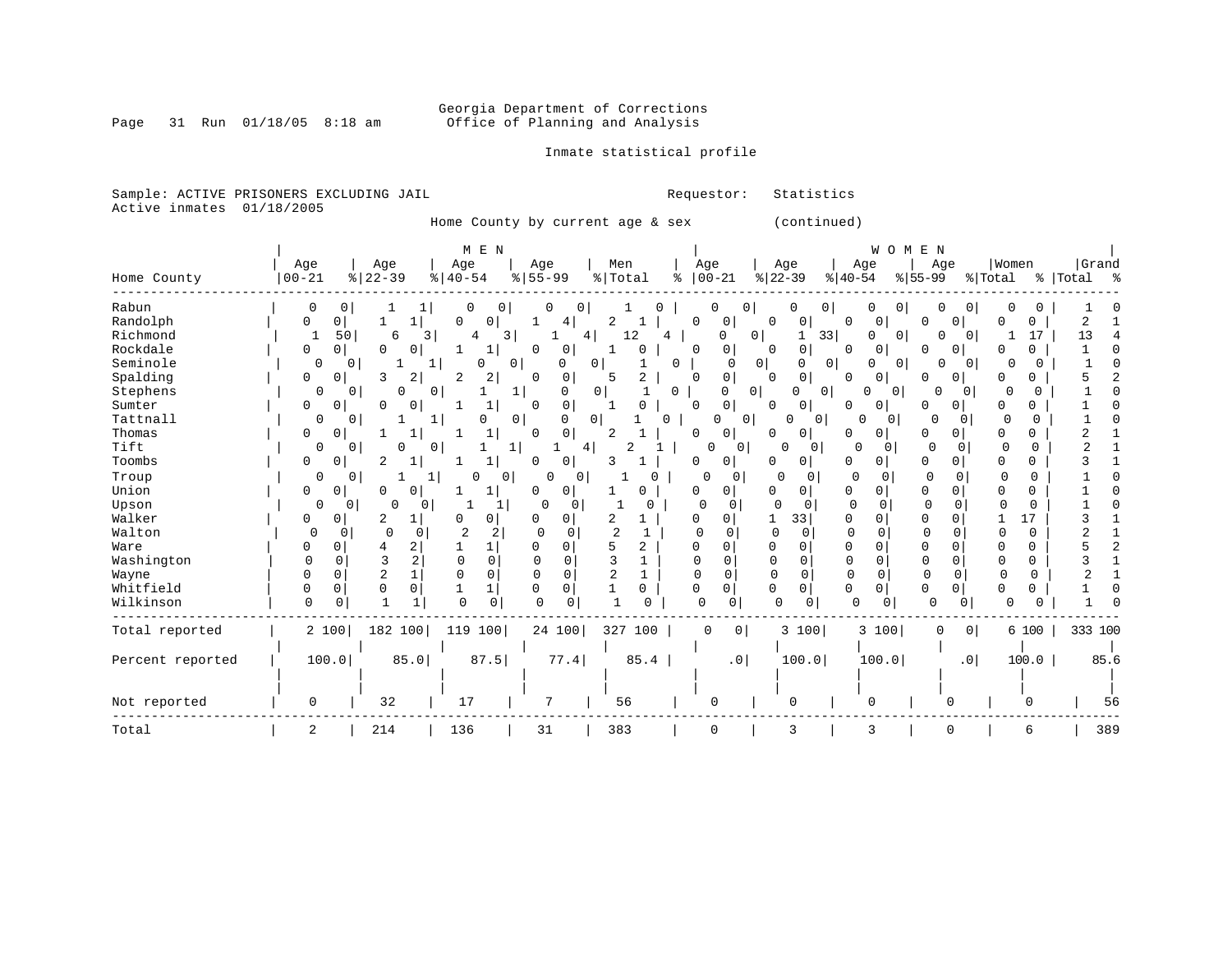Georgia Department of Corrections
Office of Planning and Analysis

Inmate statistical profile

Sample: ACTIVE PRISONERS EXCLUDING JAIL
Active inmates 01/18/2005

Requestor: Statistics

Home County by current age & sex (continued)

| Home County | MEN Age 00-21 | % | Age 22-39 | % | Age 40-54 | % | Age 55-99 | % | Men Total | % | WOMEN Age 00-21 | % | Age 22-39 | % | Age 40-54 | % | Age 55-99 | % | Women Total | % | Grand Total | % |
|---|---|---|---|---|---|---|---|---|---|---|---|---|---|---|---|---|---|---|---|---|---|---|
| Rabun | 0 | 0 | 1 | 1 | 0 | 0 | 0 | 0 | 1 | 0 | 0 | 0 | 0 | 0 | 0 | 0 | 0 | 0 | 0 | 0 | 1 | 0 |
| Randolph | 0 | 0 | 1 | 1 | 0 | 0 | 1 | 4 | 2 | 1 | 0 | 0 | 0 | 0 | 0 | 0 | 0 | 0 | 0 | 0 | 2 | 1 |
| Richmond | 1 | 50 | 6 | 3 | 4 | 3 | 1 | 4 | 12 | 4 | 0 | 0 | 1 | 33 | 0 | 0 | 0 | 0 | 1 | 17 | 13 | 4 |
| Rockdale | 0 | 0 | 0 | 0 | 1 | 1 | 0 | 0 | 1 | 0 | 0 | 0 | 0 | 0 | 0 | 0 | 0 | 0 | 0 | 0 | 1 | 0 |
| Seminole | 0 | 0 | 1 | 1 | 0 | 0 | 0 | 0 | 1 | 0 | 0 | 0 | 0 | 0 | 0 | 0 | 0 | 0 | 0 | 0 | 1 | 0 |
| Spalding | 0 | 0 | 3 | 2 | 2 | 2 | 0 | 0 | 5 | 2 | 0 | 0 | 0 | 0 | 0 | 0 | 0 | 0 | 0 | 0 | 5 | 2 |
| Stephens | 0 | 0 | 0 | 0 | 1 | 1 | 0 | 0 | 1 | 0 | 0 | 0 | 0 | 0 | 0 | 0 | 0 | 0 | 0 | 0 | 1 | 0 |
| Sumter | 0 | 0 | 0 | 0 | 1 | 1 | 0 | 0 | 1 | 0 | 0 | 0 | 0 | 0 | 0 | 0 | 0 | 0 | 0 | 0 | 1 | 0 |
| Tattnall | 0 | 0 | 1 | 1 | 0 | 0 | 0 | 0 | 1 | 0 | 0 | 0 | 0 | 0 | 0 | 0 | 0 | 0 | 0 | 0 | 1 | 0 |
| Thomas | 0 | 0 | 1 | 1 | 1 | 1 | 0 | 0 | 2 | 1 | 0 | 0 | 0 | 0 | 0 | 0 | 0 | 0 | 0 | 0 | 2 | 1 |
| Tift | 0 | 0 | 0 | 0 | 1 | 1 | 1 | 4 | 2 | 1 | 0 | 0 | 0 | 0 | 0 | 0 | 0 | 0 | 0 | 0 | 2 | 1 |
| Toombs | 0 | 0 | 2 | 1 | 1 | 1 | 0 | 0 | 3 | 1 | 0 | 0 | 0 | 0 | 0 | 0 | 0 | 0 | 0 | 0 | 3 | 1 |
| Troup | 0 | 0 | 1 | 1 | 0 | 0 | 0 | 0 | 1 | 0 | 0 | 0 | 0 | 0 | 0 | 0 | 0 | 0 | 0 | 0 | 1 | 0 |
| Union | 0 | 0 | 0 | 0 | 1 | 1 | 0 | 0 | 1 | 0 | 0 | 0 | 0 | 0 | 0 | 0 | 0 | 0 | 0 | 0 | 1 | 0 |
| Upson | 0 | 0 | 0 | 0 | 1 | 1 | 0 | 0 | 1 | 0 | 0 | 0 | 0 | 0 | 0 | 0 | 0 | 0 | 0 | 0 | 1 | 0 |
| Walker | 0 | 0 | 2 | 1 | 0 | 0 | 0 | 0 | 2 | 1 | 0 | 0 | 1 | 33 | 0 | 0 | 0 | 0 | 1 | 17 | 3 | 1 |
| Walton | 0 | 0 | 0 | 0 | 2 | 2 | 0 | 0 | 2 | 1 | 0 | 0 | 0 | 0 | 0 | 0 | 0 | 0 | 0 | 0 | 2 | 1 |
| Ware | 0 | 0 | 4 | 2 | 1 | 1 | 0 | 0 | 5 | 2 | 0 | 0 | 0 | 0 | 0 | 0 | 0 | 0 | 0 | 0 | 5 | 2 |
| Washington | 0 | 0 | 3 | 2 | 0 | 0 | 0 | 0 | 3 | 1 | 0 | 0 | 0 | 0 | 0 | 0 | 0 | 0 | 0 | 0 | 3 | 1 |
| Wayne | 0 | 0 | 2 | 1 | 0 | 0 | 0 | 0 | 2 | 1 | 0 | 0 | 0 | 0 | 0 | 0 | 0 | 0 | 0 | 0 | 2 | 1 |
| Whitfield | 0 | 0 | 0 | 0 | 1 | 1 | 0 | 0 | 1 | 0 | 0 | 0 | 0 | 0 | 0 | 0 | 0 | 0 | 0 | 0 | 1 | 0 |
| Wilkinson | 0 | 0 | 1 | 1 | 0 | 0 | 0 | 0 | 1 | 0 | 0 | 0 | 0 | 0 | 0 | 0 | 0 | 0 | 0 | 0 | 1 | 0 |
| Total reported | 2 | 100 | 182 | 100 | 119 | 100 | 24 | 100 | 327 | 100 | 0 | 0 | 3 | 100 | 3 | 100 | 0 | 0 | 6 | 100 | 333 | 100 |
| Percent reported | 100.0 | | 85.0 | | 87.5 | | 77.4 | | 85.4 | | .0 | | 100.0 | | 100.0 | | .0 | | 100.0 | | 85.6 | |
| Not reported | 0 | | 32 | | 17 | | 7 | | 56 | | 0 | | 0 | | 0 | | 0 | | 0 | | 56 | |
| Total | 2 | | 214 | | 136 | | 31 | | 383 | | 0 | | 3 | | 3 | | 0 | | 6 | | 389 | |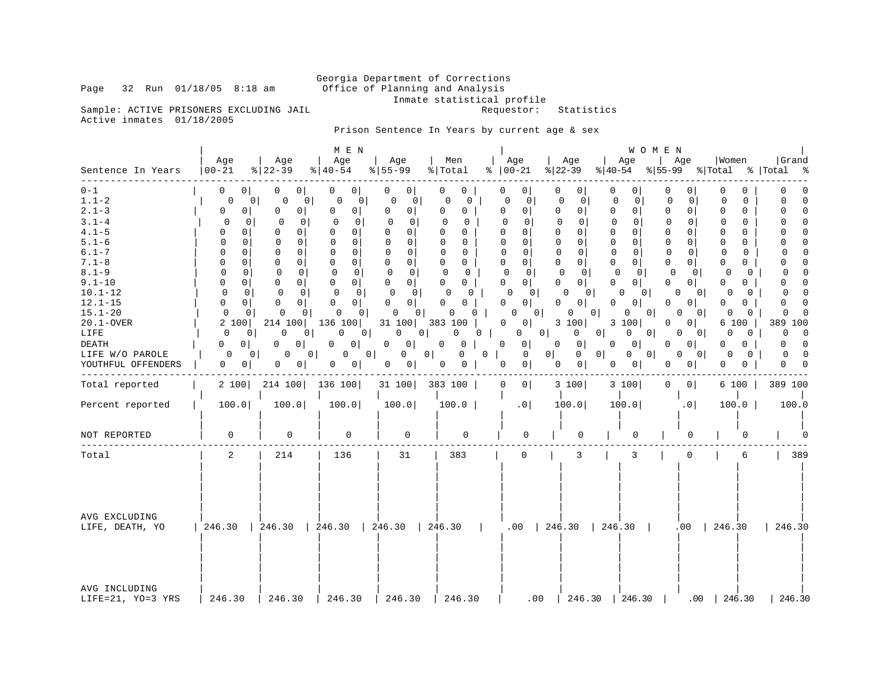Georgia Department of Corrections
Office of Planning and Analysis
Inmate statistical profile

Page 32 Run 01/18/05 8:18 am

Sample: ACTIVE PRISONERS EXCLUDING JAIL — Requestor: Statistics

Active inmates 01/18/2005

Prison Sentence In Years by current age & sex

| Sentence In Years | MEN Age 00-21 | % | Age 22-39 | % | Age 40-54 | % | Age 55-99 | % | Men Total | % | WOMEN Age 00-21 | % | Age 22-39 | % | Age 40-54 | % | Age 55-99 | % | Women Total | % | Grand Total | % |
|---|---|---|---|---|---|---|---|---|---|---|---|---|---|---|---|---|---|---|---|---|---|---|
| 0-1 | 0 | 0 | 0 | 0 | 0 | 0 | 0 | 0 | 0 | 0 | 0 | 0 | 0 | 0 | 0 | 0 | 0 | 0 | 0 | 0 | 0 | 0 |
| 1.1-2 | 0 | 0 | 0 | 0 | 0 | 0 | 0 | 0 | 0 | 0 | 0 | 0 | 0 | 0 | 0 | 0 | 0 | 0 | 0 | 0 | 0 | 0 |
| 2.1-3 | 0 | 0 | 0 | 0 | 0 | 0 | 0 | 0 | 0 | 0 | 0 | 0 | 0 | 0 | 0 | 0 | 0 | 0 | 0 | 0 | 0 | 0 |
| 3.1-4 | 0 | 0 | 0 | 0 | 0 | 0 | 0 | 0 | 0 | 0 | 0 | 0 | 0 | 0 | 0 | 0 | 0 | 0 | 0 | 0 | 0 | 0 |
| 4.1-5 | 0 | 0 | 0 | 0 | 0 | 0 | 0 | 0 | 0 | 0 | 0 | 0 | 0 | 0 | 0 | 0 | 0 | 0 | 0 | 0 | 0 | 0 |
| 5.1-6 | 0 | 0 | 0 | 0 | 0 | 0 | 0 | 0 | 0 | 0 | 0 | 0 | 0 | 0 | 0 | 0 | 0 | 0 | 0 | 0 | 0 | 0 |
| 6.1-7 | 0 | 0 | 0 | 0 | 0 | 0 | 0 | 0 | 0 | 0 | 0 | 0 | 0 | 0 | 0 | 0 | 0 | 0 | 0 | 0 | 0 | 0 |
| 7.1-8 | 0 | 0 | 0 | 0 | 0 | 0 | 0 | 0 | 0 | 0 | 0 | 0 | 0 | 0 | 0 | 0 | 0 | 0 | 0 | 0 | 0 | 0 |
| 8.1-9 | 0 | 0 | 0 | 0 | 0 | 0 | 0 | 0 | 0 | 0 | 0 | 0 | 0 | 0 | 0 | 0 | 0 | 0 | 0 | 0 | 0 | 0 |
| 9.1-10 | 0 | 0 | 0 | 0 | 0 | 0 | 0 | 0 | 0 | 0 | 0 | 0 | 0 | 0 | 0 | 0 | 0 | 0 | 0 | 0 | 0 | 0 |
| 10.1-12 | 0 | 0 | 0 | 0 | 0 | 0 | 0 | 0 | 0 | 0 | 0 | 0 | 0 | 0 | 0 | 0 | 0 | 0 | 0 | 0 | 0 | 0 |
| 12.1-15 | 0 | 0 | 0 | 0 | 0 | 0 | 0 | 0 | 0 | 0 | 0 | 0 | 0 | 0 | 0 | 0 | 0 | 0 | 0 | 0 | 0 | 0 |
| 15.1-20 | 0 | 0 | 0 | 0 | 0 | 0 | 0 | 0 | 0 | 0 | 0 | 0 | 0 | 0 | 0 | 0 | 0 | 0 | 0 | 0 | 0 | 0 |
| 20.1-OVER | 2 | 100 | 214 | 100 | 136 | 100 | 31 | 100 | 383 | 100 | 0 | 0 | 3 | 100 | 3 | 100 | 0 | 0 | 6 | 100 | 389 | 100 |
| LIFE | 0 | 0 | 0 | 0 | 0 | 0 | 0 | 0 | 0 | 0 | 0 | 0 | 0 | 0 | 0 | 0 | 0 | 0 | 0 | 0 | 0 | 0 |
| DEATH | 0 | 0 | 0 | 0 | 0 | 0 | 0 | 0 | 0 | 0 | 0 | 0 | 0 | 0 | 0 | 0 | 0 | 0 | 0 | 0 | 0 | 0 |
| LIFE W/O PAROLE | 0 | 0 | 0 | 0 | 0 | 0 | 0 | 0 | 0 | 0 | 0 | 0 | 0 | 0 | 0 | 0 | 0 | 0 | 0 | 0 | 0 | 0 |
| YOUTHFUL OFFENDERS | 0 | 0 | 0 | 0 | 0 | 0 | 0 | 0 | 0 | 0 | 0 | 0 | 0 | 0 | 0 | 0 | 0 | 0 | 0 | 0 | 0 | 0 |
| Total reported | 2 | 100 | 214 | 100 | 136 | 100 | 31 | 100 | 383 | 100 | 0 | 0 | 3 | 100 | 3 | 100 | 0 | 0 | 6 | 100 | 389 | 100 |
| Percent reported | 100.0 | | 100.0 | | 100.0 | | 100.0 | | 100.0 | | .0 | | 100.0 | | 100.0 | | .0 | | 100.0 | | 100.0 | |
| NOT REPORTED | 0 | | 0 | | 0 | | 0 | | 0 | | 0 | | 0 | | 0 | | 0 | | 0 | | 0 | |
| Total | 2 | | 214 | | 136 | | 31 | | 383 | | 0 | | 3 | | 3 | | 0 | | 6 | | 389 | |
| AVG EXCLUDING LIFE, DEATH, YO | 246.30 | | 246.30 | | 246.30 | | 246.30 | | 246.30 | | .00 | | 246.30 | | 246.30 | | .00 | | 246.30 | | 246.30 | |
| AVG INCLUDING LIFE=21, YO=3 YRS | 246.30 | | 246.30 | | 246.30 | | 246.30 | | 246.30 | | .00 | | 246.30 | | 246.30 | | .00 | | 246.30 | | 246.30 | |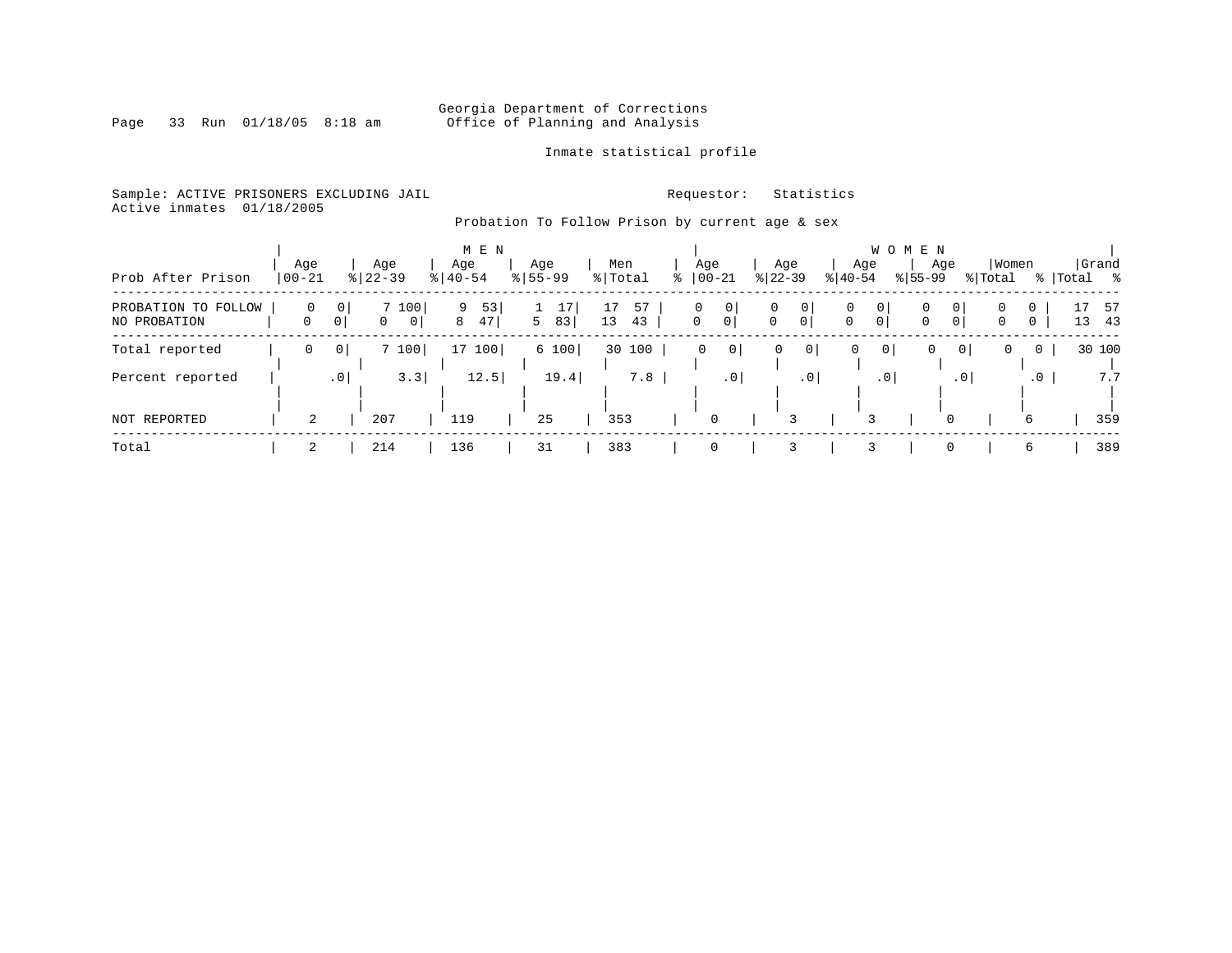Georgia Department of Corrections
Office of Planning and Analysis

Inmate statistical profile

Sample: ACTIVE PRISONERS EXCLUDING JAIL

Requestor: Statistics

Active inmates 01/18/2005

Probation To Follow Prison by current age & sex

| Prob After Prison | MEN Age 00-21 | % | Age 22-39 | % | Age 40-54 | % | Age 55-99 | % | Men Total | % | WOMEN Age 00-21 | % | Age 22-39 | % | Age 40-54 | % | Age 55-99 | % | Women Total | % | Grand Total | % |
|---|---|---|---|---|---|---|---|---|---|---|---|---|---|---|---|---|---|---|---|---|---|---|
| PROBATION TO FOLLOW | 0 | 0 | 7 | 100 | 9 | 53 | 1 | 17 | 17 | 57 | 0 | 0 | 0 | 0 | 0 | 0 | 0 | 0 | 0 | 0 | 17 | 57 |
| NO PROBATION | 0 | 0 | 0 | 0 | 8 | 47 | 5 | 83 | 13 | 43 | 0 | 0 | 0 | 0 | 0 | 0 | 0 | 0 | 0 | 0 | 13 | 43 |
| Total reported | 0 | 0 | 7 | 100 | 17 | 100 | 6 | 100 | 30 | 100 | 0 | 0 | 0 | 0 | 0 | 0 | 0 | 0 | 0 | 0 | 30 | 100 |
| Percent reported | | .0 | | 3.3 | | 12.5 | | 19.4 | | 7.8 | | .0 | | .0 | | .0 | | .0 | | .0 | | 7.7 |
| NOT REPORTED | 2 | | 207 | | 119 | | 25 | | 353 | | 0 | | 3 | | 3 | | 0 | | 6 | | 359 | |
| Total | 2 | | 214 | | 136 | | 31 | | 383 | | 0 | | 3 | | 3 | | 0 | | 6 | | 389 | |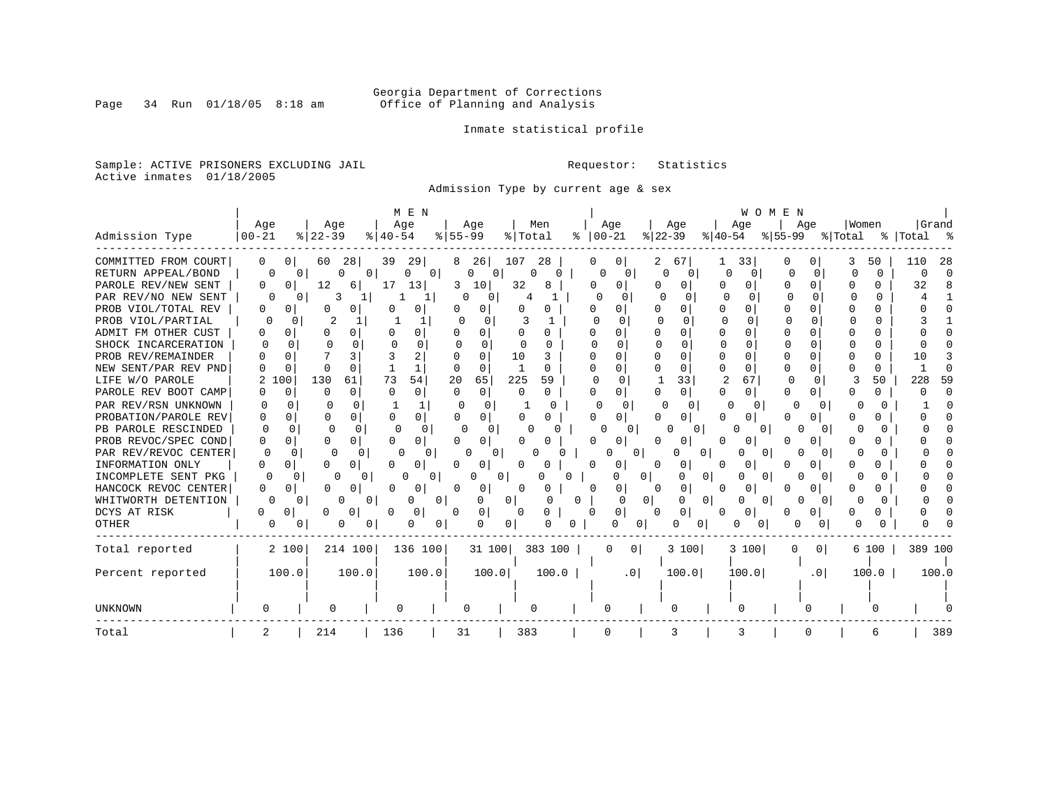Georgia Department of Corrections
Office of Planning and Analysis

Inmate statistical profile

Sample: ACTIVE PRISONERS EXCLUDING JAIL  Requestor: Statistics
Active inmates 01/18/2005

Admission Type by current age & sex

| Admission Type | MEN Age 00-21 | % | Age 22-39 | % | Age 40-54 | % | Age 55-99 | % | Men Total | % | WOMEN Age 00-21 | % | Age 22-39 | % | Age 40-54 | % | Age 55-99 | % | Women Total | % | Grand Total | % |
|---|---|---|---|---|---|---|---|---|---|---|---|---|---|---|---|---|---|---|---|---|---|---|
| COMMITTED FROM COURT | 0 | 0 | 60 | 28 | 39 | 29 | 8 | 26 | 107 | 28 | 0 | 0 | 2 | 67 | 1 | 33 | 0 | 0 | 3 | 50 | 110 | 28 |
| RETURN APPEAL/BOND | 0 | 0 | 0 | 0 | 0 | 0 | 0 | 0 | 0 | 0 | 0 | 0 | 0 | 0 | 0 | 0 | 0 | 0 | 0 | 0 | 0 | 0 |
| PAROLE REV/NEW SENT | 0 | 0 | 12 | 6 | 17 | 13 | 3 | 10 | 32 | 8 | 0 | 0 | 0 | 0 | 0 | 0 | 0 | 0 | 0 | 0 | 32 | 8 |
| PAR REV/NO NEW SENT | 0 | 0 | 3 | 1 | 1 | 1 | 0 | 0 | 4 | 1 | 0 | 0 | 0 | 0 | 0 | 0 | 0 | 0 | 0 | 0 | 4 | 1 |
| PROB VIOL/TOTAL REV | 0 | 0 | 0 | 0 | 0 | 0 | 0 | 0 | 0 | 0 | 0 | 0 | 0 | 0 | 0 | 0 | 0 | 0 | 0 | 0 | 0 | 0 |
| PROB VIOL/PARTIAL | 0 | 0 | 2 | 1 | 1 | 1 | 0 | 0 | 3 | 1 | 0 | 0 | 0 | 0 | 0 | 0 | 0 | 0 | 0 | 0 | 3 | 1 |
| ADMIT FM OTHER CUST | 0 | 0 | 0 | 0 | 0 | 0 | 0 | 0 | 0 | 0 | 0 | 0 | 0 | 0 | 0 | 0 | 0 | 0 | 0 | 0 | 0 | 0 |
| SHOCK INCARCERATION | 0 | 0 | 0 | 0 | 0 | 0 | 0 | 0 | 0 | 0 | 0 | 0 | 0 | 0 | 0 | 0 | 0 | 0 | 0 | 0 | 0 | 0 |
| PROB REV/REMAINDER | 0 | 0 | 7 | 3 | 3 | 2 | 0 | 0 | 10 | 3 | 0 | 0 | 0 | 0 | 0 | 0 | 0 | 0 | 0 | 0 | 10 | 3 |
| NEW SENT/PAR REV PND | 0 | 0 | 0 | 0 | 1 | 1 | 0 | 0 | 1 | 0 | 0 | 0 | 0 | 0 | 0 | 0 | 0 | 0 | 0 | 0 | 1 | 0 |
| LIFE W/O PAROLE | 2 | 100 | 130 | 61 | 73 | 54 | 20 | 65 | 225 | 59 | 0 | 0 | 1 | 33 | 2 | 67 | 0 | 0 | 3 | 50 | 228 | 59 |
| PAROLE REV BOOT CAMP | 0 | 0 | 0 | 0 | 0 | 0 | 0 | 0 | 0 | 0 | 0 | 0 | 0 | 0 | 0 | 0 | 0 | 0 | 0 | 0 | 0 | 0 |
| PAR REV/RSN UNKNOWN | 0 | 0 | 0 | 0 | 1 | 1 | 0 | 0 | 1 | 0 | 0 | 0 | 0 | 0 | 0 | 0 | 0 | 0 | 0 | 0 | 1 | 0 |
| PROBATION/PAROLE REV | 0 | 0 | 0 | 0 | 0 | 0 | 0 | 0 | 0 | 0 | 0 | 0 | 0 | 0 | 0 | 0 | 0 | 0 | 0 | 0 | 0 | 0 |
| PB PAROLE RESCINDED | 0 | 0 | 0 | 0 | 0 | 0 | 0 | 0 | 0 | 0 | 0 | 0 | 0 | 0 | 0 | 0 | 0 | 0 | 0 | 0 | 0 | 0 |
| PROB REVOC/SPEC COND | 0 | 0 | 0 | 0 | 0 | 0 | 0 | 0 | 0 | 0 | 0 | 0 | 0 | 0 | 0 | 0 | 0 | 0 | 0 | 0 | 0 | 0 |
| PAR REV/REVOC CENTER | 0 | 0 | 0 | 0 | 0 | 0 | 0 | 0 | 0 | 0 | 0 | 0 | 0 | 0 | 0 | 0 | 0 | 0 | 0 | 0 | 0 | 0 |
| INFORMATION ONLY | 0 | 0 | 0 | 0 | 0 | 0 | 0 | 0 | 0 | 0 | 0 | 0 | 0 | 0 | 0 | 0 | 0 | 0 | 0 | 0 | 0 | 0 |
| INCOMPLETE SENT PKG | 0 | 0 | 0 | 0 | 0 | 0 | 0 | 0 | 0 | 0 | 0 | 0 | 0 | 0 | 0 | 0 | 0 | 0 | 0 | 0 | 0 | 0 |
| HANCOCK REVOC CENTER | 0 | 0 | 0 | 0 | 0 | 0 | 0 | 0 | 0 | 0 | 0 | 0 | 0 | 0 | 0 | 0 | 0 | 0 | 0 | 0 | 0 | 0 |
| WHITWORTH DETENTION | 0 | 0 | 0 | 0 | 0 | 0 | 0 | 0 | 0 | 0 | 0 | 0 | 0 | 0 | 0 | 0 | 0 | 0 | 0 | 0 | 0 | 0 |
| DCYS AT RISK | 0 | 0 | 0 | 0 | 0 | 0 | 0 | 0 | 0 | 0 | 0 | 0 | 0 | 0 | 0 | 0 | 0 | 0 | 0 | 0 | 0 | 0 |
| OTHER | 0 | 0 | 0 | 0 | 0 | 0 | 0 | 0 | 0 | 0 | 0 | 0 | 0 | 0 | 0 | 0 | 0 | 0 | 0 | 0 | 0 | 0 |
| Total reported | 2 | 100 | 214 | 100 | 136 | 100 | 31 | 100 | 383 | 100 | 0 | 0 | 3 | 100 | 3 | 100 | 0 | 0 | 6 | 100 | 389 | 100 |
| Percent reported | | 100.0 | | 100.0 | | 100.0 | | 100.0 | | 100.0 | | .0 | | 100.0 | | 100.0 | | .0 | | 100.0 | | 100.0 |
| UNKNOWN | 0 | | 0 | | 0 | | 0 | | 0 | | 0 | | 0 | | 0 | | 0 | | 0 | | 0 | |
| Total | 2 | | 214 | | 136 | | 31 | | 383 | | 0 | | 3 | | 3 | | 0 | | 6 | | 389 | |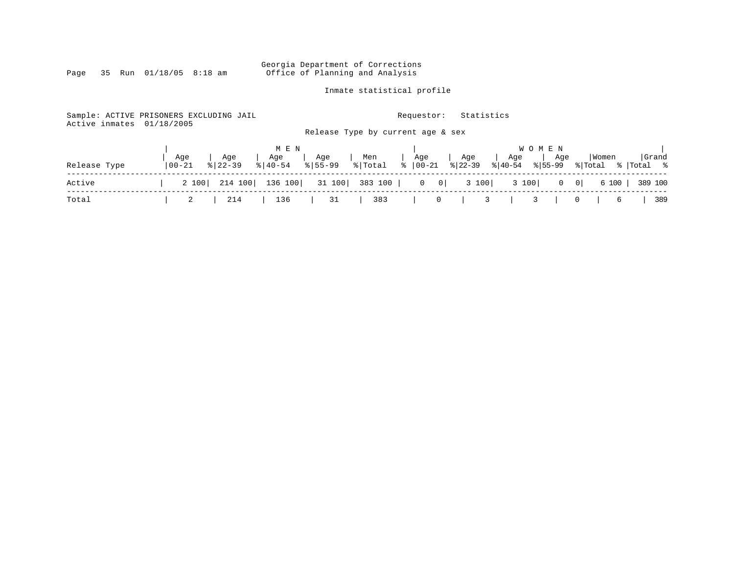Georgia Department of Corrections
Office of Planning and Analysis

Inmate statistical profile

Sample: ACTIVE PRISONERS EXCLUDING JAIL    Requestor: Statistics
Active inmates 01/18/2005

Release Type by current age & sex

| | MEN | | | | | | | | | | WOMEN | | | | | | | | | | | |
|---|---|---|---|---|---|---|---|---|---|---|---|---|---|---|---|---|---|---|---|---|---|---|
| Release Type | Age 00-21 | % | Age 22-39 | % | Age 40-54 | % | Age 55-99 | % | Men Total | % | Age 00-21 | % | Age 22-39 | % | Age 40-54 | % | Age 55-99 | % | Women Total | % | Grand Total | % |
| Active | 2 | 100 | 214 | 100 | 136 | 100 | 31 | 100 | 383 | 100 | 0 | 0 | 3 | 100 | 3 | 100 | 0 | 0 | 6 | 100 | 389 | 100 |
| Total | 2 | | 214 | | 136 | | 31 | | 383 | | 0 | | 3 | | 3 | | 0 | | 6 | | 389 | |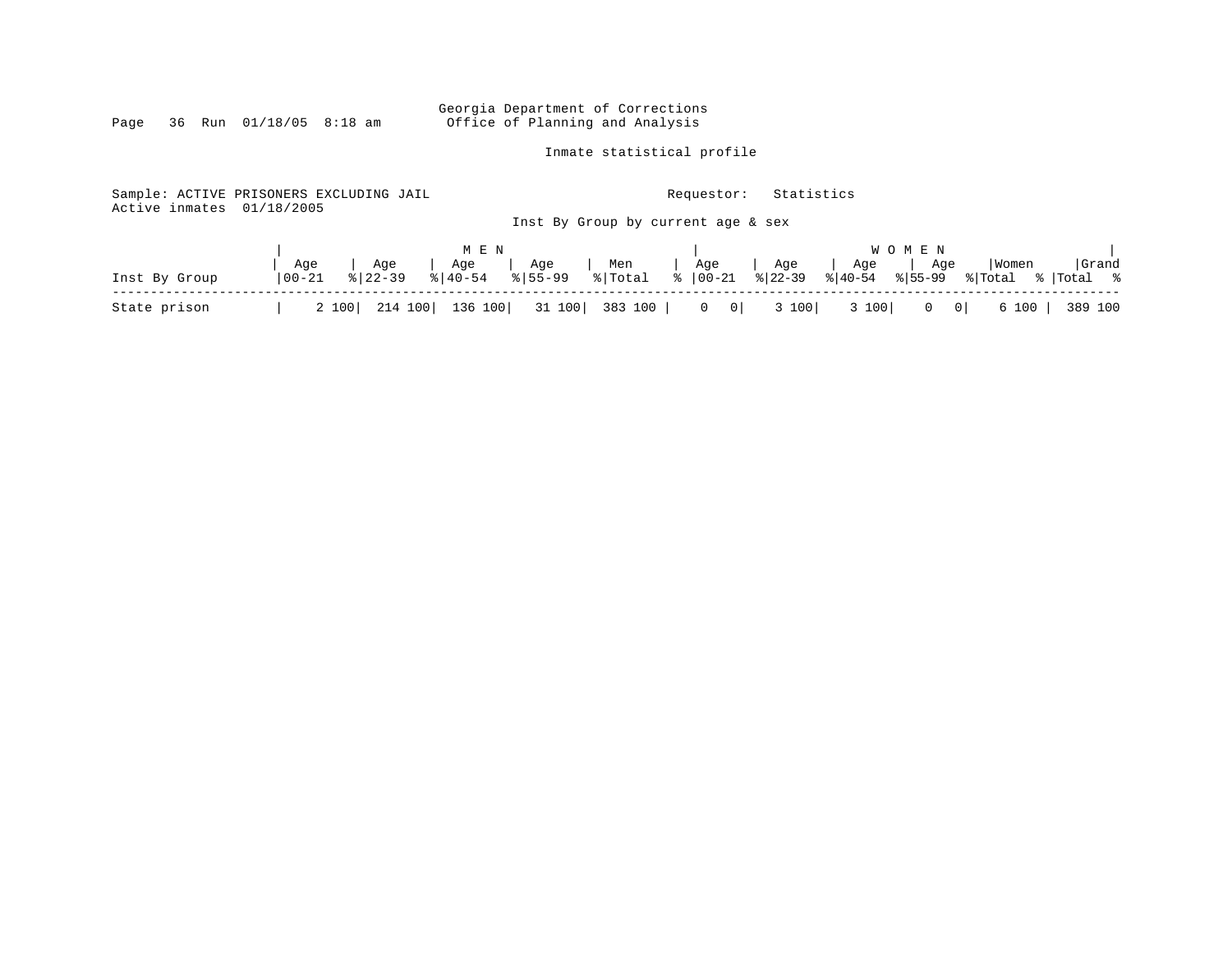Georgia Department of Corrections
Office of Planning and Analysis

Inmate statistical profile

Sample: ACTIVE PRISONERS EXCLUDING JAIL
Active inmates 01/18/2005

Requestor: Statistics

Inst By Group by current age & sex

| Inst By Group | MEN | | | | | | | | | | WOMEN | | | | | | | | | | Grand | |
|---|---|---|---|---|---|---|---|---|---|---|---|---|---|---|---|---|---|---|---|---|---|---|
| | Age 00-21 | % | Age 22-39 | % | Age 40-54 | % | Age 55-99 | % | Men Total | % | Age 00-21 | % | Age 22-39 | % | Age 40-54 | % | Age 55-99 | % | Women Total | % | Total | % |
| State prison | 2 | 100 | 214 | 100 | 136 | 100 | 31 | 100 | 383 | 100 | 0 | 0 | 3 | 100 | 3 | 100 | 0 | 0 | 6 | 100 | 389 | 100 |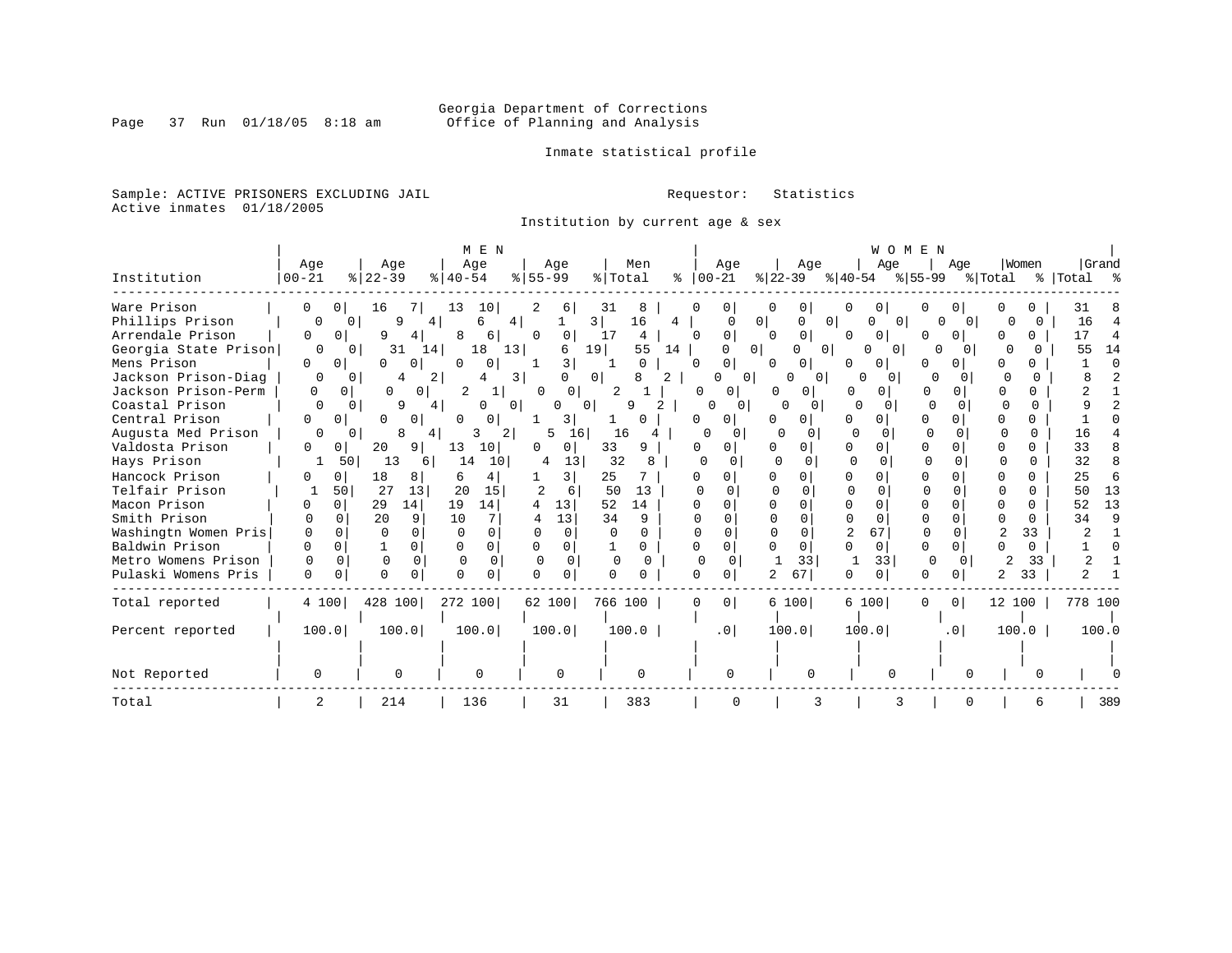Georgia Department of Corrections
Office of Planning and Analysis

Inmate statistical profile

Sample: ACTIVE PRISONERS EXCLUDING JAIL
Active inmates 01/18/2005

Requestor: Statistics

## Institution by current age & sex

| Institution | MEN Age 00-21 | % | Age 22-39 | % | Age 40-54 | % | Age 55-99 | % | Men Total | % | WOMEN Age 00-21 | % | Age 22-39 | % | Age 40-54 | % | Age 55-99 | % | Women Total | % | Grand Total | % |
|---|---|---|---|---|---|---|---|---|---|---|---|---|---|---|---|---|---|---|---|---|---|---|
| Ware Prison | 0 | 0 | 16 | 7 | 13 | 10 | 2 | 6 | 31 | 8 | 0 | 0 | 0 | 0 | 0 | 0 | 0 | 0 | 0 | 0 | 31 | 8 |
| Phillips Prison | 0 | 0 | 9 | 4 | 6 | 4 | 1 | 3 | 16 | 4 | 0 | 0 | 0 | 0 | 0 | 0 | 0 | 0 | 0 | 0 | 16 | 4 |
| Arrendale Prison | 0 | 0 | 9 | 4 | 8 | 6 | 0 | 0 | 17 | 4 | 0 | 0 | 0 | 0 | 0 | 0 | 0 | 0 | 0 | 0 | 17 | 4 |
| Georgia State Prison | 0 | 0 | 31 | 14 | 18 | 13 | 6 | 19 | 55 | 14 | 0 | 0 | 0 | 0 | 0 | 0 | 0 | 0 | 0 | 0 | 55 | 14 |
| Mens Prison | 0 | 0 | 0 | 0 | 0 | 0 | 1 | 3 | 1 | 0 | 0 | 0 | 0 | 0 | 0 | 0 | 0 | 0 | 0 | 0 | 1 | 0 |
| Jackson Prison-Diag | 0 | 0 | 4 | 2 | 4 | 3 | 0 | 0 | 8 | 2 | 0 | 0 | 0 | 0 | 0 | 0 | 0 | 0 | 0 | 0 | 8 | 2 |
| Jackson Prison-Perm | 0 | 0 | 0 | 0 | 2 | 1 | 0 | 0 | 2 | 1 | 0 | 0 | 0 | 0 | 0 | 0 | 0 | 0 | 0 | 0 | 2 | 1 |
| Coastal Prison | 0 | 0 | 9 | 4 | 0 | 0 | 0 | 0 | 9 | 2 | 0 | 0 | 0 | 0 | 0 | 0 | 0 | 0 | 0 | 0 | 9 | 2 |
| Central Prison | 0 | 0 | 0 | 0 | 0 | 0 | 1 | 3 | 1 | 0 | 0 | 0 | 0 | 0 | 0 | 0 | 0 | 0 | 0 | 0 | 1 | 0 |
| Augusta Med Prison | 0 | 0 | 8 | 4 | 3 | 2 | 5 | 16 | 16 | 4 | 0 | 0 | 0 | 0 | 0 | 0 | 0 | 0 | 0 | 0 | 16 | 4 |
| Valdosta Prison | 0 | 0 | 20 | 9 | 13 | 10 | 0 | 0 | 33 | 9 | 0 | 0 | 0 | 0 | 0 | 0 | 0 | 0 | 0 | 0 | 33 | 8 |
| Hays Prison | 1 | 50 | 13 | 6 | 14 | 10 | 4 | 13 | 32 | 8 | 0 | 0 | 0 | 0 | 0 | 0 | 0 | 0 | 0 | 0 | 32 | 8 |
| Hancock Prison | 0 | 0 | 18 | 8 | 6 | 4 | 1 | 3 | 25 | 7 | 0 | 0 | 0 | 0 | 0 | 0 | 0 | 0 | 0 | 0 | 25 | 6 |
| Telfair Prison | 1 | 50 | 27 | 13 | 20 | 15 | 2 | 6 | 50 | 13 | 0 | 0 | 0 | 0 | 0 | 0 | 0 | 0 | 0 | 0 | 50 | 13 |
| Macon Prison | 0 | 0 | 29 | 14 | 19 | 14 | 4 | 13 | 52 | 14 | 0 | 0 | 0 | 0 | 0 | 0 | 0 | 0 | 0 | 0 | 52 | 13 |
| Smith Prison | 0 | 0 | 20 | 9 | 10 | 7 | 4 | 13 | 34 | 9 | 0 | 0 | 0 | 0 | 0 | 0 | 0 | 0 | 0 | 0 | 34 | 9 |
| Washingtn Women Pris | 0 | 0 | 0 | 0 | 0 | 0 | 0 | 0 | 0 | 0 | 0 | 0 | 0 | 0 | 2 | 67 | 0 | 0 | 2 | 33 | 2 | 1 |
| Baldwin Prison | 0 | 0 | 1 | 0 | 0 | 0 | 0 | 0 | 1 | 0 | 0 | 0 | 0 | 0 | 0 | 0 | 0 | 0 | 0 | 0 | 1 | 0 |
| Metro Womens Prison | 0 | 0 | 0 | 0 | 0 | 0 | 0 | 0 | 0 | 0 | 0 | 0 | 1 | 33 | 1 | 33 | 0 | 0 | 2 | 33 | 2 | 1 |
| Pulaski Womens Pris | 0 | 0 | 0 | 0 | 0 | 0 | 0 | 0 | 0 | 0 | 0 | 0 | 2 | 67 | 0 | 0 | 0 | 0 | 2 | 33 | 2 | 1 |
| Total reported | 4 | 100 | 428 | 100 | 272 | 100 | 62 | 100 | 766 | 100 | 0 | 0 | 6 | 100 | 6 | 100 | 0 | 0 | 12 | 100 | 778 | 100 |
| Percent reported | 100.0 | | 100.0 | | 100.0 | | 100.0 | | 100.0 | | .0 | | 100.0 | | 100.0 | | .0 | | 100.0 | | 100.0 | |
| Not Reported | 0 | | 0 | | 0 | | 0 | | 0 | | 0 | | 0 | | 0 | | 0 | | 0 | | 0 | |
| Total | 2 | | 214 | | 136 | | 31 | | 383 | | 0 | | 3 | | 3 | | 0 | | 6 | | 389 | |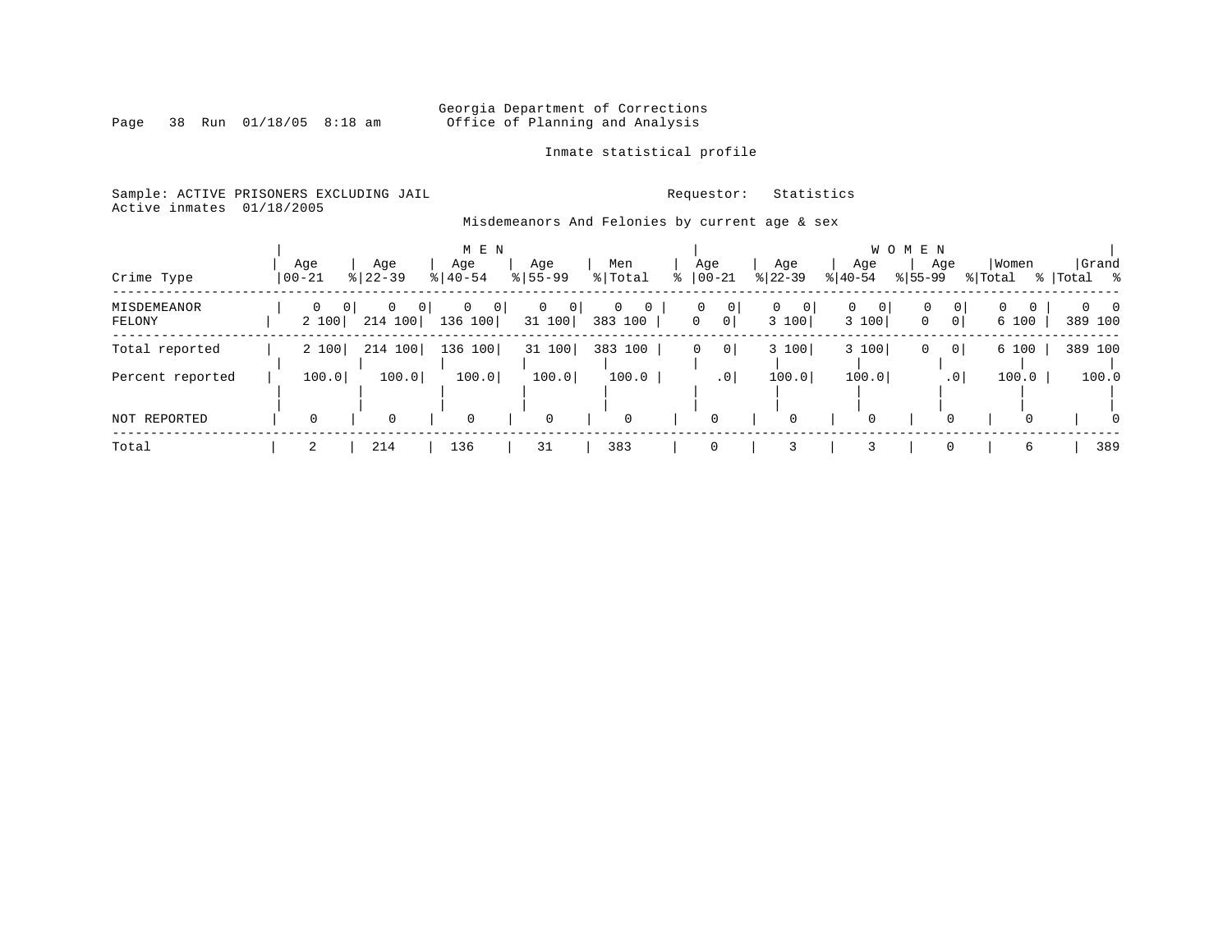Georgia Department of Corrections
Office of Planning and Analysis

Inmate statistical profile

Sample: ACTIVE PRISONERS EXCLUDING JAIL                    Requestor: Statistics
Active inmates 01/18/2005

Misdemeanors And Felonies by current age & sex

| | MEN | | | | | | | | | | WOMEN | | | | | | | | | | | |
|---|---|---|---|---|---|---|---|---|---|---|---|---|---|---|---|---|---|---|---|---|---|---|
| Crime Type | Age 00-21 | % | Age 22-39 | % | Age 40-54 | % | Age 55-99 | % | Men Total | % | Age 00-21 | % | Age 22-39 | % | Age 40-54 | % | Age 55-99 | % | Women Total | % | Grand Total | % |
| MISDEMEANOR | 0 | 0 | 0 | 0 | 0 | 0 | 0 | 0 | 0 | 0 | 0 | 0 | 0 | 0 | 0 | 0 | 0 | 0 | 0 | 0 | 0 | 0 |
| FELONY | 2 | 100 | 214 | 100 | 136 | 100 | 31 | 100 | 383 | 100 | 0 | 0 | 3 | 100 | 3 | 100 | 0 | 0 | 6 | 100 | 389 | 100 |
| Total reported | 2 | 100 | 214 | 100 | 136 | 100 | 31 | 100 | 383 | 100 | 0 | 0 | 3 | 100 | 3 | 100 | 0 | 0 | 6 | 100 | 389 | 100 |
| Percent reported | 100.0 | | 100.0 | | 100.0 | | 100.0 | | 100.0 | | .0 | | 100.0 | | 100.0 | | .0 | | 100.0 | | 100.0 | |
| NOT REPORTED | 0 | | 0 | | 0 | | 0 | | 0 | | 0 | | 0 | | 0 | | 0 | | 0 | | 0 | |
| Total | 2 | | 214 | | 136 | | 31 | | 383 | | 0 | | 3 | | 3 | | 0 | | 6 | | 389 | |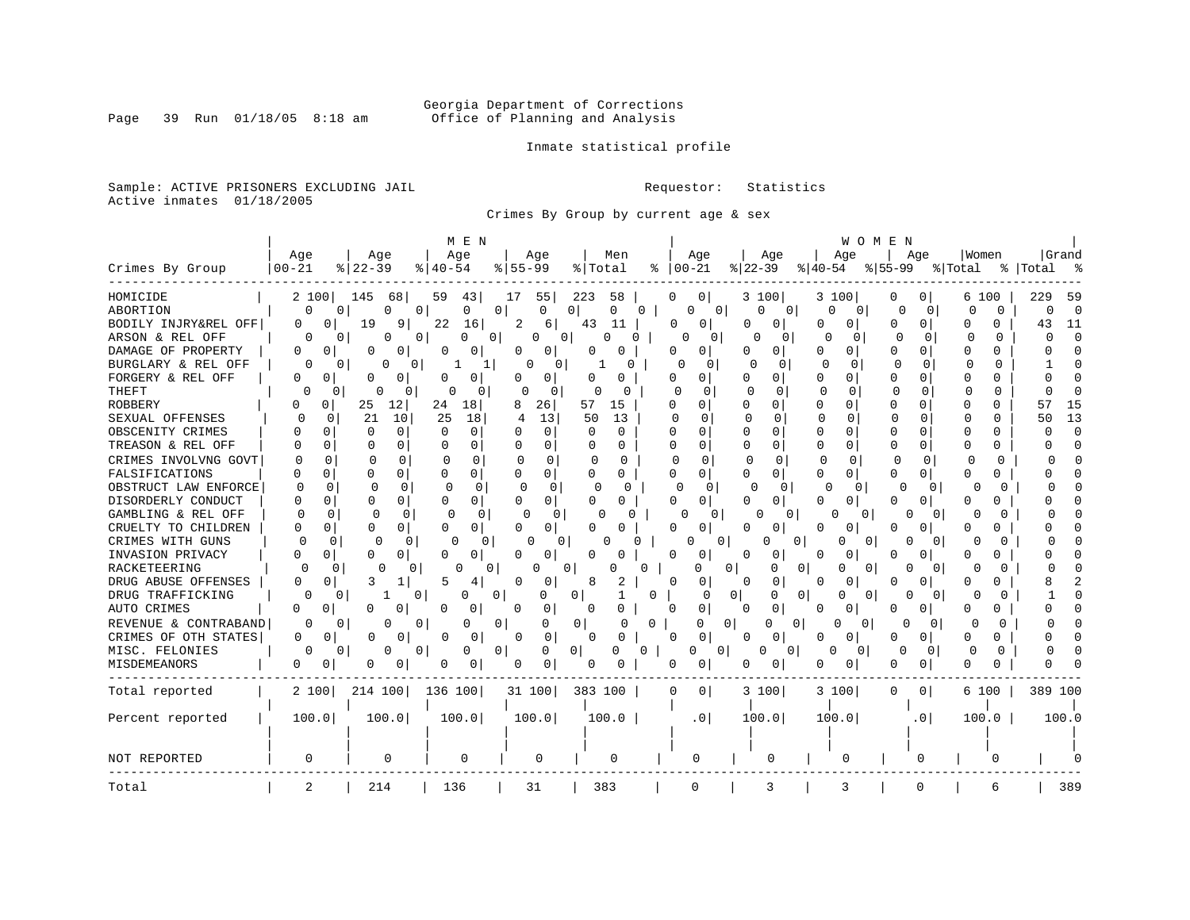Georgia Department of Corrections
Office of Planning and Analysis

Inmate statistical profile

Sample: ACTIVE PRISONERS EXCLUDING JAIL

Requestor: Statistics

Active inmates 01/18/2005

Crimes By Group by current age & sex

| Crimes By Group | MEN Age 00-21 | % | Age 22-39 | % | Age 40-54 | % | Age 55-99 | % | Men Total | % | WOMEN Age 00-21 | % | Age 22-39 | % | Age 40-54 | % | Age 55-99 | % | Women Total | % | Grand Total | % |
|---|---|---|---|---|---|---|---|---|---|---|---|---|---|---|---|---|---|---|---|---|---|---|
| HOMICIDE | 2 | 100 | 145 | 68 | 59 | 43 | 17 | 55 | 223 | 58 | 0 | 0 | 3 | 100 | 3 | 100 | 0 | 0 | 6 | 100 | 229 | 59 |
| ABORTION | 0 | 0 | 0 | 0 | 0 | 0 | 0 | 0 | 0 | 0 | 0 | 0 | 0 | 0 | 0 | 0 | 0 | 0 | 0 | 0 | 0 | 0 |
| BODILY INJRY&REL OFF | 0 | 0 | 19 | 9 | 22 | 16 | 2 | 6 | 43 | 11 | 0 | 0 | 0 | 0 | 0 | 0 | 0 | 0 | 0 | 0 | 43 | 11 |
| ARSON & REL OFF | 0 | 0 | 0 | 0 | 0 | 0 | 0 | 0 | 0 | 0 | 0 | 0 | 0 | 0 | 0 | 0 | 0 | 0 | 0 | 0 | 0 | 0 |
| DAMAGE OF PROPERTY | 0 | 0 | 0 | 0 | 0 | 0 | 0 | 0 | 0 | 0 | 0 | 0 | 0 | 0 | 0 | 0 | 0 | 0 | 0 | 0 | 0 | 0 |
| BURGLARY & REL OFF | 0 | 0 | 0 | 0 | 1 | 1 | 0 | 0 | 1 | 0 | 0 | 0 | 0 | 0 | 0 | 0 | 0 | 0 | 0 | 0 | 1 | 0 |
| FORGERY & REL OFF | 0 | 0 | 0 | 0 | 0 | 0 | 0 | 0 | 0 | 0 | 0 | 0 | 0 | 0 | 0 | 0 | 0 | 0 | 0 | 0 | 0 | 0 |
| THEFT | 0 | 0 | 0 | 0 | 0 | 0 | 0 | 0 | 0 | 0 | 0 | 0 | 0 | 0 | 0 | 0 | 0 | 0 | 0 | 0 | 0 | 0 |
| ROBBERY | 0 | 0 | 25 | 12 | 24 | 18 | 8 | 26 | 57 | 15 | 0 | 0 | 0 | 0 | 0 | 0 | 0 | 0 | 0 | 0 | 57 | 15 |
| SEXUAL OFFENSES | 0 | 0 | 21 | 10 | 25 | 18 | 4 | 13 | 50 | 13 | 0 | 0 | 0 | 0 | 0 | 0 | 0 | 0 | 0 | 0 | 50 | 13 |
| OBSCENITY CRIMES | 0 | 0 | 0 | 0 | 0 | 0 | 0 | 0 | 0 | 0 | 0 | 0 | 0 | 0 | 0 | 0 | 0 | 0 | 0 | 0 | 0 | 0 |
| TREASON & REL OFF | 0 | 0 | 0 | 0 | 0 | 0 | 0 | 0 | 0 | 0 | 0 | 0 | 0 | 0 | 0 | 0 | 0 | 0 | 0 | 0 | 0 | 0 |
| CRIMES INVOLVNG GOVT | 0 | 0 | 0 | 0 | 0 | 0 | 0 | 0 | 0 | 0 | 0 | 0 | 0 | 0 | 0 | 0 | 0 | 0 | 0 | 0 | 0 | 0 |
| FALSIFICATIONS | 0 | 0 | 0 | 0 | 0 | 0 | 0 | 0 | 0 | 0 | 0 | 0 | 0 | 0 | 0 | 0 | 0 | 0 | 0 | 0 | 0 | 0 |
| OBSTRUCT LAW ENFORCE | 0 | 0 | 0 | 0 | 0 | 0 | 0 | 0 | 0 | 0 | 0 | 0 | 0 | 0 | 0 | 0 | 0 | 0 | 0 | 0 | 0 | 0 |
| DISORDERLY CONDUCT | 0 | 0 | 0 | 0 | 0 | 0 | 0 | 0 | 0 | 0 | 0 | 0 | 0 | 0 | 0 | 0 | 0 | 0 | 0 | 0 | 0 | 0 |
| GAMBLING & REL OFF | 0 | 0 | 0 | 0 | 0 | 0 | 0 | 0 | 0 | 0 | 0 | 0 | 0 | 0 | 0 | 0 | 0 | 0 | 0 | 0 | 0 | 0 |
| CRUELTY TO CHILDREN | 0 | 0 | 0 | 0 | 0 | 0 | 0 | 0 | 0 | 0 | 0 | 0 | 0 | 0 | 0 | 0 | 0 | 0 | 0 | 0 | 0 | 0 |
| CRIMES WITH GUNS | 0 | 0 | 0 | 0 | 0 | 0 | 0 | 0 | 0 | 0 | 0 | 0 | 0 | 0 | 0 | 0 | 0 | 0 | 0 | 0 | 0 | 0 |
| INVASION PRIVACY | 0 | 0 | 0 | 0 | 0 | 0 | 0 | 0 | 0 | 0 | 0 | 0 | 0 | 0 | 0 | 0 | 0 | 0 | 0 | 0 | 0 | 0 |
| RACKETEERING | 0 | 0 | 0 | 0 | 0 | 0 | 0 | 0 | 0 | 0 | 0 | 0 | 0 | 0 | 0 | 0 | 0 | 0 | 0 | 0 | 0 | 0 |
| DRUG ABUSE OFFENSES | 0 | 0 | 3 | 1 | 5 | 4 | 0 | 0 | 8 | 2 | 0 | 0 | 0 | 0 | 0 | 0 | 0 | 0 | 0 | 0 | 8 | 2 |
| DRUG TRAFFICKING | 0 | 0 | 1 | 0 | 0 | 0 | 0 | 0 | 1 | 0 | 0 | 0 | 0 | 0 | 0 | 0 | 0 | 0 | 0 | 0 | 1 | 0 |
| AUTO CRIMES | 0 | 0 | 0 | 0 | 0 | 0 | 0 | 0 | 0 | 0 | 0 | 0 | 0 | 0 | 0 | 0 | 0 | 0 | 0 | 0 | 0 | 0 |
| REVENUE & CONTRABAND | 0 | 0 | 0 | 0 | 0 | 0 | 0 | 0 | 0 | 0 | 0 | 0 | 0 | 0 | 0 | 0 | 0 | 0 | 0 | 0 | 0 | 0 |
| CRIMES OF OTH STATES | 0 | 0 | 0 | 0 | 0 | 0 | 0 | 0 | 0 | 0 | 0 | 0 | 0 | 0 | 0 | 0 | 0 | 0 | 0 | 0 | 0 | 0 |
| MISC. FELONIES | 0 | 0 | 0 | 0 | 0 | 0 | 0 | 0 | 0 | 0 | 0 | 0 | 0 | 0 | 0 | 0 | 0 | 0 | 0 | 0 | 0 | 0 |
| MISDEMEANORS | 0 | 0 | 0 | 0 | 0 | 0 | 0 | 0 | 0 | 0 | 0 | 0 | 0 | 0 | 0 | 0 | 0 | 0 | 0 | 0 | 0 | 0 |
| Total reported | 2 | 100 | 214 | 100 | 136 | 100 | 31 | 100 | 383 | 100 | 0 | 0 | 3 | 100 | 3 | 100 | 0 | 0 | 6 | 100 | 389 | 100 |
| Percent reported | 100.0 | | 100.0 | | 100.0 | | 100.0 | | 100.0 | | .0 | | 100.0 | | 100.0 | | .0 | | 100.0 | | 100.0 | |
| NOT REPORTED | 0 | | 0 | | 0 | | 0 | | 0 | | 0 | | 0 | | 0 | | 0 | | 0 | | 0 | |
| Total | 2 | | 214 | | 136 | | 31 | | 383 | | 0 | | 3 | | 3 | | 0 | | 6 | | 389 | |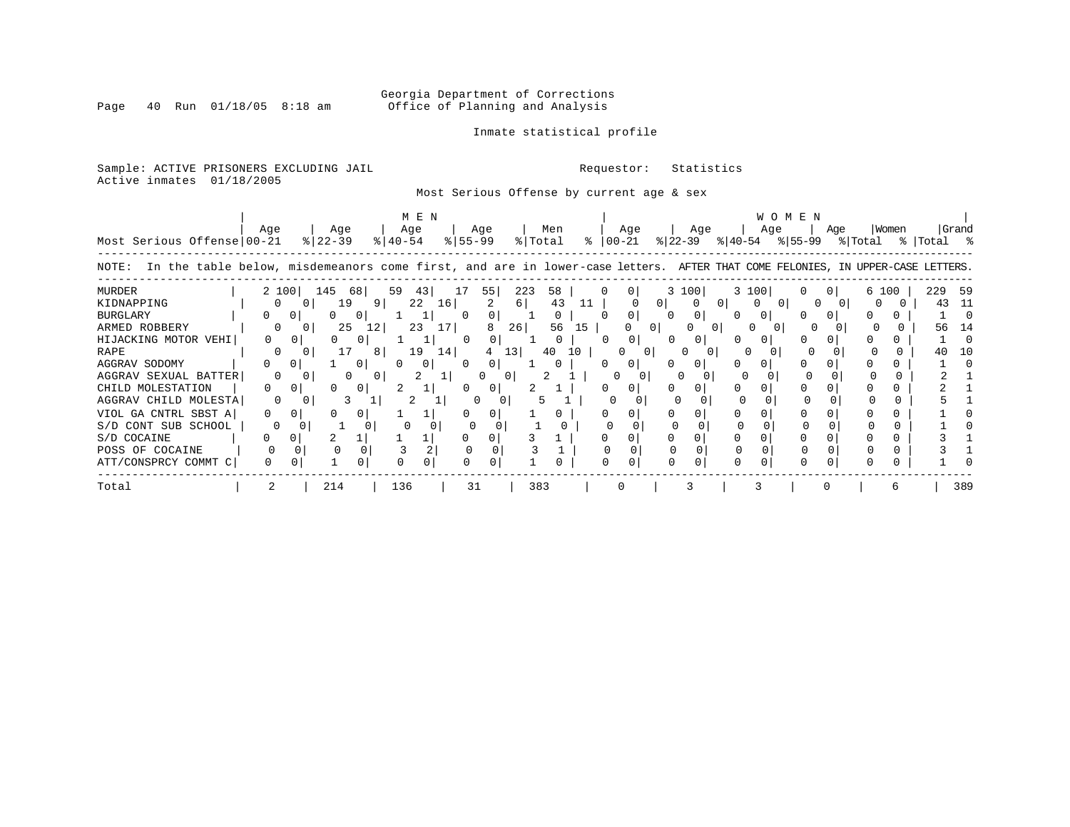Georgia Department of Corrections
Office of Planning and Analysis

Inmate statistical profile

Sample: ACTIVE PRISONERS EXCLUDING JAIL

Requestor: Statistics

Active inmates 01/18/2005

Most Serious Offense by current age & sex

| Most Serious Offense | MEN Age 00-21 | % | MEN Age 22-39 | % | MEN Age 40-54 | % | MEN Age 55-99 | % | Men Total | % | WOMEN Age 00-21 | % | WOMEN Age 22-39 | % | WOMEN Age 40-54 | % | WOMEN Age 55-99 | % | Women Total | % | Grand Total | % |
|---|---|---|---|---|---|---|---|---|---|---|---|---|---|---|---|---|---|---|---|---|---|---|
| MURDER | 2 | 100 | 145 | 68 | 59 | 43 | 17 | 55 | 223 | 58 | 0 | 0 | 3 | 100 | 3 | 100 | 0 | 0 | 6 | 100 | 229 | 59 |
| KIDNAPPING | 0 | 0 | 19 | 9 | 22 | 16 | 2 | 6 | 43 | 11 | 0 | 0 | 0 | 0 | 0 | 0 | 0 | 0 | 0 | 0 | 43 | 11 |
| BURGLARY | 0 | 0 | 0 | 0 | 1 | 1 | 0 | 0 | 1 | 0 | 0 | 0 | 0 | 0 | 0 | 0 | 0 | 0 | 0 | 0 | 1 | 0 |
| ARMED ROBBERY | 0 | 0 | 25 | 12 | 23 | 17 | 8 | 26 | 56 | 15 | 0 | 0 | 0 | 0 | 0 | 0 | 0 | 0 | 0 | 0 | 56 | 14 |
| HIJACKING MOTOR VEHI | 0 | 0 | 0 | 0 | 1 | 1 | 0 | 0 | 1 | 0 | 0 | 0 | 0 | 0 | 0 | 0 | 0 | 0 | 0 | 0 | 1 | 0 |
| RAPE | 0 | 0 | 17 | 8 | 19 | 14 | 4 | 13 | 40 | 10 | 0 | 0 | 0 | 0 | 0 | 0 | 0 | 0 | 0 | 0 | 40 | 10 |
| AGGRAV SODOMY | 0 | 0 | 1 | 0 | 0 | 0 | 0 | 0 | 1 | 0 | 0 | 0 | 0 | 0 | 0 | 0 | 0 | 0 | 0 | 0 | 1 | 0 |
| AGGRAV SEXUAL BATTER | 0 | 0 | 0 | 0 | 2 | 1 | 0 | 0 | 2 | 1 | 0 | 0 | 0 | 0 | 0 | 0 | 0 | 0 | 0 | 0 | 2 | 1 |
| CHILD MOLESTATION | 0 | 0 | 0 | 0 | 2 | 1 | 0 | 0 | 2 | 1 | 0 | 0 | 0 | 0 | 0 | 0 | 0 | 0 | 0 | 0 | 2 | 1 |
| AGGRAV CHILD MOLESTA | 0 | 0 | 3 | 1 | 2 | 1 | 0 | 0 | 5 | 1 | 0 | 0 | 0 | 0 | 0 | 0 | 0 | 0 | 0 | 0 | 5 | 1 |
| VIOL GA CNTRL SBST A | 0 | 0 | 0 | 0 | 1 | 1 | 0 | 0 | 1 | 0 | 0 | 0 | 0 | 0 | 0 | 0 | 0 | 0 | 0 | 0 | 1 | 0 |
| S/D CONT SUB SCHOOL | 0 | 0 | 1 | 0 | 0 | 0 | 0 | 0 | 1 | 0 | 0 | 0 | 0 | 0 | 0 | 0 | 0 | 0 | 0 | 0 | 1 | 0 |
| S/D COCAINE | 0 | 0 | 2 | 1 | 1 | 1 | 0 | 0 | 3 | 1 | 0 | 0 | 0 | 0 | 0 | 0 | 0 | 0 | 0 | 0 | 3 | 1 |
| POSS OF COCAINE | 0 | 0 | 0 | 0 | 3 | 2 | 0 | 0 | 3 | 1 | 0 | 0 | 0 | 0 | 0 | 0 | 0 | 0 | 0 | 0 | 3 | 1 |
| ATT/CONSPRCY COMMT C | 0 | 0 | 1 | 0 | 0 | 0 | 0 | 0 | 1 | 0 | 0 | 0 | 0 | 0 | 0 | 0 | 0 | 0 | 0 | 0 | 1 | 0 |
| Total | 2 | | 214 | | 136 | | 31 | | 383 | | 0 | | 3 | | 3 | | 0 | | 6 | | 389 | |

NOTE: In the table below, misdemeanors come first, and are in lower-case letters. AFTER THAT COME FELONIES, IN UPPER-CASE LETTERS.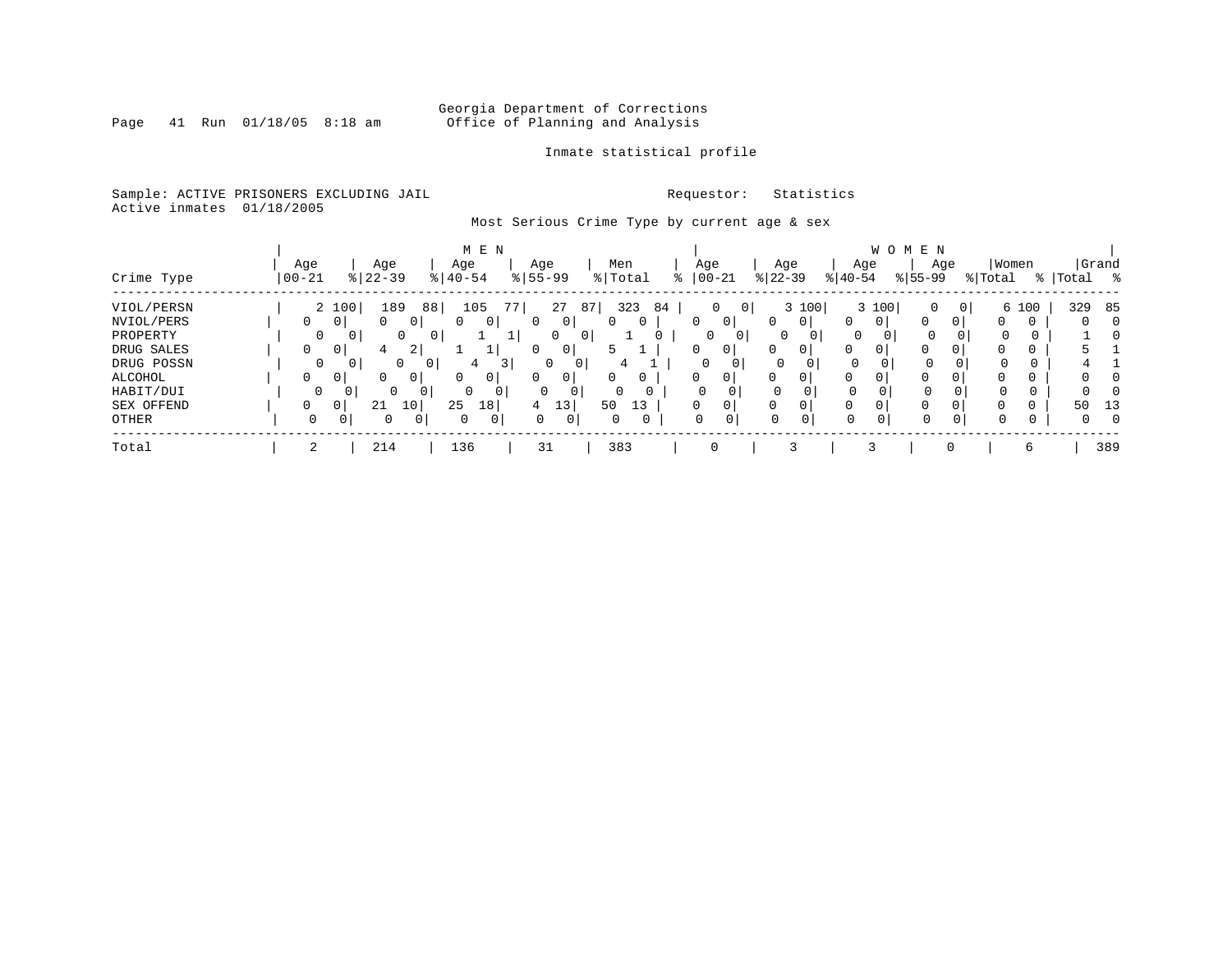Georgia Department of Corrections
Office of Planning and Analysis

Inmate statistical profile

Sample: ACTIVE PRISONERS EXCLUDING JAIL

Active inmates 01/18/2005

Requestor: Statistics

Most Serious Crime Type by current age & sex

| | MEN | | | | | | | | | | WOMEN | | | | | | | | | | | |
|---|---|---|---|---|---|---|---|---|---|---|---|---|---|---|---|---|---|---|---|---|---|---|
| Crime Type | Age 00-21 | % | Age 22-39 | % | Age 40-54 | % | Age 55-99 | % | Men Total | % | Age 00-21 | % | Age 22-39 | % | Age 40-54 | % | Age 55-99 | % | Women Total | % | Grand Total | % |
| VIOL/PERSN | 2 | 100 | 189 | 88 | 105 | 77 | 27 | 87 | 323 | 84 | 0 | 0 | 3 | 100 | 3 | 100 | 0 | 0 | 6 | 100 | 329 | 85 |
| NVIOL/PERS | 0 | 0 | 0 | 0 | 0 | 0 | 0 | 0 | 0 | 0 | 0 | 0 | 0 | 0 | 0 | 0 | 0 | 0 | 0 | 0 | 0 | 0 |
| PROPERTY | 0 | 0 | 0 | 0 | 1 | 1 | 0 | 0 | 1 | 0 | 0 | 0 | 0 | 0 | 0 | 0 | 0 | 0 | 0 | 0 | 1 | 0 |
| DRUG SALES | 0 | 0 | 4 | 2 | 1 | 1 | 0 | 0 | 5 | 1 | 0 | 0 | 0 | 0 | 0 | 0 | 0 | 0 | 0 | 0 | 5 | 1 |
| DRUG POSSN | 0 | 0 | 0 | 0 | 4 | 3 | 0 | 0 | 4 | 1 | 0 | 0 | 0 | 0 | 0 | 0 | 0 | 0 | 0 | 0 | 4 | 1 |
| ALCOHOL | 0 | 0 | 0 | 0 | 0 | 0 | 0 | 0 | 0 | 0 | 0 | 0 | 0 | 0 | 0 | 0 | 0 | 0 | 0 | 0 | 0 | 0 |
| HABIT/DUI | 0 | 0 | 0 | 0 | 0 | 0 | 0 | 0 | 0 | 0 | 0 | 0 | 0 | 0 | 0 | 0 | 0 | 0 | 0 | 0 | 0 | 0 |
| SEX OFFEND | 0 | 0 | 21 | 10 | 25 | 18 | 4 | 13 | 50 | 13 | 0 | 0 | 0 | 0 | 0 | 0 | 0 | 0 | 0 | 0 | 50 | 13 |
| OTHER | 0 | 0 | 0 | 0 | 0 | 0 | 0 | 0 | 0 | 0 | 0 | 0 | 0 | 0 | 0 | 0 | 0 | 0 | 0 | 0 | 0 | 0 |
| Total | 2 | | 214 | | 136 | | 31 | | 383 | | 0 | | 3 | | 3 | | 0 | | 6 | | 389 | |